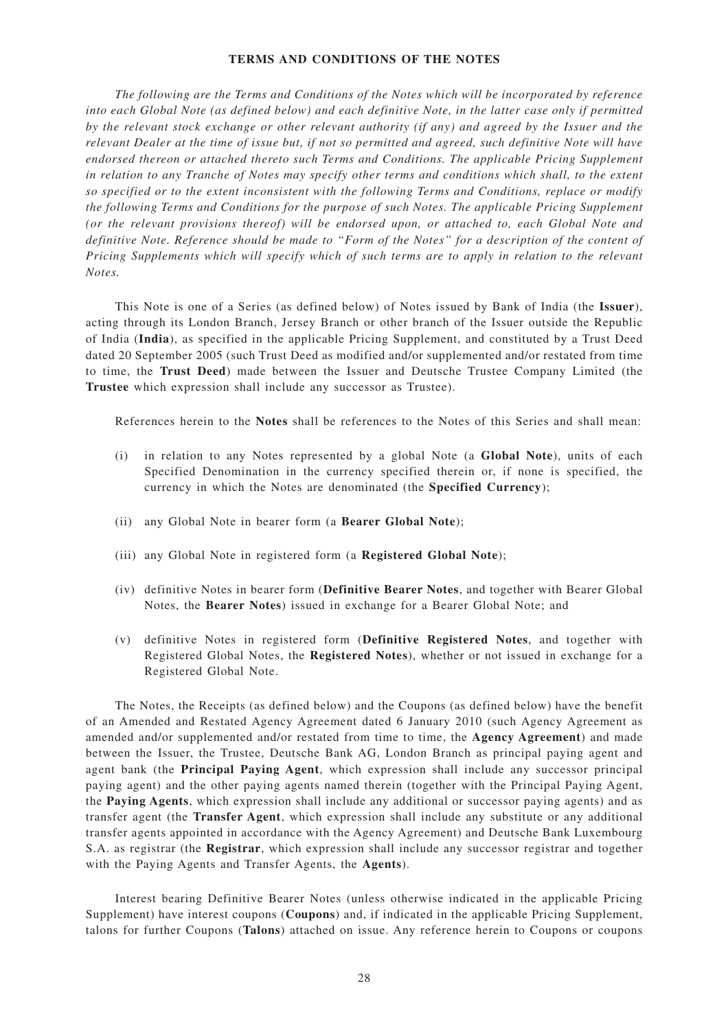## TERMS AND CONDITIONS OF THE NOTES

*The following are the Terms and Conditions of the Notes which will be incorporated by reference into each Global Note (as defined below) and each definitive Note, in the latter case only if permitted by the relevant stock exchange or other relevant authority (if any) and agreed by the Issuer and the relevant Dealer at the time of issue but, if not so permitted and agreed, such definitive Note will have endorsed thereon or attached thereto such Terms and Conditions. The applicable Pricing Supplement in relation to any Tranche of Notes may specify other terms and conditions which shall, to the extent so specified or to the extent inconsistent with the following Terms and Conditions, replace or modify the following Terms and Conditions for the purpose of such Notes. The applicable Pricing Supplement (or the relevant provisions thereof) will be endorsed upon, or attached to, each Global Note and definitive Note. Reference should be made to "Form of the Notes" for a description of the content of Pricing Supplements which will specify which of such terms are to apply in relation to the relevant Notes.*

This Note is one of a Series (as defined below) of Notes issued by Bank of India (the **Issuer**), acting through its London Branch, Jersey Branch or other branch of the Issuer outside the Republic of India (**India**), as specified in the applicable Pricing Supplement, and constituted by a Trust Deed dated 20 September 2005 (such Trust Deed as modified and/or supplemented and/or restated from time to time, the **Trust Deed**) made between the Issuer and Deutsche Trustee Company Limited (the **Trustee** which expression shall include any successor as Trustee).

References herein to the **Notes** shall be references to the Notes of this Series and shall mean:

(i) in relation to any Notes represented by a global Note (a **Global Note**), units of each Specified Denomination in the currency specified therein or, if none is specified, the currency in which the Notes are denominated (the **Specified Currency**);

(ii) any Global Note in bearer form (a **Bearer Global Note**);

(iii) any Global Note in registered form (a **Registered Global Note**);

(iv) definitive Notes in bearer form (**Definitive Bearer Notes**, and together with Bearer Global Notes, the **Bearer Notes**) issued in exchange for a Bearer Global Note; and

(v) definitive Notes in registered form (**Definitive Registered Notes**, and together with Registered Global Notes, the **Registered Notes**), whether or not issued in exchange for a Registered Global Note.

The Notes, the Receipts (as defined below) and the Coupons (as defined below) have the benefit of an Amended and Restated Agency Agreement dated 6 January 2010 (such Agency Agreement as amended and/or supplemented and/or restated from time to time, the **Agency Agreement**) and made between the Issuer, the Trustee, Deutsche Bank AG, London Branch as principal paying agent and agent bank (the **Principal Paying Agent**, which expression shall include any successor principal paying agent) and the other paying agents named therein (together with the Principal Paying Agent, the **Paying Agents**, which expression shall include any additional or successor paying agents) and as transfer agent (the **Transfer Agent**, which expression shall include any substitute or any additional transfer agents appointed in accordance with the Agency Agreement) and Deutsche Bank Luxembourg S.A. as registrar (the **Registrar**, which expression shall include any successor registrar and together with the Paying Agents and Transfer Agents, the **Agents**).

Interest bearing Definitive Bearer Notes (unless otherwise indicated in the applicable Pricing Supplement) have interest coupons (**Coupons**) and, if indicated in the applicable Pricing Supplement, talons for further Coupons (**Talons**) attached on issue. Any reference herein to Coupons or coupons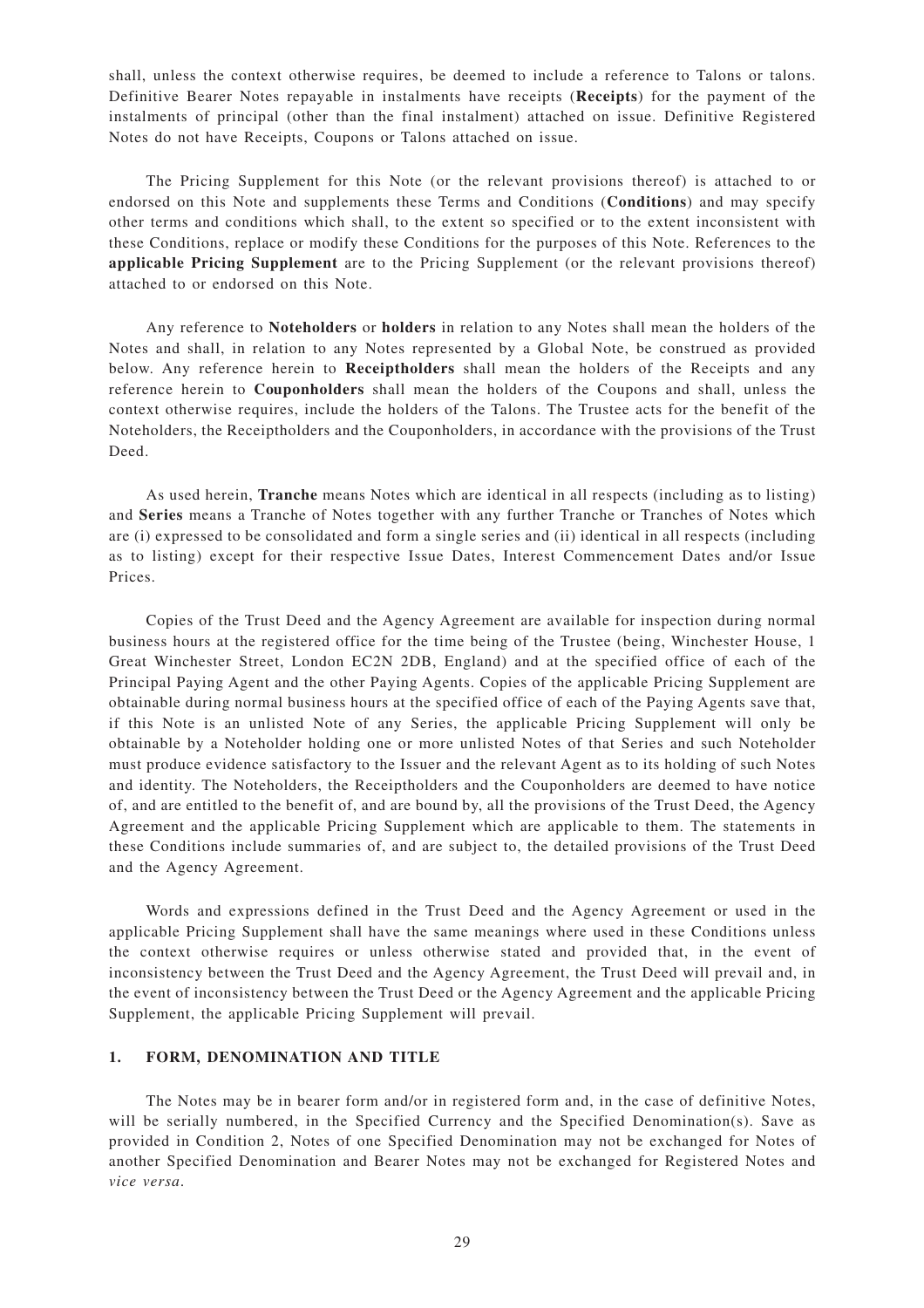shall, unless the context otherwise requires, be deemed to include a reference to Talons or talons. Definitive Bearer Notes repayable in instalments have receipts (**Receipts**) for the payment of the instalments of principal (other than the final instalment) attached on issue. Definitive Registered Notes do not have Receipts, Coupons or Talons attached on issue.

The Pricing Supplement for this Note (or the relevant provisions thereof) is attached to or endorsed on this Note and supplements these Terms and Conditions (**Conditions**) and may specify other terms and conditions which shall, to the extent so specified or to the extent inconsistent with these Conditions, replace or modify these Conditions for the purposes of this Note. References to the **applicable Pricing Supplement** are to the Pricing Supplement (or the relevant provisions thereof) attached to or endorsed on this Note.

Any reference to **Noteholders** or **holders** in relation to any Notes shall mean the holders of the Notes and shall, in relation to any Notes represented by a Global Note, be construed as provided below. Any reference herein to **Receiptholders** shall mean the holders of the Receipts and any reference herein to **Couponholders** shall mean the holders of the Coupons and shall, unless the context otherwise requires, include the holders of the Talons. The Trustee acts for the benefit of the Noteholders, the Receiptholders and the Couponholders, in accordance with the provisions of the Trust Deed.

As used herein, **Tranche** means Notes which are identical in all respects (including as to listing) and **Series** means a Tranche of Notes together with any further Tranche or Tranches of Notes which are (i) expressed to be consolidated and form a single series and (ii) identical in all respects (including as to listing) except for their respective Issue Dates, Interest Commencement Dates and/or Issue Prices.

Copies of the Trust Deed and the Agency Agreement are available for inspection during normal business hours at the registered office for the time being of the Trustee (being, Winchester House, 1 Great Winchester Street, London EC2N 2DB, England) and at the specified office of each of the Principal Paying Agent and the other Paying Agents. Copies of the applicable Pricing Supplement are obtainable during normal business hours at the specified office of each of the Paying Agents save that, if this Note is an unlisted Note of any Series, the applicable Pricing Supplement will only be obtainable by a Noteholder holding one or more unlisted Notes of that Series and such Noteholder must produce evidence satisfactory to the Issuer and the relevant Agent as to its holding of such Notes and identity. The Noteholders, the Receiptholders and the Couponholders are deemed to have notice of, and are entitled to the benefit of, and are bound by, all the provisions of the Trust Deed, the Agency Agreement and the applicable Pricing Supplement which are applicable to them. The statements in these Conditions include summaries of, and are subject to, the detailed provisions of the Trust Deed and the Agency Agreement.

Words and expressions defined in the Trust Deed and the Agency Agreement or used in the applicable Pricing Supplement shall have the same meanings where used in these Conditions unless the context otherwise requires or unless otherwise stated and provided that, in the event of inconsistency between the Trust Deed and the Agency Agreement, the Trust Deed will prevail and, in the event of inconsistency between the Trust Deed or the Agency Agreement and the applicable Pricing Supplement, the applicable Pricing Supplement will prevail.

## 1. FORM, DENOMINATION AND TITLE

The Notes may be in bearer form and/or in registered form and, in the case of definitive Notes, will be serially numbered, in the Specified Currency and the Specified Denomination(s). Save as provided in Condition 2, Notes of one Specified Denomination may not be exchanged for Notes of another Specified Denomination and Bearer Notes may not be exchanged for Registered Notes and *vice versa*.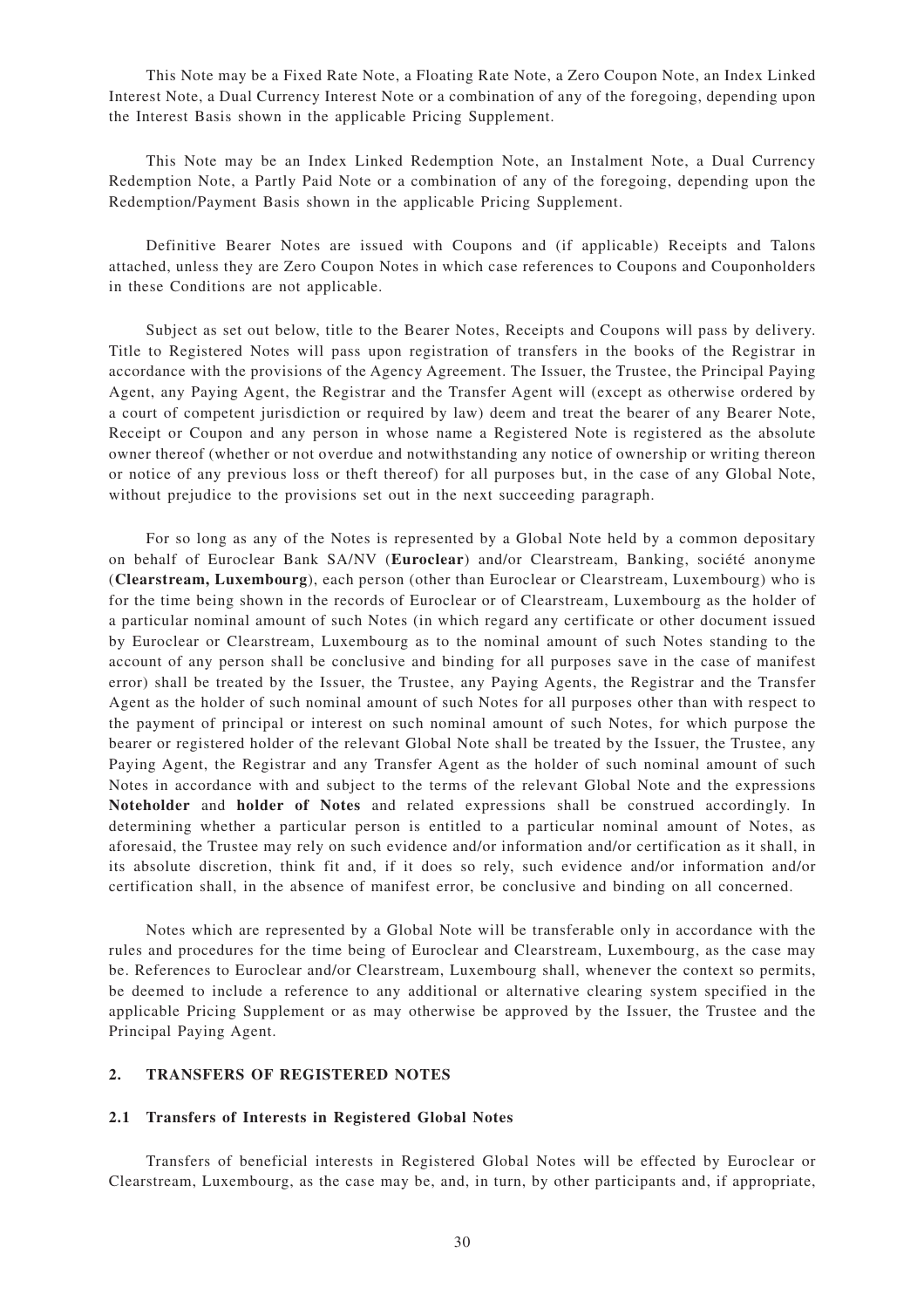This Note may be a Fixed Rate Note, a Floating Rate Note, a Zero Coupon Note, an Index Linked Interest Note, a Dual Currency Interest Note or a combination of any of the foregoing, depending upon the Interest Basis shown in the applicable Pricing Supplement.

This Note may be an Index Linked Redemption Note, an Instalment Note, a Dual Currency Redemption Note, a Partly Paid Note or a combination of any of the foregoing, depending upon the Redemption/Payment Basis shown in the applicable Pricing Supplement.

Definitive Bearer Notes are issued with Coupons and (if applicable) Receipts and Talons attached, unless they are Zero Coupon Notes in which case references to Coupons and Couponholders in these Conditions are not applicable.

Subject as set out below, title to the Bearer Notes, Receipts and Coupons will pass by delivery. Title to Registered Notes will pass upon registration of transfers in the books of the Registrar in accordance with the provisions of the Agency Agreement. The Issuer, the Trustee, the Principal Paying Agent, any Paying Agent, the Registrar and the Transfer Agent will (except as otherwise ordered by a court of competent jurisdiction or required by law) deem and treat the bearer of any Bearer Note, Receipt or Coupon and any person in whose name a Registered Note is registered as the absolute owner thereof (whether or not overdue and notwithstanding any notice of ownership or writing thereon or notice of any previous loss or theft thereof) for all purposes but, in the case of any Global Note, without prejudice to the provisions set out in the next succeeding paragraph.

For so long as any of the Notes is represented by a Global Note held by a common depositary on behalf of Euroclear Bank SA/NV (**Euroclear**) and/or Clearstream, Banking, société anonyme (**Clearstream, Luxembourg**), each person (other than Euroclear or Clearstream, Luxembourg) who is for the time being shown in the records of Euroclear or of Clearstream, Luxembourg as the holder of a particular nominal amount of such Notes (in which regard any certificate or other document issued by Euroclear or Clearstream, Luxembourg as to the nominal amount of such Notes standing to the account of any person shall be conclusive and binding for all purposes save in the case of manifest error) shall be treated by the Issuer, the Trustee, any Paying Agents, the Registrar and the Transfer Agent as the holder of such nominal amount of such Notes for all purposes other than with respect to the payment of principal or interest on such nominal amount of such Notes, for which purpose the bearer or registered holder of the relevant Global Note shall be treated by the Issuer, the Trustee, any Paying Agent, the Registrar and any Transfer Agent as the holder of such nominal amount of such Notes in accordance with and subject to the terms of the relevant Global Note and the expressions **Noteholder** and **holder of Notes** and related expressions shall be construed accordingly. In determining whether a particular person is entitled to a particular nominal amount of Notes, as aforesaid, the Trustee may rely on such evidence and/or information and/or certification as it shall, in its absolute discretion, think fit and, if it does so rely, such evidence and/or information and/or certification shall, in the absence of manifest error, be conclusive and binding on all concerned.

Notes which are represented by a Global Note will be transferable only in accordance with the rules and procedures for the time being of Euroclear and Clearstream, Luxembourg, as the case may be. References to Euroclear and/or Clearstream, Luxembourg shall, whenever the context so permits, be deemed to include a reference to any additional or alternative clearing system specified in the applicable Pricing Supplement or as may otherwise be approved by the Issuer, the Trustee and the Principal Paying Agent.

## 2. TRANSFERS OF REGISTERED NOTES

### 2.1 Transfers of Interests in Registered Global Notes

Transfers of beneficial interests in Registered Global Notes will be effected by Euroclear or Clearstream, Luxembourg, as the case may be, and, in turn, by other participants and, if appropriate,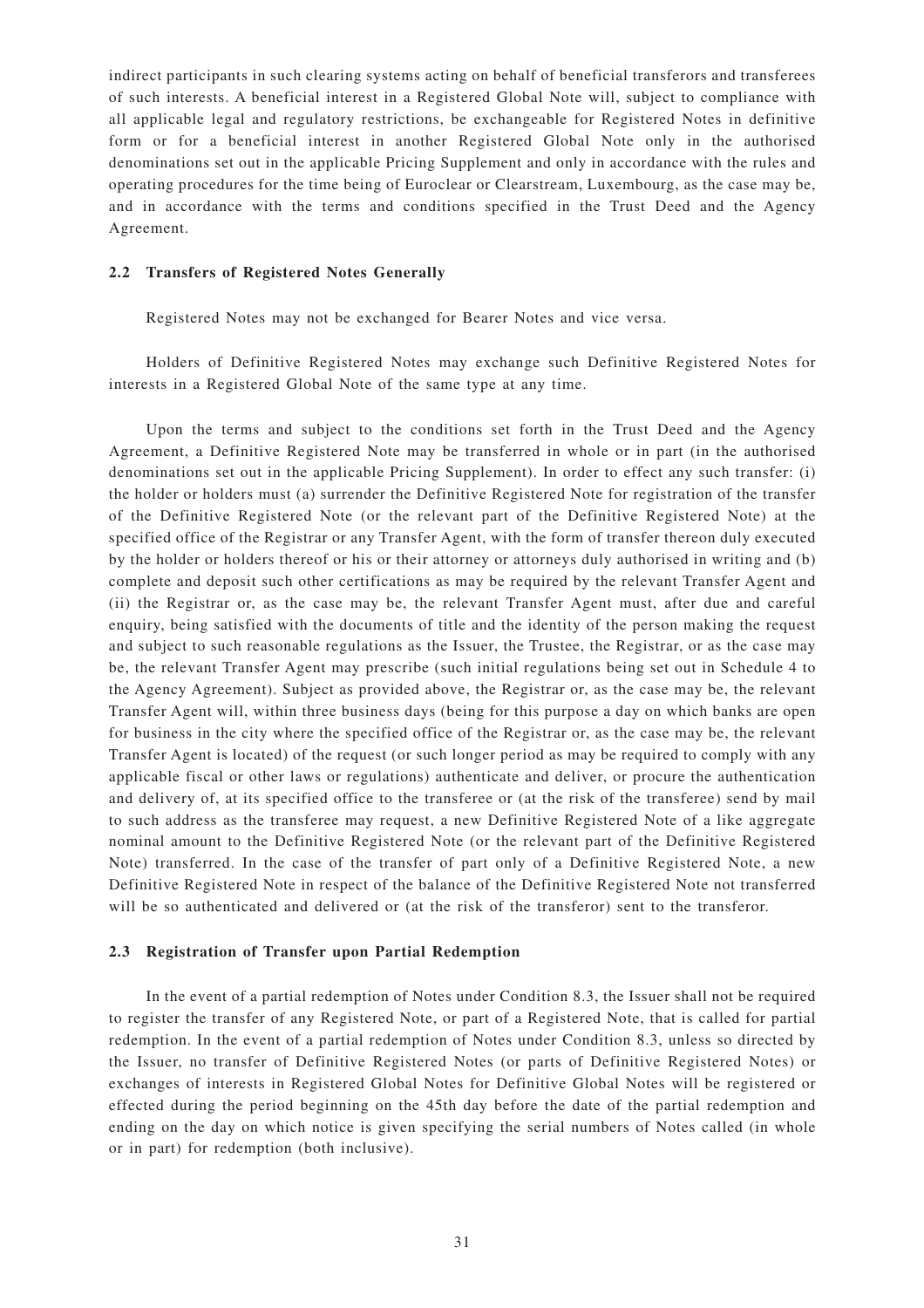indirect participants in such clearing systems acting on behalf of beneficial transferors and transferees of such interests. A beneficial interest in a Registered Global Note will, subject to compliance with all applicable legal and regulatory restrictions, be exchangeable for Registered Notes in definitive form or for a beneficial interest in another Registered Global Note only in the authorised denominations set out in the applicable Pricing Supplement and only in accordance with the rules and operating procedures for the time being of Euroclear or Clearstream, Luxembourg, as the case may be, and in accordance with the terms and conditions specified in the Trust Deed and the Agency Agreement.

### 2.2 Transfers of Registered Notes Generally

Registered Notes may not be exchanged for Bearer Notes and vice versa.

Holders of Definitive Registered Notes may exchange such Definitive Registered Notes for interests in a Registered Global Note of the same type at any time.

Upon the terms and subject to the conditions set forth in the Trust Deed and the Agency Agreement, a Definitive Registered Note may be transferred in whole or in part (in the authorised denominations set out in the applicable Pricing Supplement). In order to effect any such transfer: (i) the holder or holders must (a) surrender the Definitive Registered Note for registration of the transfer of the Definitive Registered Note (or the relevant part of the Definitive Registered Note) at the specified office of the Registrar or any Transfer Agent, with the form of transfer thereon duly executed by the holder or holders thereof or his or their attorney or attorneys duly authorised in writing and (b) complete and deposit such other certifications as may be required by the relevant Transfer Agent and (ii) the Registrar or, as the case may be, the relevant Transfer Agent must, after due and careful enquiry, being satisfied with the documents of title and the identity of the person making the request and subject to such reasonable regulations as the Issuer, the Trustee, the Registrar, or as the case may be, the relevant Transfer Agent may prescribe (such initial regulations being set out in Schedule 4 to the Agency Agreement). Subject as provided above, the Registrar or, as the case may be, the relevant Transfer Agent will, within three business days (being for this purpose a day on which banks are open for business in the city where the specified office of the Registrar or, as the case may be, the relevant Transfer Agent is located) of the request (or such longer period as may be required to comply with any applicable fiscal or other laws or regulations) authenticate and deliver, or procure the authentication and delivery of, at its specified office to the transferee or (at the risk of the transferee) send by mail to such address as the transferee may request, a new Definitive Registered Note of a like aggregate nominal amount to the Definitive Registered Note (or the relevant part of the Definitive Registered Note) transferred. In the case of the transfer of part only of a Definitive Registered Note, a new Definitive Registered Note in respect of the balance of the Definitive Registered Note not transferred will be so authenticated and delivered or (at the risk of the transferor) sent to the transferor.

### 2.3 Registration of Transfer upon Partial Redemption

In the event of a partial redemption of Notes under Condition 8.3, the Issuer shall not be required to register the transfer of any Registered Note, or part of a Registered Note, that is called for partial redemption. In the event of a partial redemption of Notes under Condition 8.3, unless so directed by the Issuer, no transfer of Definitive Registered Notes (or parts of Definitive Registered Notes) or exchanges of interests in Registered Global Notes for Definitive Global Notes will be registered or effected during the period beginning on the 45th day before the date of the partial redemption and ending on the day on which notice is given specifying the serial numbers of Notes called (in whole or in part) for redemption (both inclusive).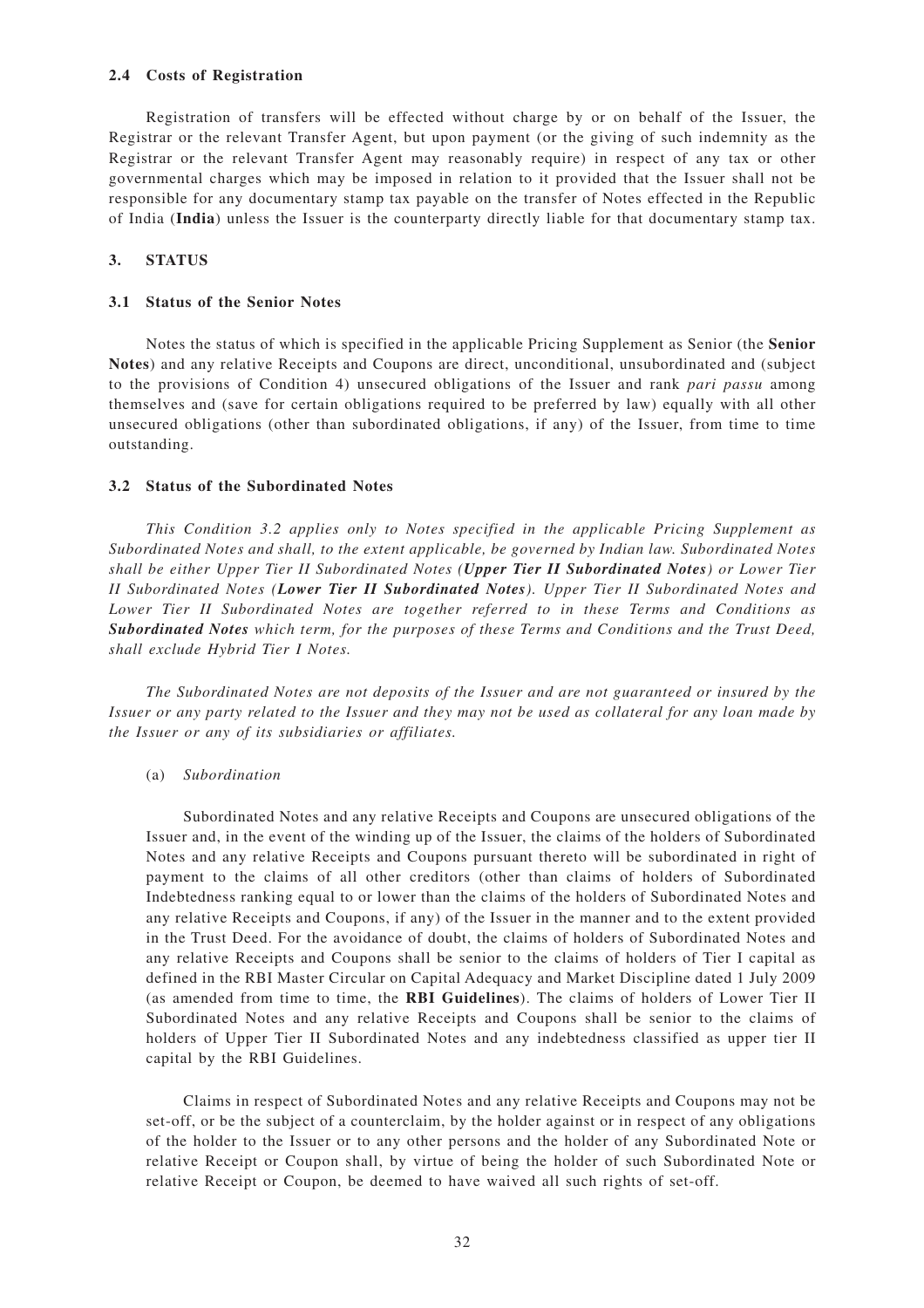### 2.4 Costs of Registration

Registration of transfers will be effected without charge by or on behalf of the Issuer, the Registrar or the relevant Transfer Agent, but upon payment (or the giving of such indemnity as the Registrar or the relevant Transfer Agent may reasonably require) in respect of any tax or other governmental charges which may be imposed in relation to it provided that the Issuer shall not be responsible for any documentary stamp tax payable on the transfer of Notes effected in the Republic of India (**India**) unless the Issuer is the counterparty directly liable for that documentary stamp tax.

## 3. STATUS

### 3.1 Status of the Senior Notes

Notes the status of which is specified in the applicable Pricing Supplement as Senior (the **Senior Notes**) and any relative Receipts and Coupons are direct, unconditional, unsubordinated and (subject to the provisions of Condition 4) unsecured obligations of the Issuer and rank *pari passu* among themselves and (save for certain obligations required to be preferred by law) equally with all other unsecured obligations (other than subordinated obligations, if any) of the Issuer, from time to time outstanding.

### 3.2 Status of the Subordinated Notes

*This Condition 3.2 applies only to Notes specified in the applicable Pricing Supplement as Subordinated Notes and shall, to the extent applicable, be governed by Indian law. Subordinated Notes shall be either Upper Tier II Subordinated Notes (**Upper Tier II Subordinated Notes**) or Lower Tier II Subordinated Notes (**Lower Tier II Subordinated Notes**). Upper Tier II Subordinated Notes and Lower Tier II Subordinated Notes are together referred to in these Terms and Conditions as **Subordinated Notes** which term, for the purposes of these Terms and Conditions and the Trust Deed, shall exclude Hybrid Tier I Notes.*

*The Subordinated Notes are not deposits of the Issuer and are not guaranteed or insured by the Issuer or any party related to the Issuer and they may not be used as collateral for any loan made by the Issuer or any of its subsidiaries or affiliates.*

(a) *Subordination*

Subordinated Notes and any relative Receipts and Coupons are unsecured obligations of the Issuer and, in the event of the winding up of the Issuer, the claims of the holders of Subordinated Notes and any relative Receipts and Coupons pursuant thereto will be subordinated in right of payment to the claims of all other creditors (other than claims of holders of Subordinated Indebtedness ranking equal to or lower than the claims of the holders of Subordinated Notes and any relative Receipts and Coupons, if any) of the Issuer in the manner and to the extent provided in the Trust Deed. For the avoidance of doubt, the claims of holders of Subordinated Notes and any relative Receipts and Coupons shall be senior to the claims of holders of Tier I capital as defined in the RBI Master Circular on Capital Adequacy and Market Discipline dated 1 July 2009 (as amended from time to time, the **RBI Guidelines**). The claims of holders of Lower Tier II Subordinated Notes and any relative Receipts and Coupons shall be senior to the claims of holders of Upper Tier II Subordinated Notes and any indebtedness classified as upper tier II capital by the RBI Guidelines.

Claims in respect of Subordinated Notes and any relative Receipts and Coupons may not be set-off, or be the subject of a counterclaim, by the holder against or in respect of any obligations of the holder to the Issuer or to any other persons and the holder of any Subordinated Note or relative Receipt or Coupon shall, by virtue of being the holder of such Subordinated Note or relative Receipt or Coupon, be deemed to have waived all such rights of set-off.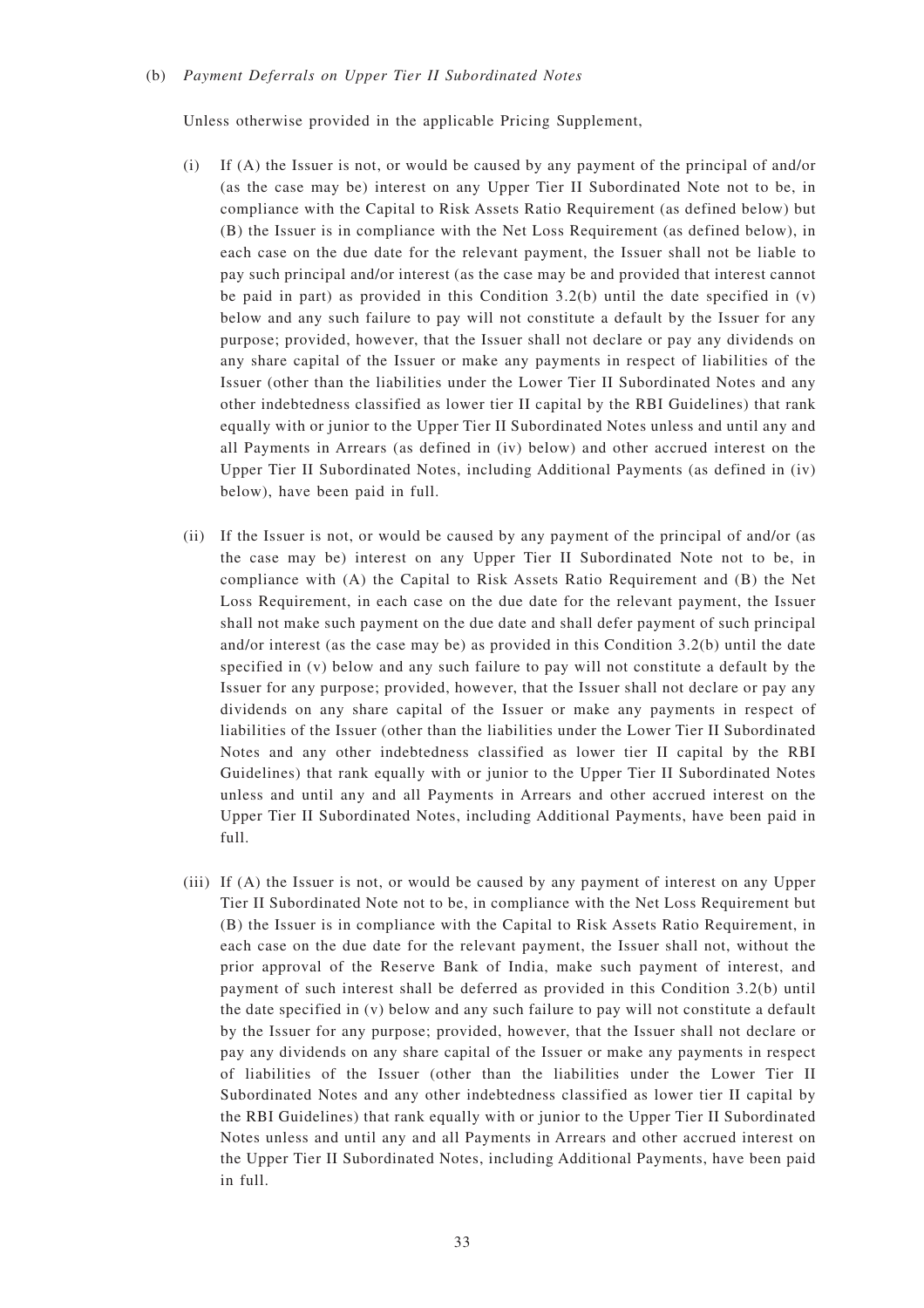(b) *Payment Deferrals on Upper Tier II Subordinated Notes*

Unless otherwise provided in the applicable Pricing Supplement,

(i) If (A) the Issuer is not, or would be caused by any payment of the principal of and/or (as the case may be) interest on any Upper Tier II Subordinated Note not to be, in compliance with the Capital to Risk Assets Ratio Requirement (as defined below) but (B) the Issuer is in compliance with the Net Loss Requirement (as defined below), in each case on the due date for the relevant payment, the Issuer shall not be liable to pay such principal and/or interest (as the case may be and provided that interest cannot be paid in part) as provided in this Condition 3.2(b) until the date specified in (v) below and any such failure to pay will not constitute a default by the Issuer for any purpose; provided, however, that the Issuer shall not declare or pay any dividends on any share capital of the Issuer or make any payments in respect of liabilities of the Issuer (other than the liabilities under the Lower Tier II Subordinated Notes and any other indebtedness classified as lower tier II capital by the RBI Guidelines) that rank equally with or junior to the Upper Tier II Subordinated Notes unless and until any and all Payments in Arrears (as defined in (iv) below) and other accrued interest on the Upper Tier II Subordinated Notes, including Additional Payments (as defined in (iv) below), have been paid in full.

(ii) If the Issuer is not, or would be caused by any payment of the principal of and/or (as the case may be) interest on any Upper Tier II Subordinated Note not to be, in compliance with (A) the Capital to Risk Assets Ratio Requirement and (B) the Net Loss Requirement, in each case on the due date for the relevant payment, the Issuer shall not make such payment on the due date and shall defer payment of such principal and/or interest (as the case may be) as provided in this Condition 3.2(b) until the date specified in (v) below and any such failure to pay will not constitute a default by the Issuer for any purpose; provided, however, that the Issuer shall not declare or pay any dividends on any share capital of the Issuer or make any payments in respect of liabilities of the Issuer (other than the liabilities under the Lower Tier II Subordinated Notes and any other indebtedness classified as lower tier II capital by the RBI Guidelines) that rank equally with or junior to the Upper Tier II Subordinated Notes unless and until any and all Payments in Arrears and other accrued interest on the Upper Tier II Subordinated Notes, including Additional Payments, have been paid in full.

(iii) If (A) the Issuer is not, or would be caused by any payment of interest on any Upper Tier II Subordinated Note not to be, in compliance with the Net Loss Requirement but (B) the Issuer is in compliance with the Capital to Risk Assets Ratio Requirement, in each case on the due date for the relevant payment, the Issuer shall not, without the prior approval of the Reserve Bank of India, make such payment of interest, and payment of such interest shall be deferred as provided in this Condition 3.2(b) until the date specified in (v) below and any such failure to pay will not constitute a default by the Issuer for any purpose; provided, however, that the Issuer shall not declare or pay any dividends on any share capital of the Issuer or make any payments in respect of liabilities of the Issuer (other than the liabilities under the Lower Tier II Subordinated Notes and any other indebtedness classified as lower tier II capital by the RBI Guidelines) that rank equally with or junior to the Upper Tier II Subordinated Notes unless and until any and all Payments in Arrears and other accrued interest on the Upper Tier II Subordinated Notes, including Additional Payments, have been paid in full.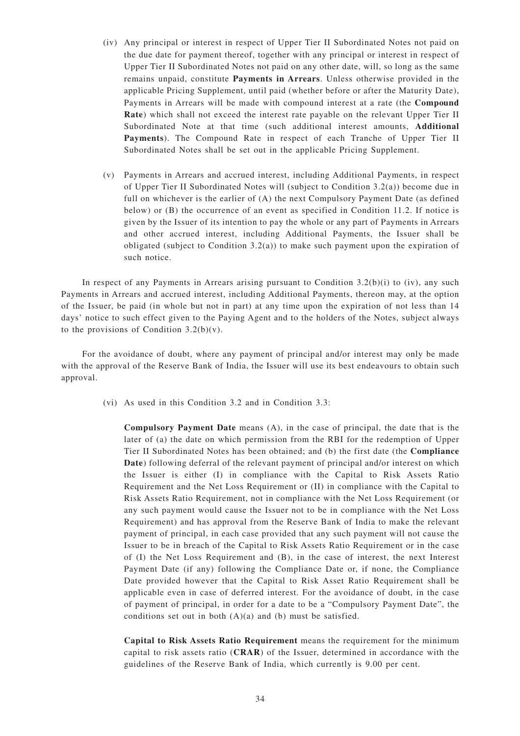(iv) Any principal or interest in respect of Upper Tier II Subordinated Notes not paid on the due date for payment thereof, together with any principal or interest in respect of Upper Tier II Subordinated Notes not paid on any other date, will, so long as the same remains unpaid, constitute **Payments in Arrears**. Unless otherwise provided in the applicable Pricing Supplement, until paid (whether before or after the Maturity Date), Payments in Arrears will be made with compound interest at a rate (the **Compound Rate**) which shall not exceed the interest rate payable on the relevant Upper Tier II Subordinated Note at that time (such additional interest amounts, **Additional Payments**). The Compound Rate in respect of each Tranche of Upper Tier II Subordinated Notes shall be set out in the applicable Pricing Supplement.

(v) Payments in Arrears and accrued interest, including Additional Payments, in respect of Upper Tier II Subordinated Notes will (subject to Condition 3.2(a)) become due in full on whichever is the earlier of (A) the next Compulsory Payment Date (as defined below) or (B) the occurrence of an event as specified in Condition 11.2. If notice is given by the Issuer of its intention to pay the whole or any part of Payments in Arrears and other accrued interest, including Additional Payments, the Issuer shall be obligated (subject to Condition 3.2(a)) to make such payment upon the expiration of such notice.

In respect of any Payments in Arrears arising pursuant to Condition 3.2(b)(i) to (iv), any such Payments in Arrears and accrued interest, including Additional Payments, thereon may, at the option of the Issuer, be paid (in whole but not in part) at any time upon the expiration of not less than 14 days' notice to such effect given to the Paying Agent and to the holders of the Notes, subject always to the provisions of Condition 3.2(b)(v).

For the avoidance of doubt, where any payment of principal and/or interest may only be made with the approval of the Reserve Bank of India, the Issuer will use its best endeavours to obtain such approval.

(vi) As used in this Condition 3.2 and in Condition 3.3:

**Compulsory Payment Date** means (A), in the case of principal, the date that is the later of (a) the date on which permission from the RBI for the redemption of Upper Tier II Subordinated Notes has been obtained; and (b) the first date (the **Compliance Date**) following deferral of the relevant payment of principal and/or interest on which the Issuer is either (I) in compliance with the Capital to Risk Assets Ratio Requirement and the Net Loss Requirement or (II) in compliance with the Capital to Risk Assets Ratio Requirement, not in compliance with the Net Loss Requirement (or any such payment would cause the Issuer not to be in compliance with the Net Loss Requirement) and has approval from the Reserve Bank of India to make the relevant payment of principal, in each case provided that any such payment will not cause the Issuer to be in breach of the Capital to Risk Assets Ratio Requirement or in the case of (I) the Net Loss Requirement and (B), in the case of interest, the next Interest Payment Date (if any) following the Compliance Date or, if none, the Compliance Date provided however that the Capital to Risk Asset Ratio Requirement shall be applicable even in case of deferred interest. For the avoidance of doubt, in the case of payment of principal, in order for a date to be a "Compulsory Payment Date", the conditions set out in both (A)(a) and (b) must be satisfied.

**Capital to Risk Assets Ratio Requirement** means the requirement for the minimum capital to risk assets ratio (**CRAR**) of the Issuer, determined in accordance with the guidelines of the Reserve Bank of India, which currently is 9.00 per cent.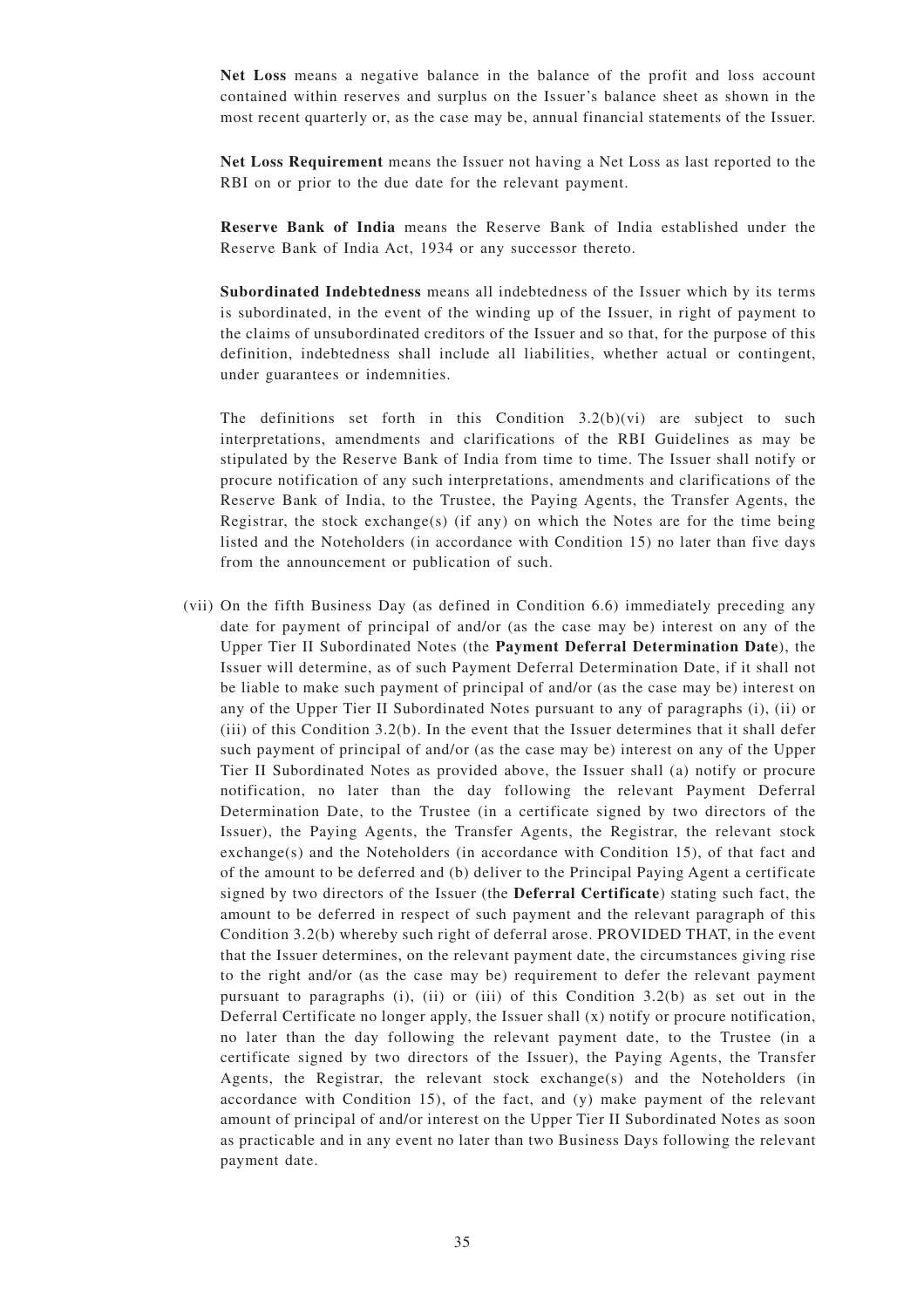**Net Loss** means a negative balance in the balance of the profit and loss account contained within reserves and surplus on the Issuer's balance sheet as shown in the most recent quarterly or, as the case may be, annual financial statements of the Issuer.

**Net Loss Requirement** means the Issuer not having a Net Loss as last reported to the RBI on or prior to the due date for the relevant payment.

**Reserve Bank of India** means the Reserve Bank of India established under the Reserve Bank of India Act, 1934 or any successor thereto.

**Subordinated Indebtedness** means all indebtedness of the Issuer which by its terms is subordinated, in the event of the winding up of the Issuer, in right of payment to the claims of unsubordinated creditors of the Issuer and so that, for the purpose of this definition, indebtedness shall include all liabilities, whether actual or contingent, under guarantees or indemnities.

The definitions set forth in this Condition 3.2(b)(vi) are subject to such interpretations, amendments and clarifications of the RBI Guidelines as may be stipulated by the Reserve Bank of India from time to time. The Issuer shall notify or procure notification of any such interpretations, amendments and clarifications of the Reserve Bank of India, to the Trustee, the Paying Agents, the Transfer Agents, the Registrar, the stock exchange(s) (if any) on which the Notes are for the time being listed and the Noteholders (in accordance with Condition 15) no later than five days from the announcement or publication of such.

(vii) On the fifth Business Day (as defined in Condition 6.6) immediately preceding any date for payment of principal of and/or (as the case may be) interest on any of the Upper Tier II Subordinated Notes (the **Payment Deferral Determination Date**), the Issuer will determine, as of such Payment Deferral Determination Date, if it shall not be liable to make such payment of principal of and/or (as the case may be) interest on any of the Upper Tier II Subordinated Notes pursuant to any of paragraphs (i), (ii) or (iii) of this Condition 3.2(b). In the event that the Issuer determines that it shall defer such payment of principal of and/or (as the case may be) interest on any of the Upper Tier II Subordinated Notes as provided above, the Issuer shall (a) notify or procure notification, no later than the day following the relevant Payment Deferral Determination Date, to the Trustee (in a certificate signed by two directors of the Issuer), the Paying Agents, the Transfer Agents, the Registrar, the relevant stock exchange(s) and the Noteholders (in accordance with Condition 15), of that fact and of the amount to be deferred and (b) deliver to the Principal Paying Agent a certificate signed by two directors of the Issuer (the **Deferral Certificate**) stating such fact, the amount to be deferred in respect of such payment and the relevant paragraph of this Condition 3.2(b) whereby such right of deferral arose. PROVIDED THAT, in the event that the Issuer determines, on the relevant payment date, the circumstances giving rise to the right and/or (as the case may be) requirement to defer the relevant payment pursuant to paragraphs (i), (ii) or (iii) of this Condition 3.2(b) as set out in the Deferral Certificate no longer apply, the Issuer shall (x) notify or procure notification, no later than the day following the relevant payment date, to the Trustee (in a certificate signed by two directors of the Issuer), the Paying Agents, the Transfer Agents, the Registrar, the relevant stock exchange(s) and the Noteholders (in accordance with Condition 15), of the fact, and (y) make payment of the relevant amount of principal of and/or interest on the Upper Tier II Subordinated Notes as soon as practicable and in any event no later than two Business Days following the relevant payment date.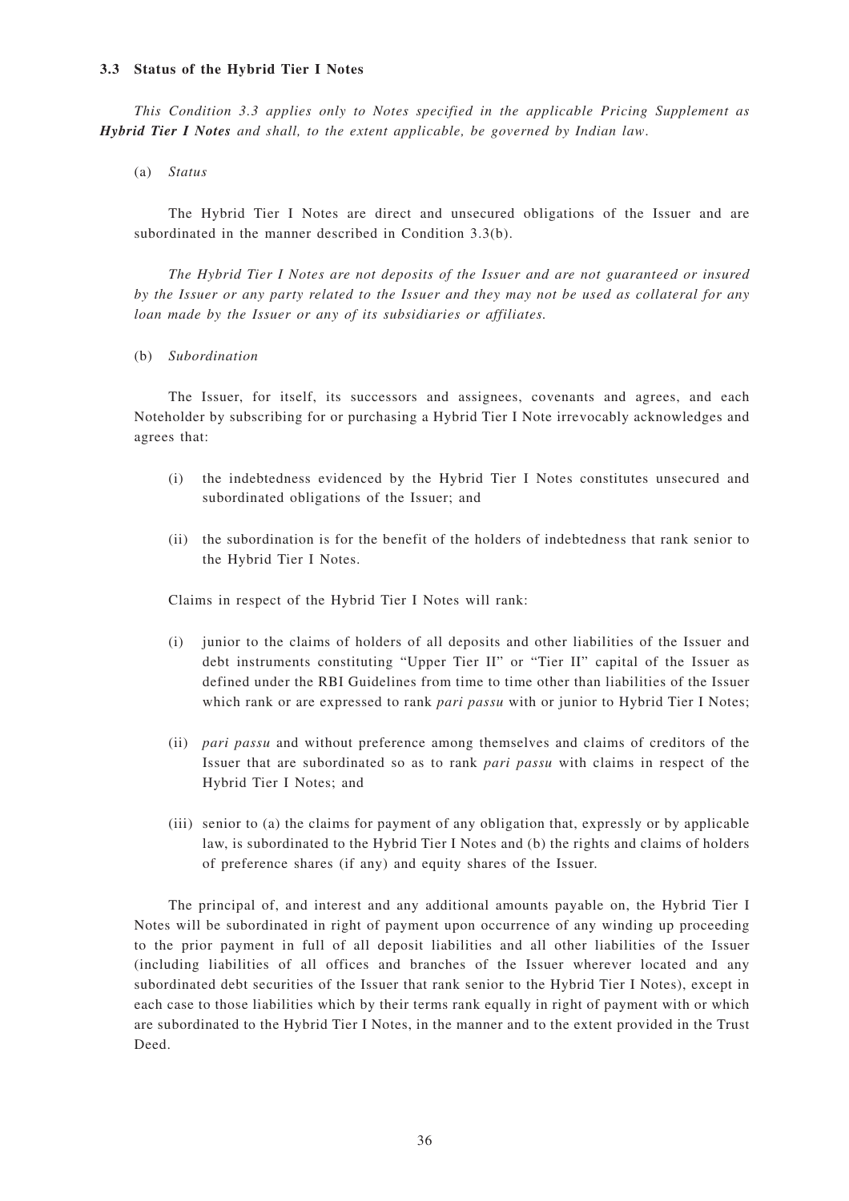### 3.3 Status of the Hybrid Tier I Notes

*This Condition 3.3 applies only to Notes specified in the applicable Pricing Supplement as **Hybrid Tier I Notes** and shall, to the extent applicable, be governed by Indian law.*

(a) *Status*

The Hybrid Tier I Notes are direct and unsecured obligations of the Issuer and are subordinated in the manner described in Condition 3.3(b).

*The Hybrid Tier I Notes are not deposits of the Issuer and are not guaranteed or insured by the Issuer or any party related to the Issuer and they may not be used as collateral for any loan made by the Issuer or any of its subsidiaries or affiliates.*

(b) *Subordination*

The Issuer, for itself, its successors and assignees, covenants and agrees, and each Noteholder by subscribing for or purchasing a Hybrid Tier I Note irrevocably acknowledges and agrees that:

(i) the indebtedness evidenced by the Hybrid Tier I Notes constitutes unsecured and subordinated obligations of the Issuer; and

(ii) the subordination is for the benefit of the holders of indebtedness that rank senior to the Hybrid Tier I Notes.

Claims in respect of the Hybrid Tier I Notes will rank:

(i) junior to the claims of holders of all deposits and other liabilities of the Issuer and debt instruments constituting "Upper Tier II" or "Tier II" capital of the Issuer as defined under the RBI Guidelines from time to time other than liabilities of the Issuer which rank or are expressed to rank *pari passu* with or junior to Hybrid Tier I Notes;

(ii) *pari passu* and without preference among themselves and claims of creditors of the Issuer that are subordinated so as to rank *pari passu* with claims in respect of the Hybrid Tier I Notes; and

(iii) senior to (a) the claims for payment of any obligation that, expressly or by applicable law, is subordinated to the Hybrid Tier I Notes and (b) the rights and claims of holders of preference shares (if any) and equity shares of the Issuer.

The principal of, and interest and any additional amounts payable on, the Hybrid Tier I Notes will be subordinated in right of payment upon occurrence of any winding up proceeding to the prior payment in full of all deposit liabilities and all other liabilities of the Issuer (including liabilities of all offices and branches of the Issuer wherever located and any subordinated debt securities of the Issuer that rank senior to the Hybrid Tier I Notes), except in each case to those liabilities which by their terms rank equally in right of payment with or which are subordinated to the Hybrid Tier I Notes, in the manner and to the extent provided in the Trust Deed.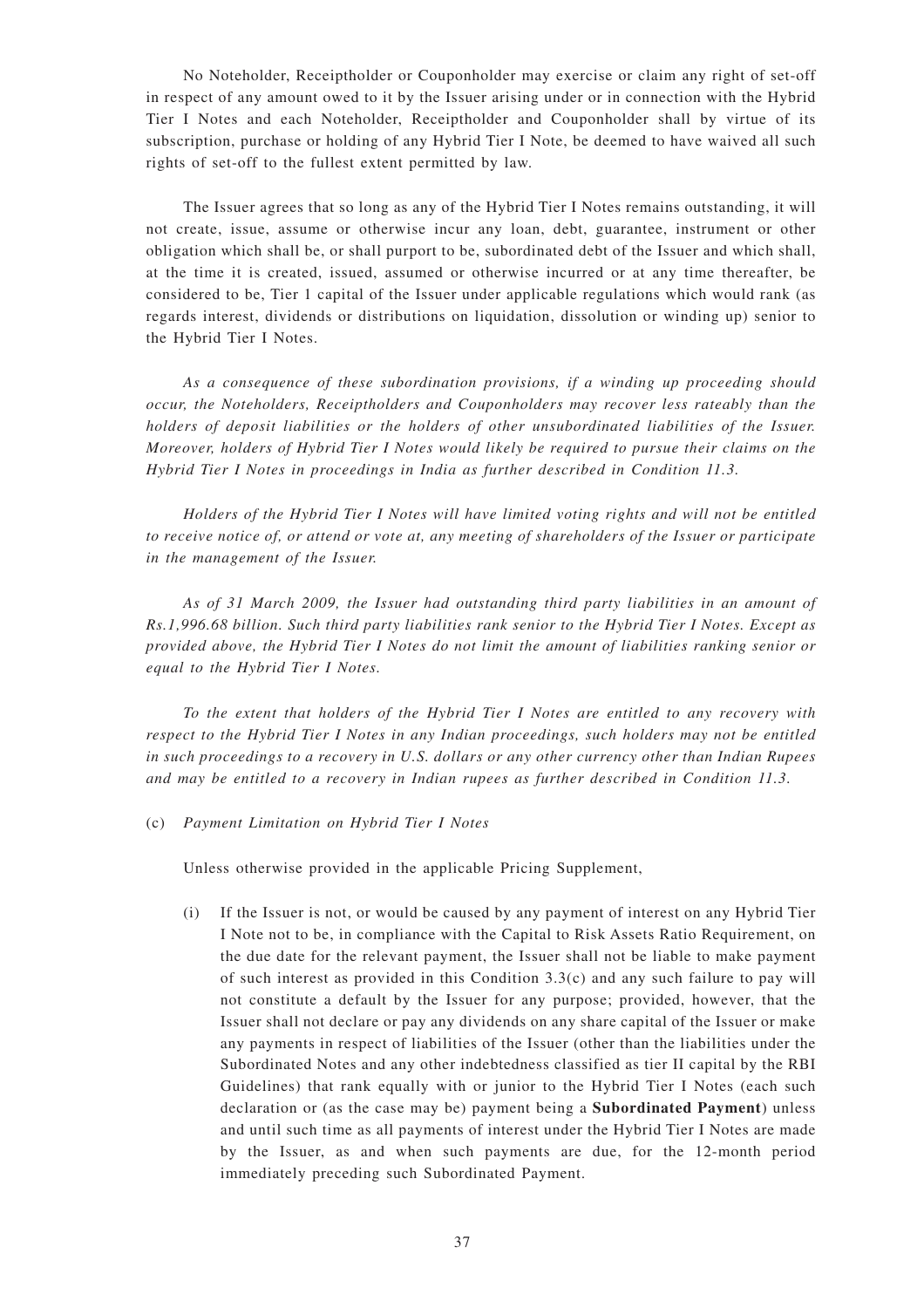No Noteholder, Receiptholder or Couponholder may exercise or claim any right of set-off in respect of any amount owed to it by the Issuer arising under or in connection with the Hybrid Tier I Notes and each Noteholder, Receiptholder and Couponholder shall by virtue of its subscription, purchase or holding of any Hybrid Tier I Note, be deemed to have waived all such rights of set-off to the fullest extent permitted by law.

The Issuer agrees that so long as any of the Hybrid Tier I Notes remains outstanding, it will not create, issue, assume or otherwise incur any loan, debt, guarantee, instrument or other obligation which shall be, or shall purport to be, subordinated debt of the Issuer and which shall, at the time it is created, issued, assumed or otherwise incurred or at any time thereafter, be considered to be, Tier 1 capital of the Issuer under applicable regulations which would rank (as regards interest, dividends or distributions on liquidation, dissolution or winding up) senior to the Hybrid Tier I Notes.

*As a consequence of these subordination provisions, if a winding up proceeding should occur, the Noteholders, Receiptholders and Couponholders may recover less rateably than the holders of deposit liabilities or the holders of other unsubordinated liabilities of the Issuer. Moreover, holders of Hybrid Tier I Notes would likely be required to pursue their claims on the Hybrid Tier I Notes in proceedings in India as further described in Condition 11.3.*

*Holders of the Hybrid Tier I Notes will have limited voting rights and will not be entitled to receive notice of, or attend or vote at, any meeting of shareholders of the Issuer or participate in the management of the Issuer.*

*As of 31 March 2009, the Issuer had outstanding third party liabilities in an amount of Rs.1,996.68 billion. Such third party liabilities rank senior to the Hybrid Tier I Notes. Except as provided above, the Hybrid Tier I Notes do not limit the amount of liabilities ranking senior or equal to the Hybrid Tier I Notes.*

*To the extent that holders of the Hybrid Tier I Notes are entitled to any recovery with respect to the Hybrid Tier I Notes in any Indian proceedings, such holders may not be entitled in such proceedings to a recovery in U.S. dollars or any other currency other than Indian Rupees and may be entitled to a recovery in Indian rupees as further described in Condition 11.3.*

(c) *Payment Limitation on Hybrid Tier I Notes*

Unless otherwise provided in the applicable Pricing Supplement,

(i) If the Issuer is not, or would be caused by any payment of interest on any Hybrid Tier I Note not to be, in compliance with the Capital to Risk Assets Ratio Requirement, on the due date for the relevant payment, the Issuer shall not be liable to make payment of such interest as provided in this Condition 3.3(c) and any such failure to pay will not constitute a default by the Issuer for any purpose; provided, however, that the Issuer shall not declare or pay any dividends on any share capital of the Issuer or make any payments in respect of liabilities of the Issuer (other than the liabilities under the Subordinated Notes and any other indebtedness classified as tier II capital by the RBI Guidelines) that rank equally with or junior to the Hybrid Tier I Notes (each such declaration or (as the case may be) payment being a **Subordinated Payment**) unless and until such time as all payments of interest under the Hybrid Tier I Notes are made by the Issuer, as and when such payments are due, for the 12-month period immediately preceding such Subordinated Payment.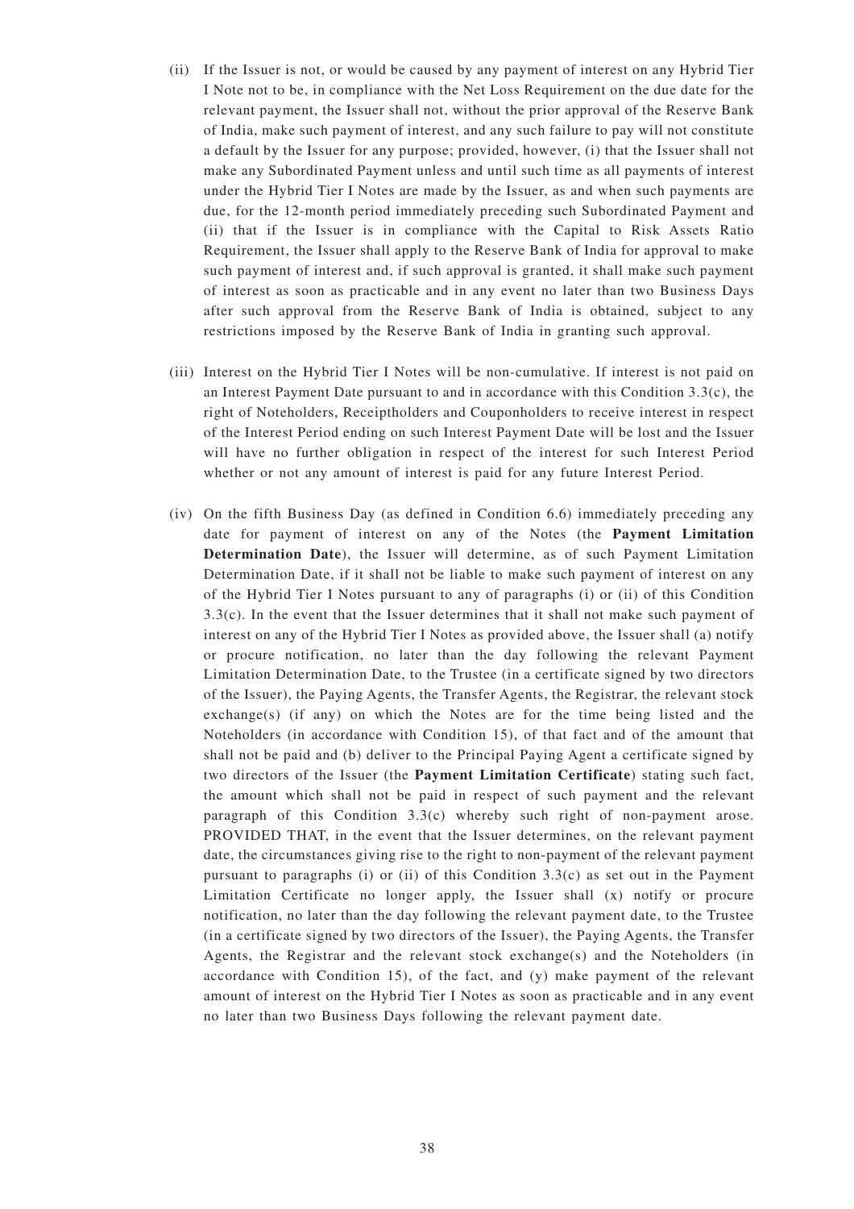(ii) If the Issuer is not, or would be caused by any payment of interest on any Hybrid Tier I Note not to be, in compliance with the Net Loss Requirement on the due date for the relevant payment, the Issuer shall not, without the prior approval of the Reserve Bank of India, make such payment of interest, and any such failure to pay will not constitute a default by the Issuer for any purpose; provided, however, (i) that the Issuer shall not make any Subordinated Payment unless and until such time as all payments of interest under the Hybrid Tier I Notes are made by the Issuer, as and when such payments are due, for the 12-month period immediately preceding such Subordinated Payment and (ii) that if the Issuer is in compliance with the Capital to Risk Assets Ratio Requirement, the Issuer shall apply to the Reserve Bank of India for approval to make such payment of interest and, if such approval is granted, it shall make such payment of interest as soon as practicable and in any event no later than two Business Days after such approval from the Reserve Bank of India is obtained, subject to any restrictions imposed by the Reserve Bank of India in granting such approval.

(iii) Interest on the Hybrid Tier I Notes will be non-cumulative. If interest is not paid on an Interest Payment Date pursuant to and in accordance with this Condition 3.3(c), the right of Noteholders, Receiptholders and Couponholders to receive interest in respect of the Interest Period ending on such Interest Payment Date will be lost and the Issuer will have no further obligation in respect of the interest for such Interest Period whether or not any amount of interest is paid for any future Interest Period.

(iv) On the fifth Business Day (as defined in Condition 6.6) immediately preceding any date for payment of interest on any of the Notes (the **Payment Limitation Determination Date**), the Issuer will determine, as of such Payment Limitation Determination Date, if it shall not be liable to make such payment of interest on any of the Hybrid Tier I Notes pursuant to any of paragraphs (i) or (ii) of this Condition 3.3(c). In the event that the Issuer determines that it shall not make such payment of interest on any of the Hybrid Tier I Notes as provided above, the Issuer shall (a) notify or procure notification, no later than the day following the relevant Payment Limitation Determination Date, to the Trustee (in a certificate signed by two directors of the Issuer), the Paying Agents, the Transfer Agents, the Registrar, the relevant stock exchange(s) (if any) on which the Notes are for the time being listed and the Noteholders (in accordance with Condition 15), of that fact and of the amount that shall not be paid and (b) deliver to the Principal Paying Agent a certificate signed by two directors of the Issuer (the **Payment Limitation Certificate**) stating such fact, the amount which shall not be paid in respect of such payment and the relevant paragraph of this Condition 3.3(c) whereby such right of non-payment arose. PROVIDED THAT, in the event that the Issuer determines, on the relevant payment date, the circumstances giving rise to the right to non-payment of the relevant payment pursuant to paragraphs (i) or (ii) of this Condition 3.3(c) as set out in the Payment Limitation Certificate no longer apply, the Issuer shall (x) notify or procure notification, no later than the day following the relevant payment date, to the Trustee (in a certificate signed by two directors of the Issuer), the Paying Agents, the Transfer Agents, the Registrar and the relevant stock exchange(s) and the Noteholders (in accordance with Condition 15), of the fact, and (y) make payment of the relevant amount of interest on the Hybrid Tier I Notes as soon as practicable and in any event no later than two Business Days following the relevant payment date.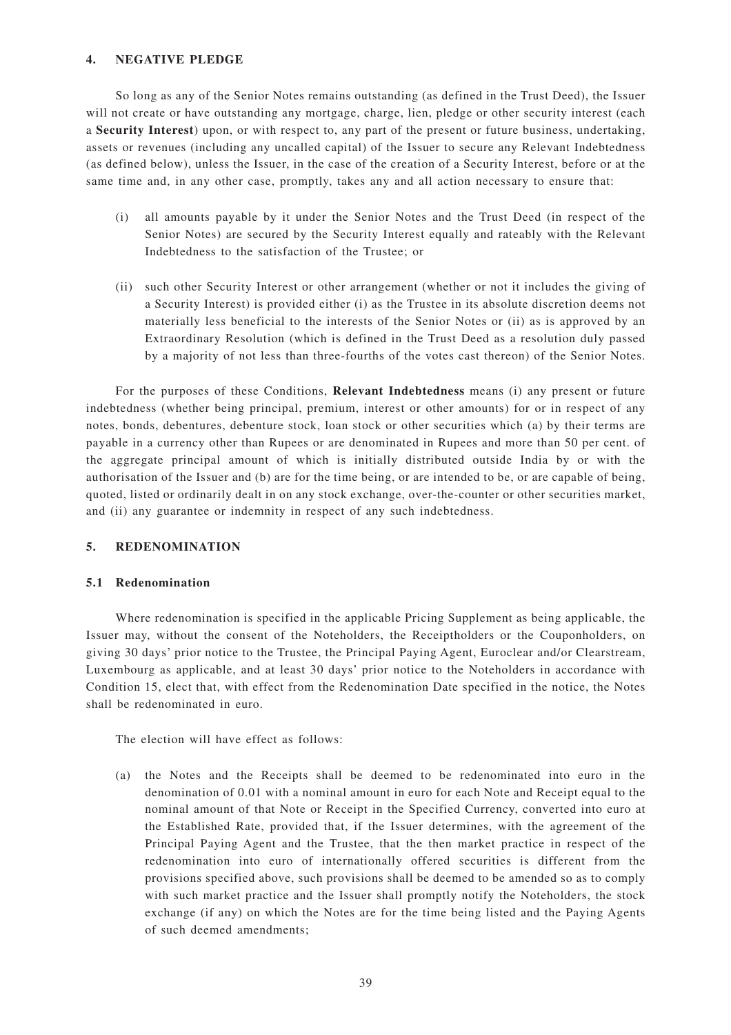## 4. NEGATIVE PLEDGE

So long as any of the Senior Notes remains outstanding (as defined in the Trust Deed), the Issuer will not create or have outstanding any mortgage, charge, lien, pledge or other security interest (each a **Security Interest**) upon, or with respect to, any part of the present or future business, undertaking, assets or revenues (including any uncalled capital) of the Issuer to secure any Relevant Indebtedness (as defined below), unless the Issuer, in the case of the creation of a Security Interest, before or at the same time and, in any other case, promptly, takes any and all action necessary to ensure that:

(i) all amounts payable by it under the Senior Notes and the Trust Deed (in respect of the Senior Notes) are secured by the Security Interest equally and rateably with the Relevant Indebtedness to the satisfaction of the Trustee; or

(ii) such other Security Interest or other arrangement (whether or not it includes the giving of a Security Interest) is provided either (i) as the Trustee in its absolute discretion deems not materially less beneficial to the interests of the Senior Notes or (ii) as is approved by an Extraordinary Resolution (which is defined in the Trust Deed as a resolution duly passed by a majority of not less than three-fourths of the votes cast thereon) of the Senior Notes.

For the purposes of these Conditions, **Relevant Indebtedness** means (i) any present or future indebtedness (whether being principal, premium, interest or other amounts) for or in respect of any notes, bonds, debentures, debenture stock, loan stock or other securities which (a) by their terms are payable in a currency other than Rupees or are denominated in Rupees and more than 50 per cent. of the aggregate principal amount of which is initially distributed outside India by or with the authorisation of the Issuer and (b) are for the time being, or are intended to be, or are capable of being, quoted, listed or ordinarily dealt in on any stock exchange, over-the-counter or other securities market, and (ii) any guarantee or indemnity in respect of any such indebtedness.

## 5. REDENOMINATION

### 5.1 Redenomination

Where redenomination is specified in the applicable Pricing Supplement as being applicable, the Issuer may, without the consent of the Noteholders, the Receiptholders or the Couponholders, on giving 30 days' prior notice to the Trustee, the Principal Paying Agent, Euroclear and/or Clearstream, Luxembourg as applicable, and at least 30 days' prior notice to the Noteholders in accordance with Condition 15, elect that, with effect from the Redenomination Date specified in the notice, the Notes shall be redenominated in euro.

The election will have effect as follows:

(a) the Notes and the Receipts shall be deemed to be redenominated into euro in the denomination of 0.01 with a nominal amount in euro for each Note and Receipt equal to the nominal amount of that Note or Receipt in the Specified Currency, converted into euro at the Established Rate, provided that, if the Issuer determines, with the agreement of the Principal Paying Agent and the Trustee, that the then market practice in respect of the redenomination into euro of internationally offered securities is different from the provisions specified above, such provisions shall be deemed to be amended so as to comply with such market practice and the Issuer shall promptly notify the Noteholders, the stock exchange (if any) on which the Notes are for the time being listed and the Paying Agents of such deemed amendments;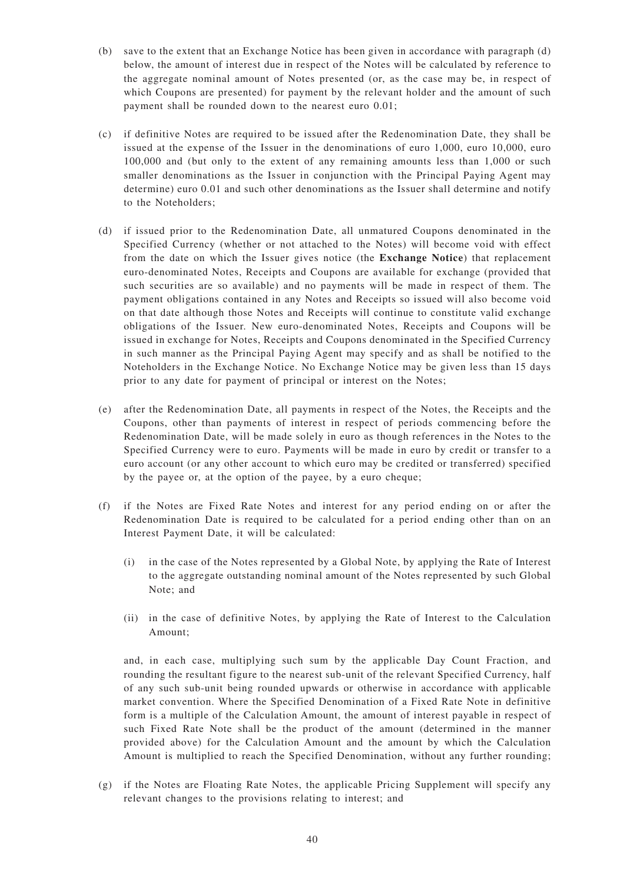(b) save to the extent that an Exchange Notice has been given in accordance with paragraph (d) below, the amount of interest due in respect of the Notes will be calculated by reference to the aggregate nominal amount of Notes presented (or, as the case may be, in respect of which Coupons are presented) for payment by the relevant holder and the amount of such payment shall be rounded down to the nearest euro 0.01;

(c) if definitive Notes are required to be issued after the Redenomination Date, they shall be issued at the expense of the Issuer in the denominations of euro 1,000, euro 10,000, euro 100,000 and (but only to the extent of any remaining amounts less than 1,000 or such smaller denominations as the Issuer in conjunction with the Principal Paying Agent may determine) euro 0.01 and such other denominations as the Issuer shall determine and notify to the Noteholders;

(d) if issued prior to the Redenomination Date, all unmatured Coupons denominated in the Specified Currency (whether or not attached to the Notes) will become void with effect from the date on which the Issuer gives notice (the **Exchange Notice**) that replacement euro-denominated Notes, Receipts and Coupons are available for exchange (provided that such securities are so available) and no payments will be made in respect of them. The payment obligations contained in any Notes and Receipts so issued will also become void on that date although those Notes and Receipts will continue to constitute valid exchange obligations of the Issuer. New euro-denominated Notes, Receipts and Coupons will be issued in exchange for Notes, Receipts and Coupons denominated in the Specified Currency in such manner as the Principal Paying Agent may specify and as shall be notified to the Noteholders in the Exchange Notice. No Exchange Notice may be given less than 15 days prior to any date for payment of principal or interest on the Notes;

(e) after the Redenomination Date, all payments in respect of the Notes, the Receipts and the Coupons, other than payments of interest in respect of periods commencing before the Redenomination Date, will be made solely in euro as though references in the Notes to the Specified Currency were to euro. Payments will be made in euro by credit or transfer to a euro account (or any other account to which euro may be credited or transferred) specified by the payee or, at the option of the payee, by a euro cheque;

(f) if the Notes are Fixed Rate Notes and interest for any period ending on or after the Redenomination Date is required to be calculated for a period ending other than on an Interest Payment Date, it will be calculated:

   (i) in the case of the Notes represented by a Global Note, by applying the Rate of Interest to the aggregate outstanding nominal amount of the Notes represented by such Global Note; and

   (ii) in the case of definitive Notes, by applying the Rate of Interest to the Calculation Amount;

   and, in each case, multiplying such sum by the applicable Day Count Fraction, and rounding the resultant figure to the nearest sub-unit of the relevant Specified Currency, half of any such sub-unit being rounded upwards or otherwise in accordance with applicable market convention. Where the Specified Denomination of a Fixed Rate Note in definitive form is a multiple of the Calculation Amount, the amount of interest payable in respect of such Fixed Rate Note shall be the product of the amount (determined in the manner provided above) for the Calculation Amount and the amount by which the Calculation Amount is multiplied to reach the Specified Denomination, without any further rounding;

(g) if the Notes are Floating Rate Notes, the applicable Pricing Supplement will specify any relevant changes to the provisions relating to interest; and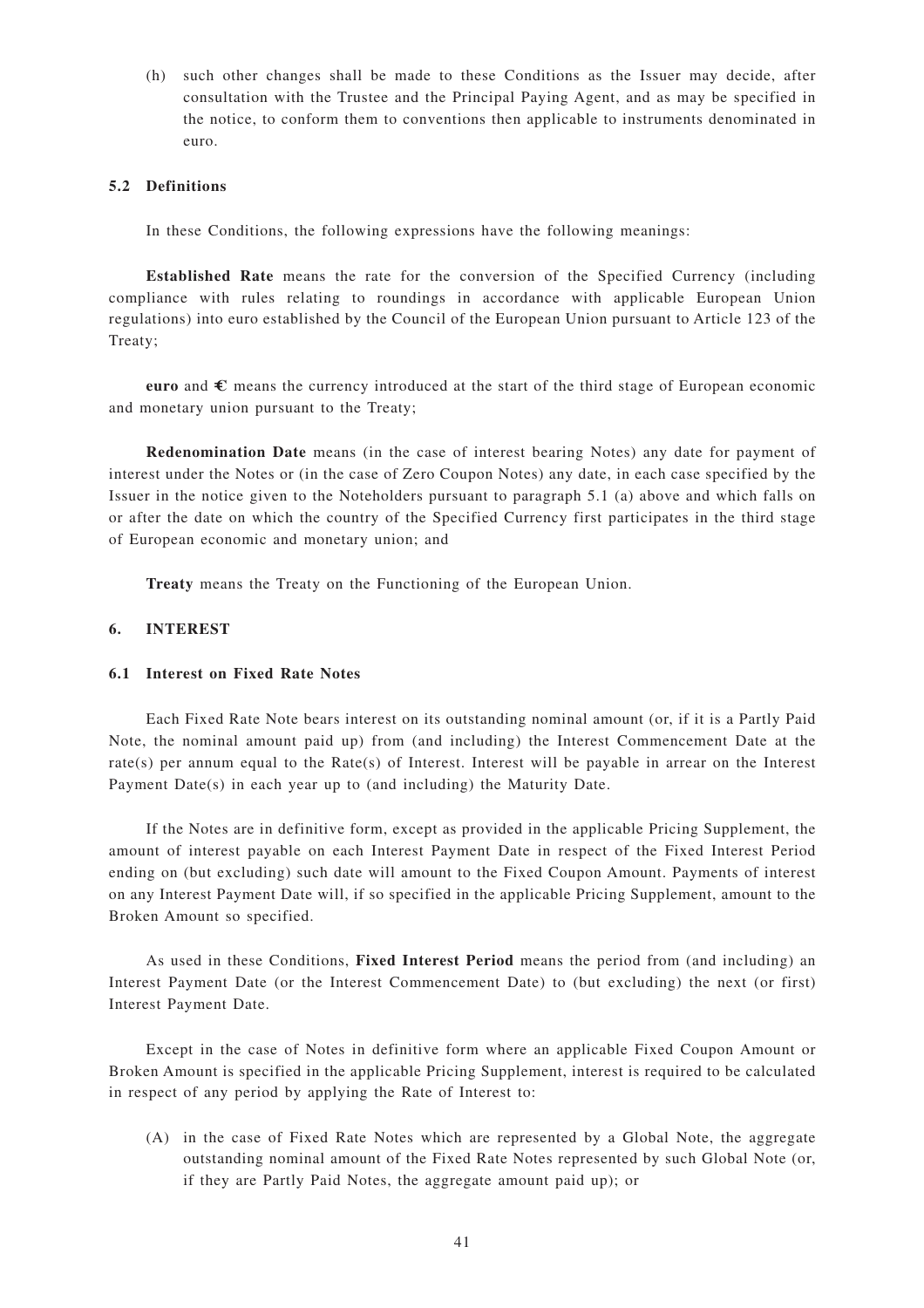(h) such other changes shall be made to these Conditions as the Issuer may decide, after consultation with the Trustee and the Principal Paying Agent, and as may be specified in the notice, to conform them to conventions then applicable to instruments denominated in euro.

### 5.2 Definitions

In these Conditions, the following expressions have the following meanings:

**Established Rate** means the rate for the conversion of the Specified Currency (including compliance with rules relating to roundings in accordance with applicable European Union regulations) into euro established by the Council of the European Union pursuant to Article 123 of the Treaty;

**euro** and **€** means the currency introduced at the start of the third stage of European economic and monetary union pursuant to the Treaty;

**Redenomination Date** means (in the case of interest bearing Notes) any date for payment of interest under the Notes or (in the case of Zero Coupon Notes) any date, in each case specified by the Issuer in the notice given to the Noteholders pursuant to paragraph 5.1 (a) above and which falls on or after the date on which the country of the Specified Currency first participates in the third stage of European economic and monetary union; and

**Treaty** means the Treaty on the Functioning of the European Union.

## 6. INTEREST

### 6.1 Interest on Fixed Rate Notes

Each Fixed Rate Note bears interest on its outstanding nominal amount (or, if it is a Partly Paid Note, the nominal amount paid up) from (and including) the Interest Commencement Date at the rate(s) per annum equal to the Rate(s) of Interest. Interest will be payable in arrear on the Interest Payment Date(s) in each year up to (and including) the Maturity Date.

If the Notes are in definitive form, except as provided in the applicable Pricing Supplement, the amount of interest payable on each Interest Payment Date in respect of the Fixed Interest Period ending on (but excluding) such date will amount to the Fixed Coupon Amount. Payments of interest on any Interest Payment Date will, if so specified in the applicable Pricing Supplement, amount to the Broken Amount so specified.

As used in these Conditions, **Fixed Interest Period** means the period from (and including) an Interest Payment Date (or the Interest Commencement Date) to (but excluding) the next (or first) Interest Payment Date.

Except in the case of Notes in definitive form where an applicable Fixed Coupon Amount or Broken Amount is specified in the applicable Pricing Supplement, interest is required to be calculated in respect of any period by applying the Rate of Interest to:

(A) in the case of Fixed Rate Notes which are represented by a Global Note, the aggregate outstanding nominal amount of the Fixed Rate Notes represented by such Global Note (or, if they are Partly Paid Notes, the aggregate amount paid up); or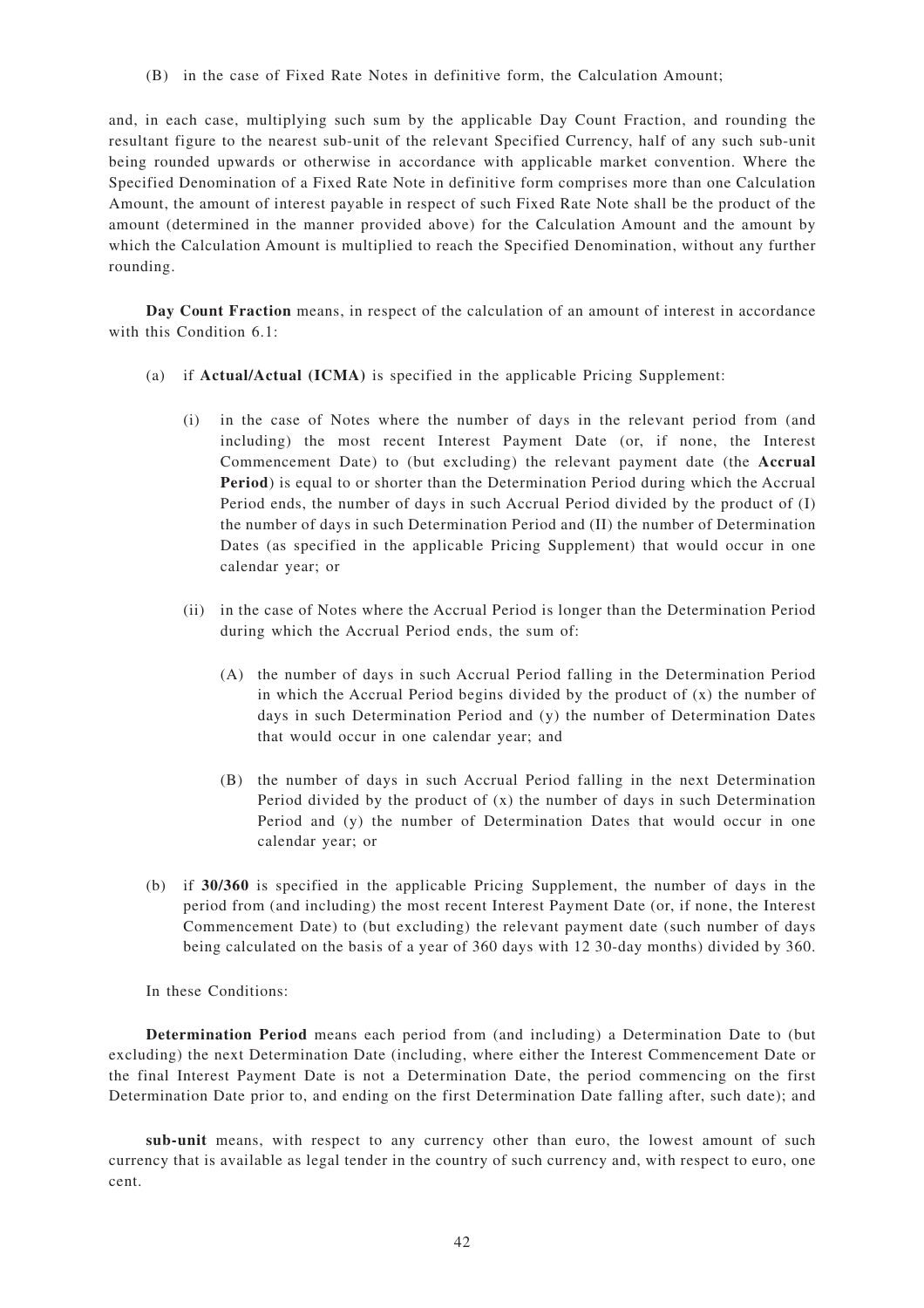(B) in the case of Fixed Rate Notes in definitive form, the Calculation Amount;

and, in each case, multiplying such sum by the applicable Day Count Fraction, and rounding the resultant figure to the nearest sub-unit of the relevant Specified Currency, half of any such sub-unit being rounded upwards or otherwise in accordance with applicable market convention. Where the Specified Denomination of a Fixed Rate Note in definitive form comprises more than one Calculation Amount, the amount of interest payable in respect of such Fixed Rate Note shall be the product of the amount (determined in the manner provided above) for the Calculation Amount and the amount by which the Calculation Amount is multiplied to reach the Specified Denomination, without any further rounding.

**Day Count Fraction** means, in respect of the calculation of an amount of interest in accordance with this Condition 6.1:

(a) if **Actual/Actual (ICMA)** is specified in the applicable Pricing Supplement:

  (i) in the case of Notes where the number of days in the relevant period from (and including) the most recent Interest Payment Date (or, if none, the Interest Commencement Date) to (but excluding) the relevant payment date (the **Accrual Period**) is equal to or shorter than the Determination Period during which the Accrual Period ends, the number of days in such Accrual Period divided by the product of (I) the number of days in such Determination Period and (II) the number of Determination Dates (as specified in the applicable Pricing Supplement) that would occur in one calendar year; or

  (ii) in the case of Notes where the Accrual Period is longer than the Determination Period during which the Accrual Period ends, the sum of:

    (A) the number of days in such Accrual Period falling in the Determination Period in which the Accrual Period begins divided by the product of (x) the number of days in such Determination Period and (y) the number of Determination Dates that would occur in one calendar year; and

    (B) the number of days in such Accrual Period falling in the next Determination Period divided by the product of (x) the number of days in such Determination Period and (y) the number of Determination Dates that would occur in one calendar year; or

(b) if **30/360** is specified in the applicable Pricing Supplement, the number of days in the period from (and including) the most recent Interest Payment Date (or, if none, the Interest Commencement Date) to (but excluding) the relevant payment date (such number of days being calculated on the basis of a year of 360 days with 12 30-day months) divided by 360.

In these Conditions:

**Determination Period** means each period from (and including) a Determination Date to (but excluding) the next Determination Date (including, where either the Interest Commencement Date or the final Interest Payment Date is not a Determination Date, the period commencing on the first Determination Date prior to, and ending on the first Determination Date falling after, such date); and

**sub-unit** means, with respect to any currency other than euro, the lowest amount of such currency that is available as legal tender in the country of such currency and, with respect to euro, one cent.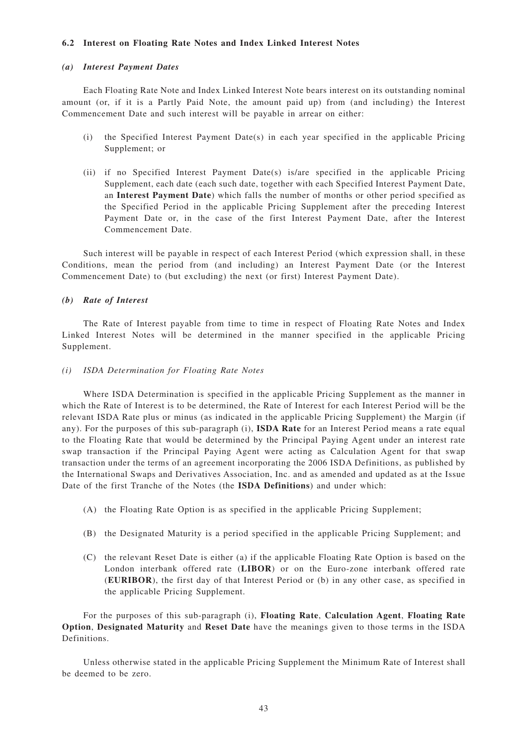### 6.2 Interest on Floating Rate Notes and Index Linked Interest Notes

#### *(a) Interest Payment Dates*

Each Floating Rate Note and Index Linked Interest Note bears interest on its outstanding nominal amount (or, if it is a Partly Paid Note, the amount paid up) from (and including) the Interest Commencement Date and such interest will be payable in arrear on either:

(i) the Specified Interest Payment Date(s) in each year specified in the applicable Pricing Supplement; or

(ii) if no Specified Interest Payment Date(s) is/are specified in the applicable Pricing Supplement, each date (each such date, together with each Specified Interest Payment Date, an **Interest Payment Date**) which falls the number of months or other period specified as the Specified Period in the applicable Pricing Supplement after the preceding Interest Payment Date or, in the case of the first Interest Payment Date, after the Interest Commencement Date.

Such interest will be payable in respect of each Interest Period (which expression shall, in these Conditions, mean the period from (and including) an Interest Payment Date (or the Interest Commencement Date) to (but excluding) the next (or first) Interest Payment Date).

#### *(b) Rate of Interest*

The Rate of Interest payable from time to time in respect of Floating Rate Notes and Index Linked Interest Notes will be determined in the manner specified in the applicable Pricing Supplement.

*(i) ISDA Determination for Floating Rate Notes*

Where ISDA Determination is specified in the applicable Pricing Supplement as the manner in which the Rate of Interest is to be determined, the Rate of Interest for each Interest Period will be the relevant ISDA Rate plus or minus (as indicated in the applicable Pricing Supplement) the Margin (if any). For the purposes of this sub-paragraph (i), **ISDA Rate** for an Interest Period means a rate equal to the Floating Rate that would be determined by the Principal Paying Agent under an interest rate swap transaction if the Principal Paying Agent were acting as Calculation Agent for that swap transaction under the terms of an agreement incorporating the 2006 ISDA Definitions, as published by the International Swaps and Derivatives Association, Inc. and as amended and updated as at the Issue Date of the first Tranche of the Notes (the **ISDA Definitions**) and under which:

(A) the Floating Rate Option is as specified in the applicable Pricing Supplement;

(B) the Designated Maturity is a period specified in the applicable Pricing Supplement; and

(C) the relevant Reset Date is either (a) if the applicable Floating Rate Option is based on the London interbank offered rate (**LIBOR**) or on the Euro-zone interbank offered rate (**EURIBOR**), the first day of that Interest Period or (b) in any other case, as specified in the applicable Pricing Supplement.

For the purposes of this sub-paragraph (i), **Floating Rate**, **Calculation Agent**, **Floating Rate Option**, **Designated Maturity** and **Reset Date** have the meanings given to those terms in the ISDA Definitions.

Unless otherwise stated in the applicable Pricing Supplement the Minimum Rate of Interest shall be deemed to be zero.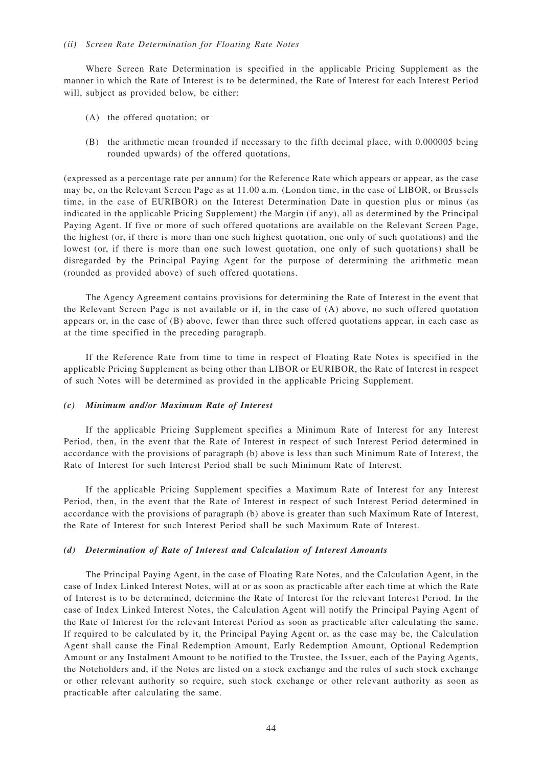*(ii) Screen Rate Determination for Floating Rate Notes*

Where Screen Rate Determination is specified in the applicable Pricing Supplement as the manner in which the Rate of Interest is to be determined, the Rate of Interest for each Interest Period will, subject as provided below, be either:

(A) the offered quotation; or

(B) the arithmetic mean (rounded if necessary to the fifth decimal place, with 0.000005 being rounded upwards) of the offered quotations,

(expressed as a percentage rate per annum) for the Reference Rate which appears or appear, as the case may be, on the Relevant Screen Page as at 11.00 a.m. (London time, in the case of LIBOR, or Brussels time, in the case of EURIBOR) on the Interest Determination Date in question plus or minus (as indicated in the applicable Pricing Supplement) the Margin (if any), all as determined by the Principal Paying Agent. If five or more of such offered quotations are available on the Relevant Screen Page, the highest (or, if there is more than one such highest quotation, one only of such quotations) and the lowest (or, if there is more than one such lowest quotation, one only of such quotations) shall be disregarded by the Principal Paying Agent for the purpose of determining the arithmetic mean (rounded as provided above) of such offered quotations.

The Agency Agreement contains provisions for determining the Rate of Interest in the event that the Relevant Screen Page is not available or if, in the case of (A) above, no such offered quotation appears or, in the case of (B) above, fewer than three such offered quotations appear, in each case as at the time specified in the preceding paragraph.

If the Reference Rate from time to time in respect of Floating Rate Notes is specified in the applicable Pricing Supplement as being other than LIBOR or EURIBOR, the Rate of Interest in respect of such Notes will be determined as provided in the applicable Pricing Supplement.

***(c) Minimum and/or Maximum Rate of Interest***

If the applicable Pricing Supplement specifies a Minimum Rate of Interest for any Interest Period, then, in the event that the Rate of Interest in respect of such Interest Period determined in accordance with the provisions of paragraph (b) above is less than such Minimum Rate of Interest, the Rate of Interest for such Interest Period shall be such Minimum Rate of Interest.

If the applicable Pricing Supplement specifies a Maximum Rate of Interest for any Interest Period, then, in the event that the Rate of Interest in respect of such Interest Period determined in accordance with the provisions of paragraph (b) above is greater than such Maximum Rate of Interest, the Rate of Interest for such Interest Period shall be such Maximum Rate of Interest.

***(d) Determination of Rate of Interest and Calculation of Interest Amounts***

The Principal Paying Agent, in the case of Floating Rate Notes, and the Calculation Agent, in the case of Index Linked Interest Notes, will at or as soon as practicable after each time at which the Rate of Interest is to be determined, determine the Rate of Interest for the relevant Interest Period. In the case of Index Linked Interest Notes, the Calculation Agent will notify the Principal Paying Agent of the Rate of Interest for the relevant Interest Period as soon as practicable after calculating the same. If required to be calculated by it, the Principal Paying Agent or, as the case may be, the Calculation Agent shall cause the Final Redemption Amount, Early Redemption Amount, Optional Redemption Amount or any Instalment Amount to be notified to the Trustee, the Issuer, each of the Paying Agents, the Noteholders and, if the Notes are listed on a stock exchange and the rules of such stock exchange or other relevant authority so require, such stock exchange or other relevant authority as soon as practicable after calculating the same.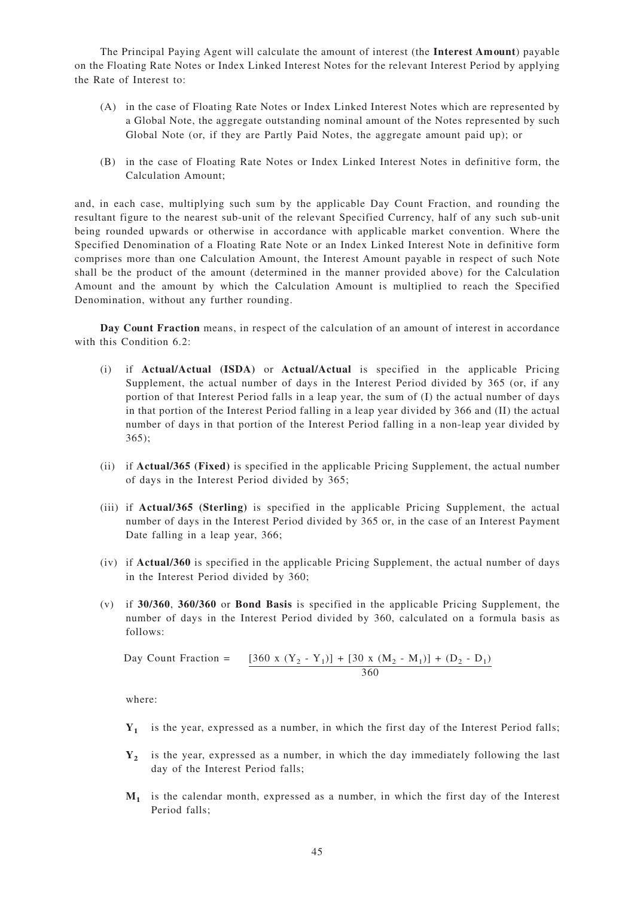The Principal Paying Agent will calculate the amount of interest (the **Interest Amount**) payable on the Floating Rate Notes or Index Linked Interest Notes for the relevant Interest Period by applying the Rate of Interest to:

(A) in the case of Floating Rate Notes or Index Linked Interest Notes which are represented by a Global Note, the aggregate outstanding nominal amount of the Notes represented by such Global Note (or, if they are Partly Paid Notes, the aggregate amount paid up); or

(B) in the case of Floating Rate Notes or Index Linked Interest Notes in definitive form, the Calculation Amount;

and, in each case, multiplying such sum by the applicable Day Count Fraction, and rounding the resultant figure to the nearest sub-unit of the relevant Specified Currency, half of any such sub-unit being rounded upwards or otherwise in accordance with applicable market convention. Where the Specified Denomination of a Floating Rate Note or an Index Linked Interest Note in definitive form comprises more than one Calculation Amount, the Interest Amount payable in respect of such Note shall be the product of the amount (determined in the manner provided above) for the Calculation Amount and the amount by which the Calculation Amount is multiplied to reach the Specified Denomination, without any further rounding.

**Day Count Fraction** means, in respect of the calculation of an amount of interest in accordance with this Condition 6.2:

(i) if **Actual/Actual (ISDA)** or **Actual/Actual** is specified in the applicable Pricing Supplement, the actual number of days in the Interest Period divided by 365 (or, if any portion of that Interest Period falls in a leap year, the sum of (I) the actual number of days in that portion of the Interest Period falling in a leap year divided by 366 and (II) the actual number of days in that portion of the Interest Period falling in a non-leap year divided by 365);

(ii) if **Actual/365 (Fixed)** is specified in the applicable Pricing Supplement, the actual number of days in the Interest Period divided by 365;

(iii) if **Actual/365 (Sterling)** is specified in the applicable Pricing Supplement, the actual number of days in the Interest Period divided by 365 or, in the case of an Interest Payment Date falling in a leap year, 366;

(iv) if **Actual/360** is specified in the applicable Pricing Supplement, the actual number of days in the Interest Period divided by 360;

(v) if **30/360**, **360/360** or **Bond Basis** is specified in the applicable Pricing Supplement, the number of days in the Interest Period divided by 360, calculated on a formula basis as follows:

$$\text{Day Count Fraction} = \frac{[360 \times (Y_2 - Y_1)] + [30 \times (M_2 - M_1)] + (D_2 - D_1)}{360}$$

where:

**$Y_1$** is the year, expressed as a number, in which the first day of the Interest Period falls;

**$Y_2$** is the year, expressed as a number, in which the day immediately following the last day of the Interest Period falls;

**$M_1$** is the calendar month, expressed as a number, in which the first day of the Interest Period falls;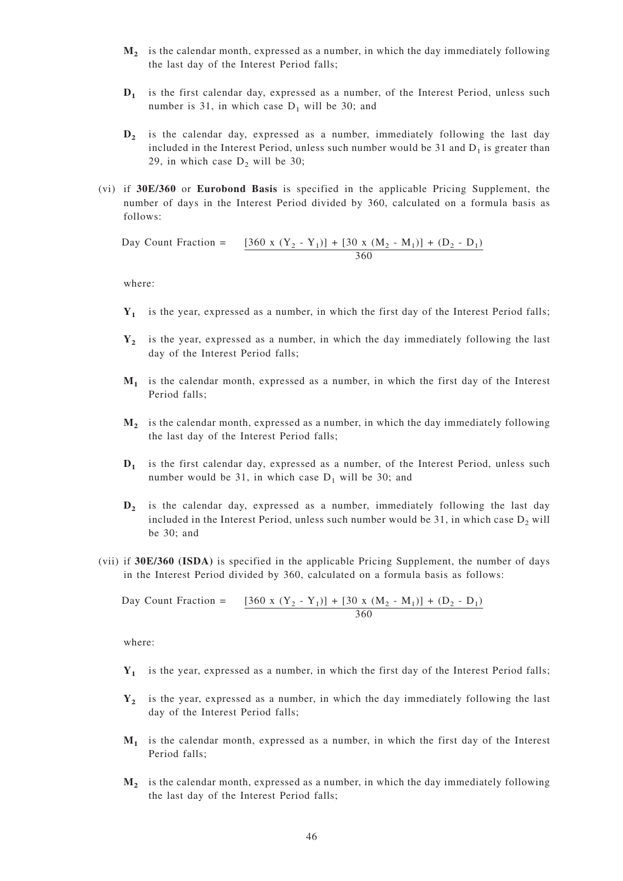$M_2$ is the calendar month, expressed as a number, in which the day immediately following the last day of the Interest Period falls;

$D_1$ is the first calendar day, expressed as a number, of the Interest Period, unless such number is 31, in which case $D_1$ will be 30; and

$D_2$ is the calendar day, expressed as a number, immediately following the last day included in the Interest Period, unless such number would be 31 and $D_1$ is greater than 29, in which case $D_2$ will be 30;

(vi) if **30E/360** or **Eurobond Basis** is specified in the applicable Pricing Supplement, the number of days in the Interest Period divided by 360, calculated on a formula basis as follows:

$$\text{Day Count Fraction} = \frac{[360 \times (Y_2 - Y_1)] + [30 \times (M_2 - M_1)] + (D_2 - D_1)}{360}$$

where:

$Y_1$ is the year, expressed as a number, in which the first day of the Interest Period falls;

$Y_2$ is the year, expressed as a number, in which the day immediately following the last day of the Interest Period falls;

$M_1$ is the calendar month, expressed as a number, in which the first day of the Interest Period falls;

$M_2$ is the calendar month, expressed as a number, in which the day immediately following the last day of the Interest Period falls;

$D_1$ is the first calendar day, expressed as a number, of the Interest Period, unless such number would be 31, in which case $D_1$ will be 30; and

$D_2$ is the calendar day, expressed as a number, immediately following the last day included in the Interest Period, unless such number would be 31, in which case $D_2$ will be 30; and

(vii) if **30E/360 (ISDA)** is specified in the applicable Pricing Supplement, the number of days in the Interest Period divided by 360, calculated on a formula basis as follows:

$$\text{Day Count Fraction} = \frac{[360 \times (Y_2 - Y_1)] + [30 \times (M_2 - M_1)] + (D_2 - D_1)}{360}$$

where:

$Y_1$ is the year, expressed as a number, in which the first day of the Interest Period falls;

$Y_2$ is the year, expressed as a number, in which the day immediately following the last day of the Interest Period falls;

$M_1$ is the calendar month, expressed as a number, in which the first day of the Interest Period falls;

$M_2$ is the calendar month, expressed as a number, in which the day immediately following the last day of the Interest Period falls;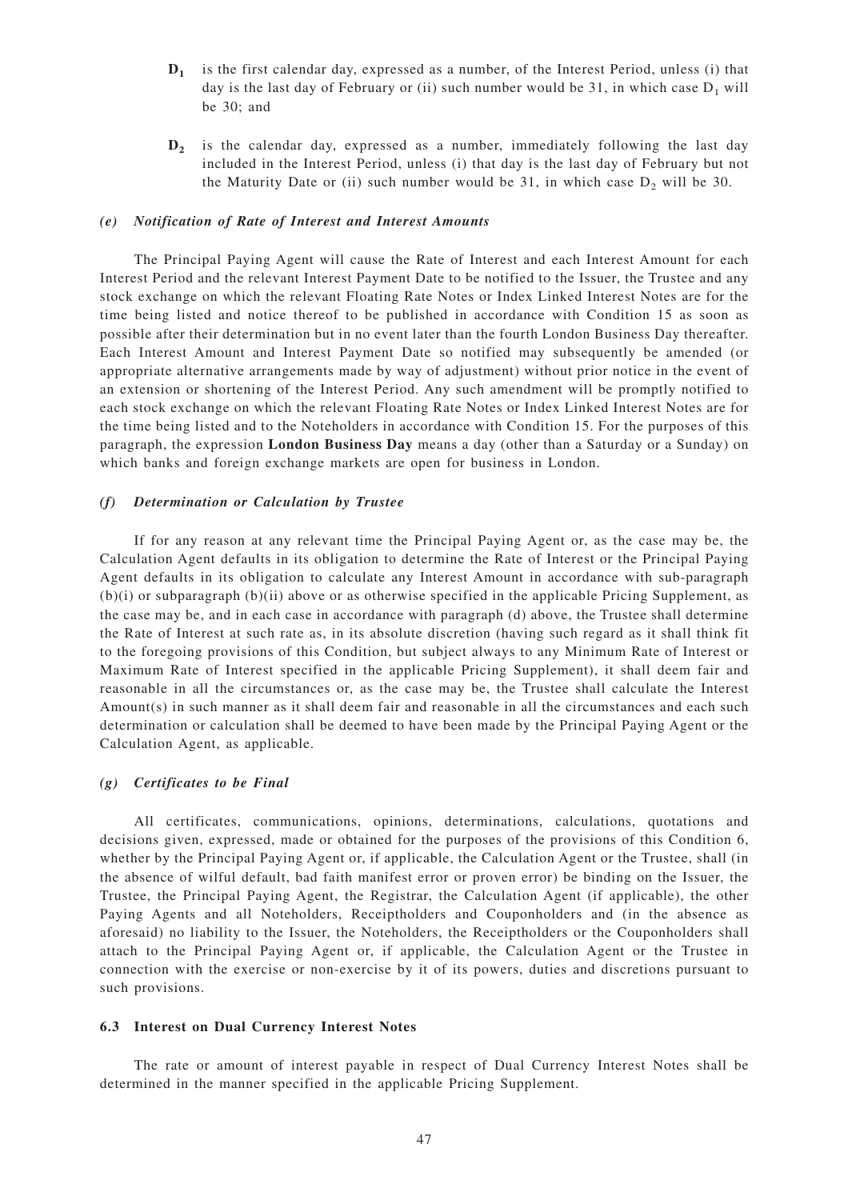**$D_1$** is the first calendar day, expressed as a number, of the Interest Period, unless (i) that day is the last day of February or (ii) such number would be 31, in which case $D_1$ will be 30; and

**$D_2$** is the calendar day, expressed as a number, immediately following the last day included in the Interest Period, unless (i) that day is the last day of February but not the Maturity Date or (ii) such number would be 31, in which case $D_2$ will be 30.

#### *(e) Notification of Rate of Interest and Interest Amounts*

The Principal Paying Agent will cause the Rate of Interest and each Interest Amount for each Interest Period and the relevant Interest Payment Date to be notified to the Issuer, the Trustee and any stock exchange on which the relevant Floating Rate Notes or Index Linked Interest Notes are for the time being listed and notice thereof to be published in accordance with Condition 15 as soon as possible after their determination but in no event later than the fourth London Business Day thereafter. Each Interest Amount and Interest Payment Date so notified may subsequently be amended (or appropriate alternative arrangements made by way of adjustment) without prior notice in the event of an extension or shortening of the Interest Period. Any such amendment will be promptly notified to each stock exchange on which the relevant Floating Rate Notes or Index Linked Interest Notes are for the time being listed and to the Noteholders in accordance with Condition 15. For the purposes of this paragraph, the expression **London Business Day** means a day (other than a Saturday or a Sunday) on which banks and foreign exchange markets are open for business in London.

#### *(f) Determination or Calculation by Trustee*

If for any reason at any relevant time the Principal Paying Agent or, as the case may be, the Calculation Agent defaults in its obligation to determine the Rate of Interest or the Principal Paying Agent defaults in its obligation to calculate any Interest Amount in accordance with sub-paragraph (b)(i) or subparagraph (b)(ii) above or as otherwise specified in the applicable Pricing Supplement, as the case may be, and in each case in accordance with paragraph (d) above, the Trustee shall determine the Rate of Interest at such rate as, in its absolute discretion (having such regard as it shall think fit to the foregoing provisions of this Condition, but subject always to any Minimum Rate of Interest or Maximum Rate of Interest specified in the applicable Pricing Supplement), it shall deem fair and reasonable in all the circumstances or, as the case may be, the Trustee shall calculate the Interest Amount(s) in such manner as it shall deem fair and reasonable in all the circumstances and each such determination or calculation shall be deemed to have been made by the Principal Paying Agent or the Calculation Agent, as applicable.

#### *(g) Certificates to be Final*

All certificates, communications, opinions, determinations, calculations, quotations and decisions given, expressed, made or obtained for the purposes of the provisions of this Condition 6, whether by the Principal Paying Agent or, if applicable, the Calculation Agent or the Trustee, shall (in the absence of wilful default, bad faith manifest error or proven error) be binding on the Issuer, the Trustee, the Principal Paying Agent, the Registrar, the Calculation Agent (if applicable), the other Paying Agents and all Noteholders, Receiptholders and Couponholders and (in the absence as aforesaid) no liability to the Issuer, the Noteholders, the Receiptholders or the Couponholders shall attach to the Principal Paying Agent or, if applicable, the Calculation Agent or the Trustee in connection with the exercise or non-exercise by it of its powers, duties and discretions pursuant to such provisions.

### 6.3 Interest on Dual Currency Interest Notes

The rate or amount of interest payable in respect of Dual Currency Interest Notes shall be determined in the manner specified in the applicable Pricing Supplement.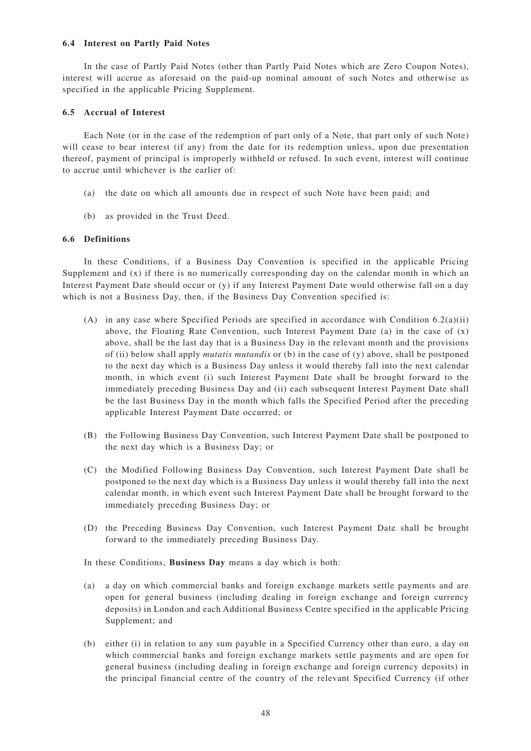#### 6.4 Interest on Partly Paid Notes

In the case of Partly Paid Notes (other than Partly Paid Notes which are Zero Coupon Notes), interest will accrue as aforesaid on the paid-up nominal amount of such Notes and otherwise as specified in the applicable Pricing Supplement.

#### 6.5 Accrual of Interest

Each Note (or in the case of the redemption of part only of a Note, that part only of such Note) will cease to bear interest (if any) from the date for its redemption unless, upon due presentation thereof, payment of principal is improperly withheld or refused. In such event, interest will continue to accrue until whichever is the earlier of:

(a) the date on which all amounts due in respect of such Note have been paid; and

(b) as provided in the Trust Deed.

#### 6.6 Definitions

In these Conditions, if a Business Day Convention is specified in the applicable Pricing Supplement and (x) if there is no numerically corresponding day on the calendar month in which an Interest Payment Date should occur or (y) if any Interest Payment Date would otherwise fall on a day which is not a Business Day, then, if the Business Day Convention specified is:

(A) in any case where Specified Periods are specified in accordance with Condition 6.2(a)(ii) above, the Floating Rate Convention, such Interest Payment Date (a) in the case of (x) above, shall be the last day that is a Business Day in the relevant month and the provisions of (ii) below shall apply *mutatis mutandis* or (b) in the case of (y) above, shall be postponed to the next day which is a Business Day unless it would thereby fall into the next calendar month, in which event (i) such Interest Payment Date shall be brought forward to the immediately preceding Business Day and (ii) each subsequent Interest Payment Date shall be the last Business Day in the month which falls the Specified Period after the preceding applicable Interest Payment Date occurred; or

(B) the Following Business Day Convention, such Interest Payment Date shall be postponed to the next day which is a Business Day; or

(C) the Modified Following Business Day Convention, such Interest Payment Date shall be postponed to the next day which is a Business Day unless it would thereby fall into the next calendar month, in which event such Interest Payment Date shall be brought forward to the immediately preceding Business Day; or

(D) the Preceding Business Day Convention, such Interest Payment Date shall be brought forward to the immediately preceding Business Day.

In these Conditions, **Business Day** means a day which is both:

(a) a day on which commercial banks and foreign exchange markets settle payments and are open for general business (including dealing in foreign exchange and foreign currency deposits) in London and each Additional Business Centre specified in the applicable Pricing Supplement; and

(b) either (i) in relation to any sum payable in a Specified Currency other than euro, a day on which commercial banks and foreign exchange markets settle payments and are open for general business (including dealing in foreign exchange and foreign currency deposits) in the principal financial centre of the country of the relevant Specified Currency (if other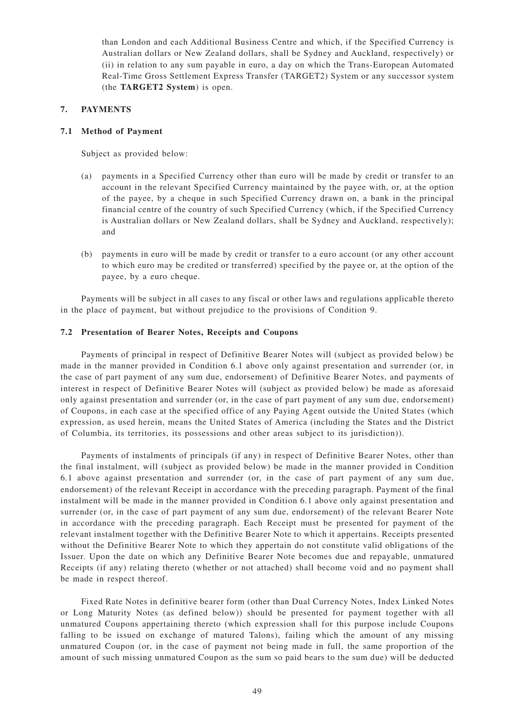than London and each Additional Business Centre and which, if the Specified Currency is Australian dollars or New Zealand dollars, shall be Sydney and Auckland, respectively) or (ii) in relation to any sum payable in euro, a day on which the Trans-European Automated Real-Time Gross Settlement Express Transfer (TARGET2) System or any successor system (the **TARGET2 System**) is open.

## 7. PAYMENTS

### 7.1 Method of Payment

Subject as provided below:

(a) payments in a Specified Currency other than euro will be made by credit or transfer to an account in the relevant Specified Currency maintained by the payee with, or, at the option of the payee, by a cheque in such Specified Currency drawn on, a bank in the principal financial centre of the country of such Specified Currency (which, if the Specified Currency is Australian dollars or New Zealand dollars, shall be Sydney and Auckland, respectively); and

(b) payments in euro will be made by credit or transfer to a euro account (or any other account to which euro may be credited or transferred) specified by the payee or, at the option of the payee, by a euro cheque.

Payments will be subject in all cases to any fiscal or other laws and regulations applicable thereto in the place of payment, but without prejudice to the provisions of Condition 9.

### 7.2 Presentation of Bearer Notes, Receipts and Coupons

Payments of principal in respect of Definitive Bearer Notes will (subject as provided below) be made in the manner provided in Condition 6.1 above only against presentation and surrender (or, in the case of part payment of any sum due, endorsement) of Definitive Bearer Notes, and payments of interest in respect of Definitive Bearer Notes will (subject as provided below) be made as aforesaid only against presentation and surrender (or, in the case of part payment of any sum due, endorsement) of Coupons, in each case at the specified office of any Paying Agent outside the United States (which expression, as used herein, means the United States of America (including the States and the District of Columbia, its territories, its possessions and other areas subject to its jurisdiction)).

Payments of instalments of principals (if any) in respect of Definitive Bearer Notes, other than the final instalment, will (subject as provided below) be made in the manner provided in Condition 6.1 above against presentation and surrender (or, in the case of part payment of any sum due, endorsement) of the relevant Receipt in accordance with the preceding paragraph. Payment of the final instalment will be made in the manner provided in Condition 6.1 above only against presentation and surrender (or, in the case of part payment of any sum due, endorsement) of the relevant Bearer Note in accordance with the preceding paragraph. Each Receipt must be presented for payment of the relevant instalment together with the Definitive Bearer Note to which it appertains. Receipts presented without the Definitive Bearer Note to which they appertain do not constitute valid obligations of the Issuer. Upon the date on which any Definitive Bearer Note becomes due and repayable, unmatured Receipts (if any) relating thereto (whether or not attached) shall become void and no payment shall be made in respect thereof.

Fixed Rate Notes in definitive bearer form (other than Dual Currency Notes, Index Linked Notes or Long Maturity Notes (as defined below)) should be presented for payment together with all unmatured Coupons appertaining thereto (which expression shall for this purpose include Coupons falling to be issued on exchange of matured Talons), failing which the amount of any missing unmatured Coupon (or, in the case of payment not being made in full, the same proportion of the amount of such missing unmatured Coupon as the sum so paid bears to the sum due) will be deducted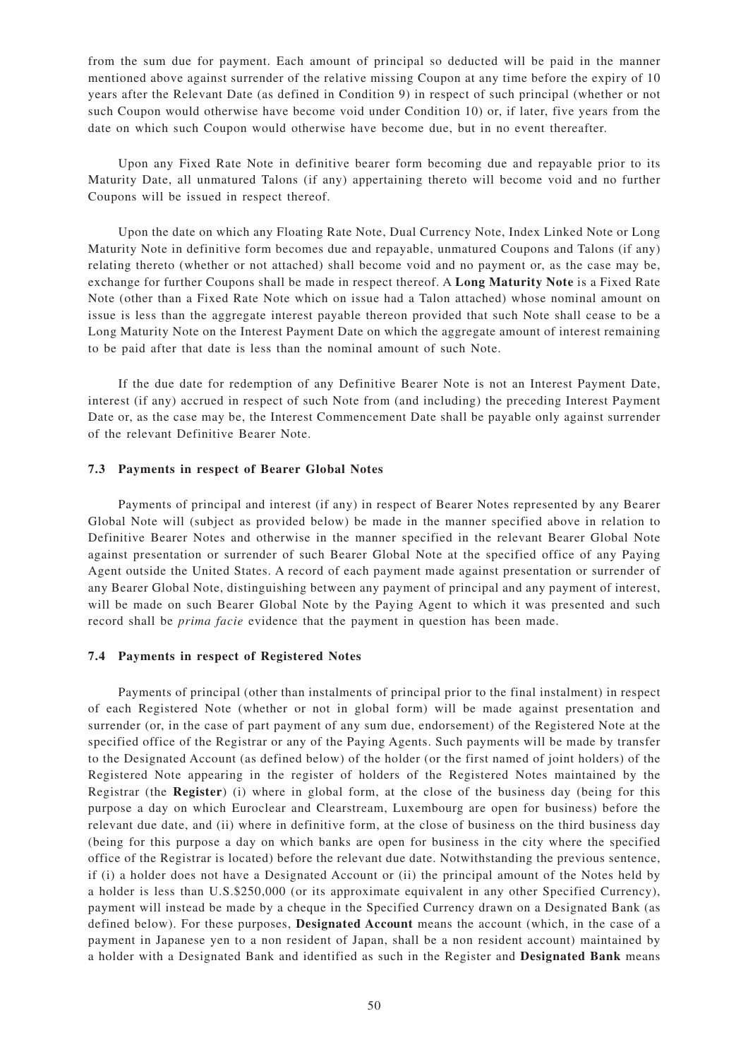from the sum due for payment. Each amount of principal so deducted will be paid in the manner mentioned above against surrender of the relative missing Coupon at any time before the expiry of 10 years after the Relevant Date (as defined in Condition 9) in respect of such principal (whether or not such Coupon would otherwise have become void under Condition 10) or, if later, five years from the date on which such Coupon would otherwise have become due, but in no event thereafter.

Upon any Fixed Rate Note in definitive bearer form becoming due and repayable prior to its Maturity Date, all unmatured Talons (if any) appertaining thereto will become void and no further Coupons will be issued in respect thereof.

Upon the date on which any Floating Rate Note, Dual Currency Note, Index Linked Note or Long Maturity Note in definitive form becomes due and repayable, unmatured Coupons and Talons (if any) relating thereto (whether or not attached) shall become void and no payment or, as the case may be, exchange for further Coupons shall be made in respect thereof. A **Long Maturity Note** is a Fixed Rate Note (other than a Fixed Rate Note which on issue had a Talon attached) whose nominal amount on issue is less than the aggregate interest payable thereon provided that such Note shall cease to be a Long Maturity Note on the Interest Payment Date on which the aggregate amount of interest remaining to be paid after that date is less than the nominal amount of such Note.

If the due date for redemption of any Definitive Bearer Note is not an Interest Payment Date, interest (if any) accrued in respect of such Note from (and including) the preceding Interest Payment Date or, as the case may be, the Interest Commencement Date shall be payable only against surrender of the relevant Definitive Bearer Note.

### 7.3 Payments in respect of Bearer Global Notes

Payments of principal and interest (if any) in respect of Bearer Notes represented by any Bearer Global Note will (subject as provided below) be made in the manner specified above in relation to Definitive Bearer Notes and otherwise in the manner specified in the relevant Bearer Global Note against presentation or surrender of such Bearer Global Note at the specified office of any Paying Agent outside the United States. A record of each payment made against presentation or surrender of any Bearer Global Note, distinguishing between any payment of principal and any payment of interest, will be made on such Bearer Global Note by the Paying Agent to which it was presented and such record shall be *prima facie* evidence that the payment in question has been made.

### 7.4 Payments in respect of Registered Notes

Payments of principal (other than instalments of principal prior to the final instalment) in respect of each Registered Note (whether or not in global form) will be made against presentation and surrender (or, in the case of part payment of any sum due, endorsement) of the Registered Note at the specified office of the Registrar or any of the Paying Agents. Such payments will be made by transfer to the Designated Account (as defined below) of the holder (or the first named of joint holders) of the Registered Note appearing in the register of holders of the Registered Notes maintained by the Registrar (the **Register**) (i) where in global form, at the close of the business day (being for this purpose a day on which Euroclear and Clearstream, Luxembourg are open for business) before the relevant due date, and (ii) where in definitive form, at the close of business on the third business day (being for this purpose a day on which banks are open for business in the city where the specified office of the Registrar is located) before the relevant due date. Notwithstanding the previous sentence, if (i) a holder does not have a Designated Account or (ii) the principal amount of the Notes held by a holder is less than U.S.$250,000 (or its approximate equivalent in any other Specified Currency), payment will instead be made by a cheque in the Specified Currency drawn on a Designated Bank (as defined below). For these purposes, **Designated Account** means the account (which, in the case of a payment in Japanese yen to a non resident of Japan, shall be a non resident account) maintained by a holder with a Designated Bank and identified as such in the Register and **Designated Bank** means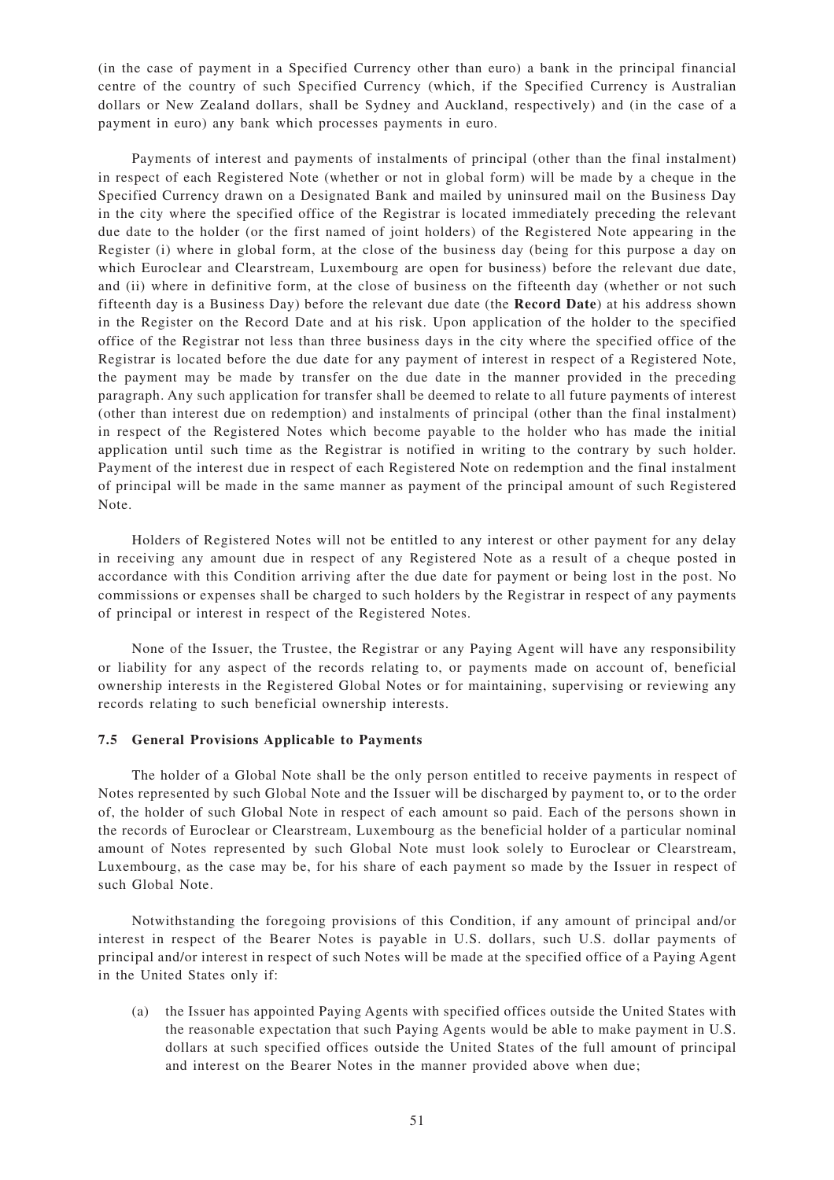(in the case of payment in a Specified Currency other than euro) a bank in the principal financial centre of the country of such Specified Currency (which, if the Specified Currency is Australian dollars or New Zealand dollars, shall be Sydney and Auckland, respectively) and (in the case of a payment in euro) any bank which processes payments in euro.

Payments of interest and payments of instalments of principal (other than the final instalment) in respect of each Registered Note (whether or not in global form) will be made by a cheque in the Specified Currency drawn on a Designated Bank and mailed by uninsured mail on the Business Day in the city where the specified office of the Registrar is located immediately preceding the relevant due date to the holder (or the first named of joint holders) of the Registered Note appearing in the Register (i) where in global form, at the close of the business day (being for this purpose a day on which Euroclear and Clearstream, Luxembourg are open for business) before the relevant due date, and (ii) where in definitive form, at the close of business on the fifteenth day (whether or not such fifteenth day is a Business Day) before the relevant due date (the **Record Date**) at his address shown in the Register on the Record Date and at his risk. Upon application of the holder to the specified office of the Registrar not less than three business days in the city where the specified office of the Registrar is located before the due date for any payment of interest in respect of a Registered Note, the payment may be made by transfer on the due date in the manner provided in the preceding paragraph. Any such application for transfer shall be deemed to relate to all future payments of interest (other than interest due on redemption) and instalments of principal (other than the final instalment) in respect of the Registered Notes which become payable to the holder who has made the initial application until such time as the Registrar is notified in writing to the contrary by such holder. Payment of the interest due in respect of each Registered Note on redemption and the final instalment of principal will be made in the same manner as payment of the principal amount of such Registered Note.

Holders of Registered Notes will not be entitled to any interest or other payment for any delay in receiving any amount due in respect of any Registered Note as a result of a cheque posted in accordance with this Condition arriving after the due date for payment or being lost in the post. No commissions or expenses shall be charged to such holders by the Registrar in respect of any payments of principal or interest in respect of the Registered Notes.

None of the Issuer, the Trustee, the Registrar or any Paying Agent will have any responsibility or liability for any aspect of the records relating to, or payments made on account of, beneficial ownership interests in the Registered Global Notes or for maintaining, supervising or reviewing any records relating to such beneficial ownership interests.

### 7.5 General Provisions Applicable to Payments

The holder of a Global Note shall be the only person entitled to receive payments in respect of Notes represented by such Global Note and the Issuer will be discharged by payment to, or to the order of, the holder of such Global Note in respect of each amount so paid. Each of the persons shown in the records of Euroclear or Clearstream, Luxembourg as the beneficial holder of a particular nominal amount of Notes represented by such Global Note must look solely to Euroclear or Clearstream, Luxembourg, as the case may be, for his share of each payment so made by the Issuer in respect of such Global Note.

Notwithstanding the foregoing provisions of this Condition, if any amount of principal and/or interest in respect of the Bearer Notes is payable in U.S. dollars, such U.S. dollar payments of principal and/or interest in respect of such Notes will be made at the specified office of a Paying Agent in the United States only if:

(a) the Issuer has appointed Paying Agents with specified offices outside the United States with the reasonable expectation that such Paying Agents would be able to make payment in U.S. dollars at such specified offices outside the United States of the full amount of principal and interest on the Bearer Notes in the manner provided above when due;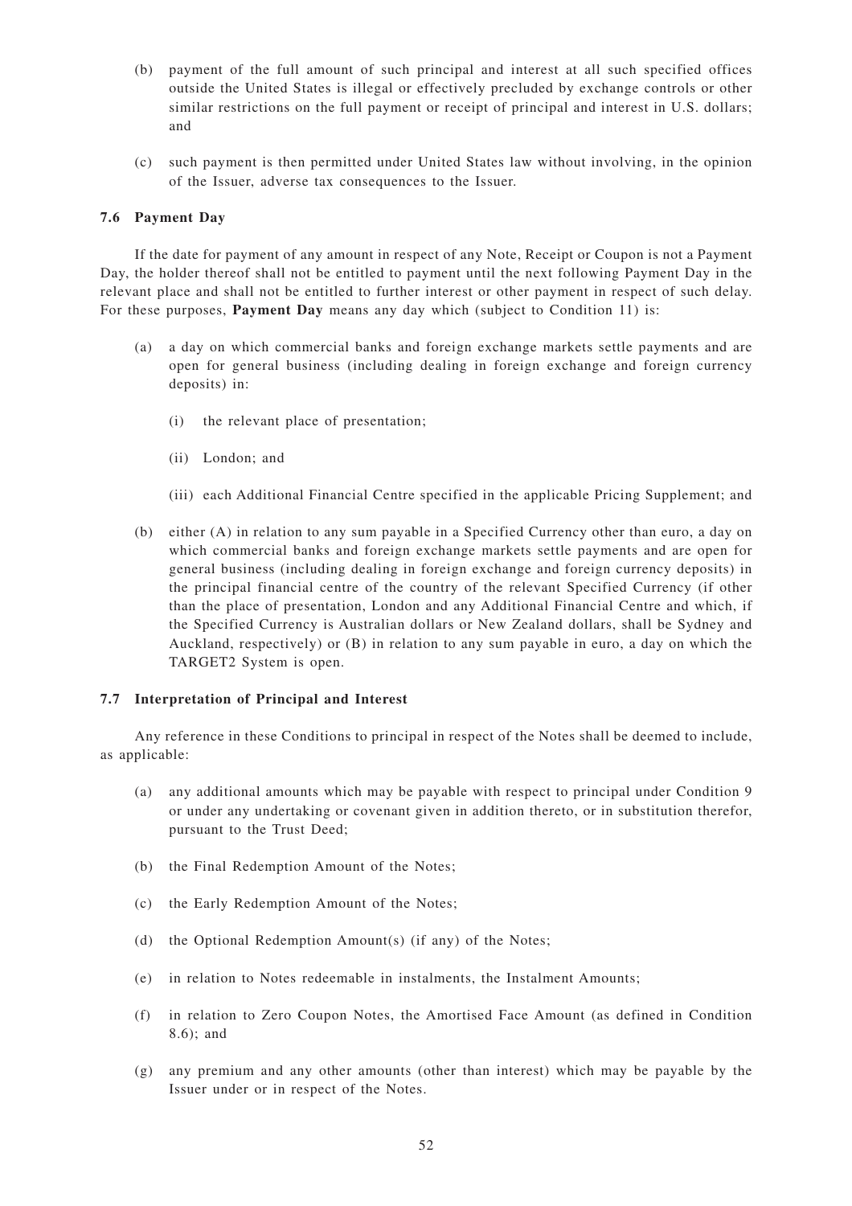(b) payment of the full amount of such principal and interest at all such specified offices outside the United States is illegal or effectively precluded by exchange controls or other similar restrictions on the full payment or receipt of principal and interest in U.S. dollars; and

(c) such payment is then permitted under United States law without involving, in the opinion of the Issuer, adverse tax consequences to the Issuer.

### 7.6 Payment Day

If the date for payment of any amount in respect of any Note, Receipt or Coupon is not a Payment Day, the holder thereof shall not be entitled to payment until the next following Payment Day in the relevant place and shall not be entitled to further interest or other payment in respect of such delay. For these purposes, **Payment Day** means any day which (subject to Condition 11) is:

(a) a day on which commercial banks and foreign exchange markets settle payments and are open for general business (including dealing in foreign exchange and foreign currency deposits) in:

  (i) the relevant place of presentation;

  (ii) London; and

  (iii) each Additional Financial Centre specified in the applicable Pricing Supplement; and

(b) either (A) in relation to any sum payable in a Specified Currency other than euro, a day on which commercial banks and foreign exchange markets settle payments and are open for general business (including dealing in foreign exchange and foreign currency deposits) in the principal financial centre of the country of the relevant Specified Currency (if other than the place of presentation, London and any Additional Financial Centre and which, if the Specified Currency is Australian dollars or New Zealand dollars, shall be Sydney and Auckland, respectively) or (B) in relation to any sum payable in euro, a day on which the TARGET2 System is open.

### 7.7 Interpretation of Principal and Interest

Any reference in these Conditions to principal in respect of the Notes shall be deemed to include, as applicable:

(a) any additional amounts which may be payable with respect to principal under Condition 9 or under any undertaking or covenant given in addition thereto, or in substitution therefor, pursuant to the Trust Deed;

(b) the Final Redemption Amount of the Notes;

(c) the Early Redemption Amount of the Notes;

(d) the Optional Redemption Amount(s) (if any) of the Notes;

(e) in relation to Notes redeemable in instalments, the Instalment Amounts;

(f) in relation to Zero Coupon Notes, the Amortised Face Amount (as defined in Condition 8.6); and

(g) any premium and any other amounts (other than interest) which may be payable by the Issuer under or in respect of the Notes.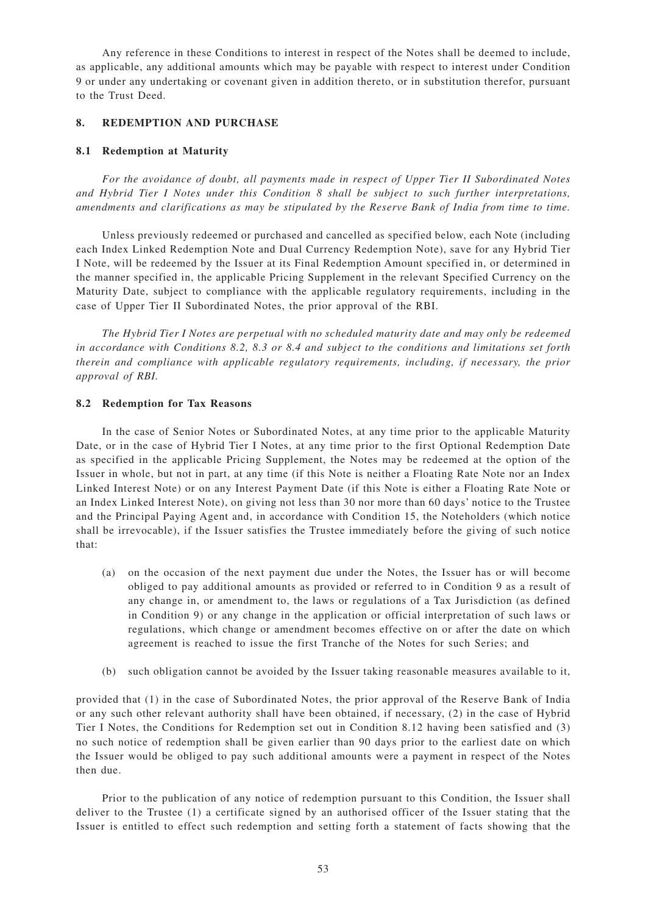Any reference in these Conditions to interest in respect of the Notes shall be deemed to include, as applicable, any additional amounts which may be payable with respect to interest under Condition 9 or under any undertaking or covenant given in addition thereto, or in substitution therefor, pursuant to the Trust Deed.

## 8. REDEMPTION AND PURCHASE

### 8.1 Redemption at Maturity

*For the avoidance of doubt, all payments made in respect of Upper Tier II Subordinated Notes and Hybrid Tier I Notes under this Condition 8 shall be subject to such further interpretations, amendments and clarifications as may be stipulated by the Reserve Bank of India from time to time.*

Unless previously redeemed or purchased and cancelled as specified below, each Note (including each Index Linked Redemption Note and Dual Currency Redemption Note), save for any Hybrid Tier I Note, will be redeemed by the Issuer at its Final Redemption Amount specified in, or determined in the manner specified in, the applicable Pricing Supplement in the relevant Specified Currency on the Maturity Date, subject to compliance with the applicable regulatory requirements, including in the case of Upper Tier II Subordinated Notes, the prior approval of the RBI.

*The Hybrid Tier I Notes are perpetual with no scheduled maturity date and may only be redeemed in accordance with Conditions 8.2, 8.3 or 8.4 and subject to the conditions and limitations set forth therein and compliance with applicable regulatory requirements, including, if necessary, the prior approval of RBI.*

### 8.2 Redemption for Tax Reasons

In the case of Senior Notes or Subordinated Notes, at any time prior to the applicable Maturity Date, or in the case of Hybrid Tier I Notes, at any time prior to the first Optional Redemption Date as specified in the applicable Pricing Supplement, the Notes may be redeemed at the option of the Issuer in whole, but not in part, at any time (if this Note is neither a Floating Rate Note nor an Index Linked Interest Note) or on any Interest Payment Date (if this Note is either a Floating Rate Note or an Index Linked Interest Note), on giving not less than 30 nor more than 60 days' notice to the Trustee and the Principal Paying Agent and, in accordance with Condition 15, the Noteholders (which notice shall be irrevocable), if the Issuer satisfies the Trustee immediately before the giving of such notice that:

(a) on the occasion of the next payment due under the Notes, the Issuer has or will become obliged to pay additional amounts as provided or referred to in Condition 9 as a result of any change in, or amendment to, the laws or regulations of a Tax Jurisdiction (as defined in Condition 9) or any change in the application or official interpretation of such laws or regulations, which change or amendment becomes effective on or after the date on which agreement is reached to issue the first Tranche of the Notes for such Series; and

(b) such obligation cannot be avoided by the Issuer taking reasonable measures available to it,

provided that (1) in the case of Subordinated Notes, the prior approval of the Reserve Bank of India or any such other relevant authority shall have been obtained, if necessary, (2) in the case of Hybrid Tier I Notes, the Conditions for Redemption set out in Condition 8.12 having been satisfied and (3) no such notice of redemption shall be given earlier than 90 days prior to the earliest date on which the Issuer would be obliged to pay such additional amounts were a payment in respect of the Notes then due.

Prior to the publication of any notice of redemption pursuant to this Condition, the Issuer shall deliver to the Trustee (1) a certificate signed by an authorised officer of the Issuer stating that the Issuer is entitled to effect such redemption and setting forth a statement of facts showing that the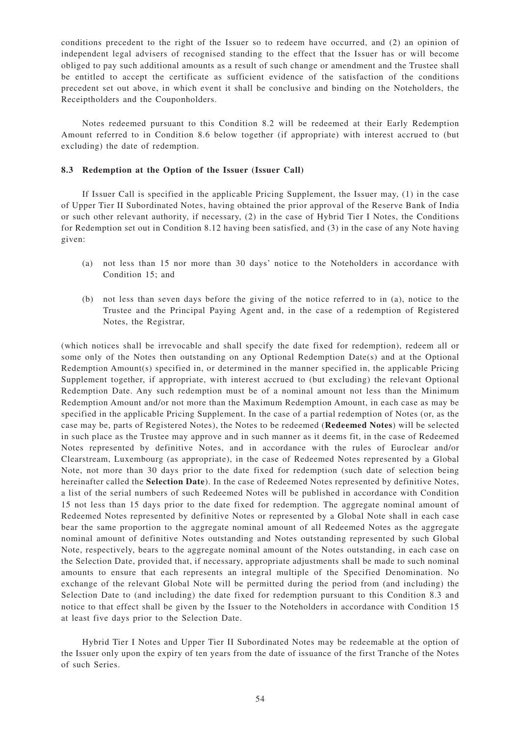conditions precedent to the right of the Issuer so to redeem have occurred, and (2) an opinion of independent legal advisers of recognised standing to the effect that the Issuer has or will become obliged to pay such additional amounts as a result of such change or amendment and the Trustee shall be entitled to accept the certificate as sufficient evidence of the satisfaction of the conditions precedent set out above, in which event it shall be conclusive and binding on the Noteholders, the Receiptholders and the Couponholders.

Notes redeemed pursuant to this Condition 8.2 will be redeemed at their Early Redemption Amount referred to in Condition 8.6 below together (if appropriate) with interest accrued to (but excluding) the date of redemption.

### 8.3 Redemption at the Option of the Issuer (Issuer Call)

If Issuer Call is specified in the applicable Pricing Supplement, the Issuer may, (1) in the case of Upper Tier II Subordinated Notes, having obtained the prior approval of the Reserve Bank of India or such other relevant authority, if necessary, (2) in the case of Hybrid Tier I Notes, the Conditions for Redemption set out in Condition 8.12 having been satisfied, and (3) in the case of any Note having given:

(a) not less than 15 nor more than 30 days' notice to the Noteholders in accordance with Condition 15; and

(b) not less than seven days before the giving of the notice referred to in (a), notice to the Trustee and the Principal Paying Agent and, in the case of a redemption of Registered Notes, the Registrar,

(which notices shall be irrevocable and shall specify the date fixed for redemption), redeem all or some only of the Notes then outstanding on any Optional Redemption Date(s) and at the Optional Redemption Amount(s) specified in, or determined in the manner specified in, the applicable Pricing Supplement together, if appropriate, with interest accrued to (but excluding) the relevant Optional Redemption Date. Any such redemption must be of a nominal amount not less than the Minimum Redemption Amount and/or not more than the Maximum Redemption Amount, in each case as may be specified in the applicable Pricing Supplement. In the case of a partial redemption of Notes (or, as the case may be, parts of Registered Notes), the Notes to be redeemed (**Redeemed Notes**) will be selected in such place as the Trustee may approve and in such manner as it deems fit, in the case of Redeemed Notes represented by definitive Notes, and in accordance with the rules of Euroclear and/or Clearstream, Luxembourg (as appropriate), in the case of Redeemed Notes represented by a Global Note, not more than 30 days prior to the date fixed for redemption (such date of selection being hereinafter called the **Selection Date**). In the case of Redeemed Notes represented by definitive Notes, a list of the serial numbers of such Redeemed Notes will be published in accordance with Condition 15 not less than 15 days prior to the date fixed for redemption. The aggregate nominal amount of Redeemed Notes represented by definitive Notes or represented by a Global Note shall in each case bear the same proportion to the aggregate nominal amount of all Redeemed Notes as the aggregate nominal amount of definitive Notes outstanding and Notes outstanding represented by such Global Note, respectively, bears to the aggregate nominal amount of the Notes outstanding, in each case on the Selection Date, provided that, if necessary, appropriate adjustments shall be made to such nominal amounts to ensure that each represents an integral multiple of the Specified Denomination. No exchange of the relevant Global Note will be permitted during the period from (and including) the Selection Date to (and including) the date fixed for redemption pursuant to this Condition 8.3 and notice to that effect shall be given by the Issuer to the Noteholders in accordance with Condition 15 at least five days prior to the Selection Date.

Hybrid Tier I Notes and Upper Tier II Subordinated Notes may be redeemable at the option of the Issuer only upon the expiry of ten years from the date of issuance of the first Tranche of the Notes of such Series.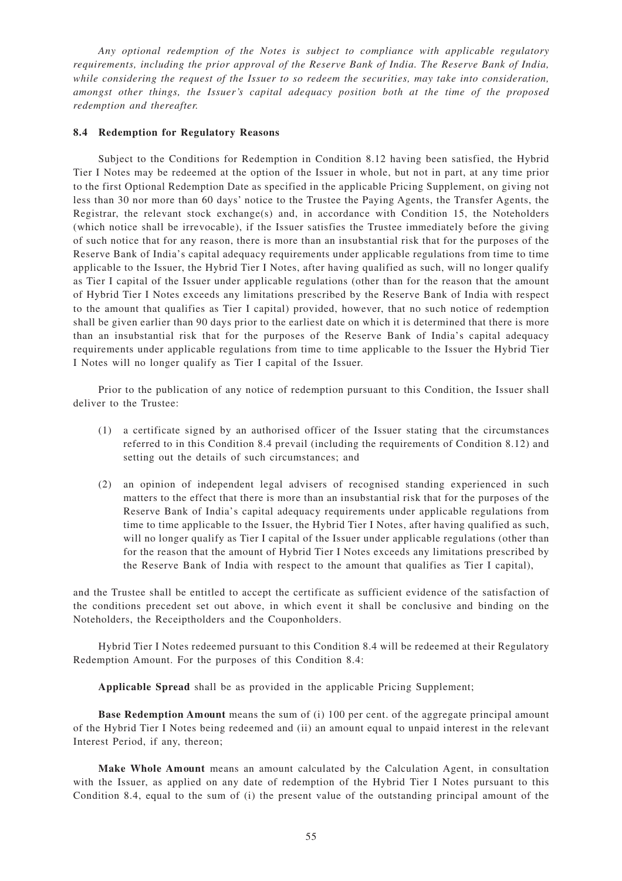*Any optional redemption of the Notes is subject to compliance with applicable regulatory requirements, including the prior approval of the Reserve Bank of India. The Reserve Bank of India, while considering the request of the Issuer to so redeem the securities, may take into consideration, amongst other things, the Issuer's capital adequacy position both at the time of the proposed redemption and thereafter.*

### 8.4 Redemption for Regulatory Reasons

Subject to the Conditions for Redemption in Condition 8.12 having been satisfied, the Hybrid Tier I Notes may be redeemed at the option of the Issuer in whole, but not in part, at any time prior to the first Optional Redemption Date as specified in the applicable Pricing Supplement, on giving not less than 30 nor more than 60 days' notice to the Trustee the Paying Agents, the Transfer Agents, the Registrar, the relevant stock exchange(s) and, in accordance with Condition 15, the Noteholders (which notice shall be irrevocable), if the Issuer satisfies the Trustee immediately before the giving of such notice that for any reason, there is more than an insubstantial risk that for the purposes of the Reserve Bank of India's capital adequacy requirements under applicable regulations from time to time applicable to the Issuer, the Hybrid Tier I Notes, after having qualified as such, will no longer qualify as Tier I capital of the Issuer under applicable regulations (other than for the reason that the amount of Hybrid Tier I Notes exceeds any limitations prescribed by the Reserve Bank of India with respect to the amount that qualifies as Tier I capital) provided, however, that no such notice of redemption shall be given earlier than 90 days prior to the earliest date on which it is determined that there is more than an insubstantial risk that for the purposes of the Reserve Bank of India's capital adequacy requirements under applicable regulations from time to time applicable to the Issuer the Hybrid Tier I Notes will no longer qualify as Tier I capital of the Issuer.

Prior to the publication of any notice of redemption pursuant to this Condition, the Issuer shall deliver to the Trustee:

(1) a certificate signed by an authorised officer of the Issuer stating that the circumstances referred to in this Condition 8.4 prevail (including the requirements of Condition 8.12) and setting out the details of such circumstances; and

(2) an opinion of independent legal advisers of recognised standing experienced in such matters to the effect that there is more than an insubstantial risk that for the purposes of the Reserve Bank of India's capital adequacy requirements under applicable regulations from time to time applicable to the Issuer, the Hybrid Tier I Notes, after having qualified as such, will no longer qualify as Tier I capital of the Issuer under applicable regulations (other than for the reason that the amount of Hybrid Tier I Notes exceeds any limitations prescribed by the Reserve Bank of India with respect to the amount that qualifies as Tier I capital),

and the Trustee shall be entitled to accept the certificate as sufficient evidence of the satisfaction of the conditions precedent set out above, in which event it shall be conclusive and binding on the Noteholders, the Receiptholders and the Couponholders.

Hybrid Tier I Notes redeemed pursuant to this Condition 8.4 will be redeemed at their Regulatory Redemption Amount. For the purposes of this Condition 8.4:

**Applicable Spread** shall be as provided in the applicable Pricing Supplement;

**Base Redemption Amount** means the sum of (i) 100 per cent. of the aggregate principal amount of the Hybrid Tier I Notes being redeemed and (ii) an amount equal to unpaid interest in the relevant Interest Period, if any, thereon;

**Make Whole Amount** means an amount calculated by the Calculation Agent, in consultation with the Issuer, as applied on any date of redemption of the Hybrid Tier I Notes pursuant to this Condition 8.4, equal to the sum of (i) the present value of the outstanding principal amount of the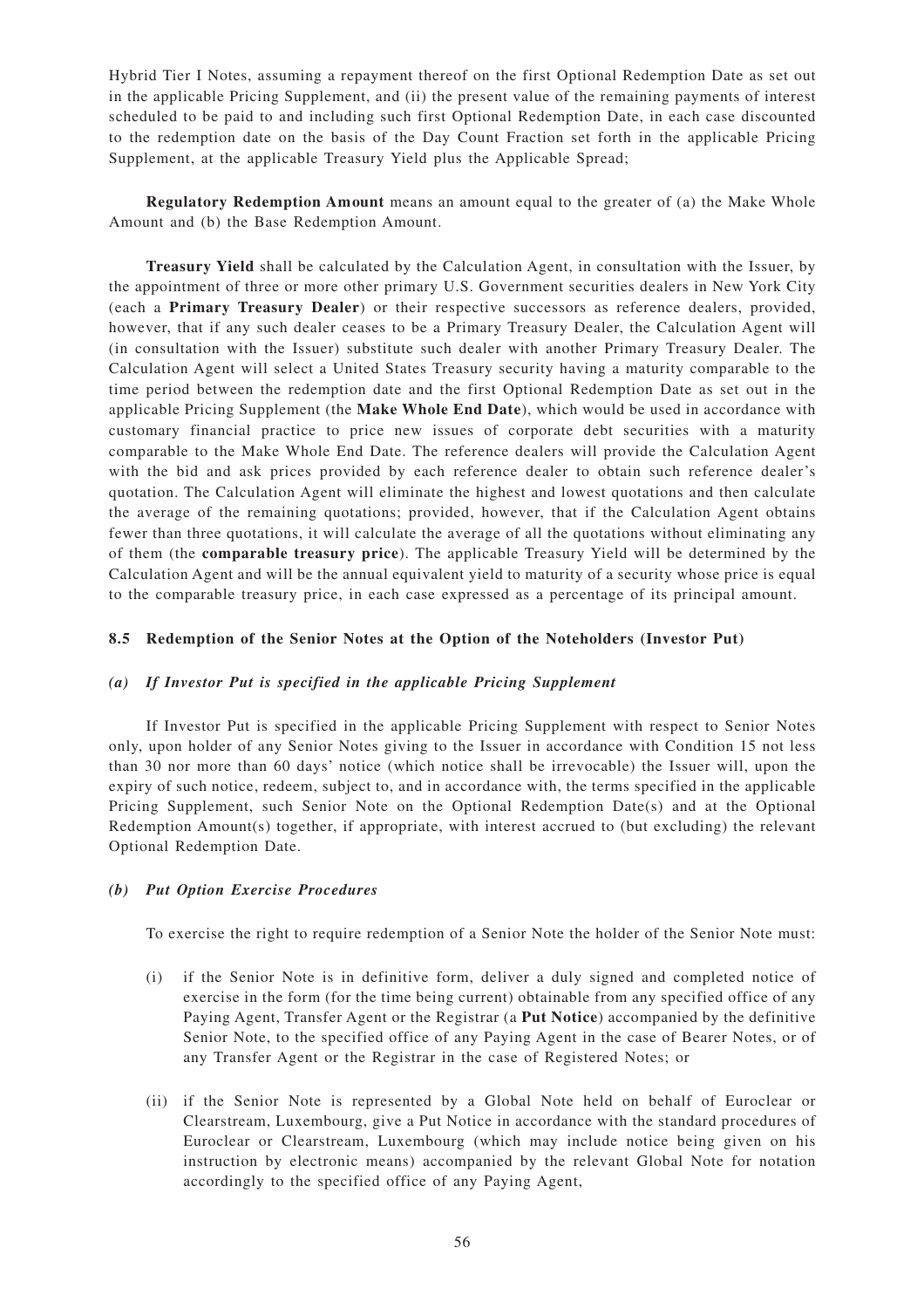Hybrid Tier I Notes, assuming a repayment thereof on the first Optional Redemption Date as set out in the applicable Pricing Supplement, and (ii) the present value of the remaining payments of interest scheduled to be paid to and including such first Optional Redemption Date, in each case discounted to the redemption date on the basis of the Day Count Fraction set forth in the applicable Pricing Supplement, at the applicable Treasury Yield plus the Applicable Spread;

**Regulatory Redemption Amount** means an amount equal to the greater of (a) the Make Whole Amount and (b) the Base Redemption Amount.

**Treasury Yield** shall be calculated by the Calculation Agent, in consultation with the Issuer, by the appointment of three or more other primary U.S. Government securities dealers in New York City (each a **Primary Treasury Dealer**) or their respective successors as reference dealers, provided, however, that if any such dealer ceases to be a Primary Treasury Dealer, the Calculation Agent will (in consultation with the Issuer) substitute such dealer with another Primary Treasury Dealer. The Calculation Agent will select a United States Treasury security having a maturity comparable to the time period between the redemption date and the first Optional Redemption Date as set out in the applicable Pricing Supplement (the **Make Whole End Date**), which would be used in accordance with customary financial practice to price new issues of corporate debt securities with a maturity comparable to the Make Whole End Date. The reference dealers will provide the Calculation Agent with the bid and ask prices provided by each reference dealer to obtain such reference dealer's quotation. The Calculation Agent will eliminate the highest and lowest quotations and then calculate the average of the remaining quotations; provided, however, that if the Calculation Agent obtains fewer than three quotations, it will calculate the average of all the quotations without eliminating any of them (the **comparable treasury price**). The applicable Treasury Yield will be determined by the Calculation Agent and will be the annual equivalent yield to maturity of a security whose price is equal to the comparable treasury price, in each case expressed as a percentage of its principal amount.

### 8.5 Redemption of the Senior Notes at the Option of the Noteholders (Investor Put)

#### *(a) If Investor Put is specified in the applicable Pricing Supplement*

If Investor Put is specified in the applicable Pricing Supplement with respect to Senior Notes only, upon holder of any Senior Notes giving to the Issuer in accordance with Condition 15 not less than 30 nor more than 60 days' notice (which notice shall be irrevocable) the Issuer will, upon the expiry of such notice, redeem, subject to, and in accordance with, the terms specified in the applicable Pricing Supplement, such Senior Note on the Optional Redemption Date(s) and at the Optional Redemption Amount(s) together, if appropriate, with interest accrued to (but excluding) the relevant Optional Redemption Date.

#### *(b) Put Option Exercise Procedures*

To exercise the right to require redemption of a Senior Note the holder of the Senior Note must:

(i) if the Senior Note is in definitive form, deliver a duly signed and completed notice of exercise in the form (for the time being current) obtainable from any specified office of any Paying Agent, Transfer Agent or the Registrar (a **Put Notice**) accompanied by the definitive Senior Note, to the specified office of any Paying Agent in the case of Bearer Notes, or of any Transfer Agent or the Registrar in the case of Registered Notes; or

(ii) if the Senior Note is represented by a Global Note held on behalf of Euroclear or Clearstream, Luxembourg, give a Put Notice in accordance with the standard procedures of Euroclear or Clearstream, Luxembourg (which may include notice being given on his instruction by electronic means) accompanied by the relevant Global Note for notation accordingly to the specified office of any Paying Agent,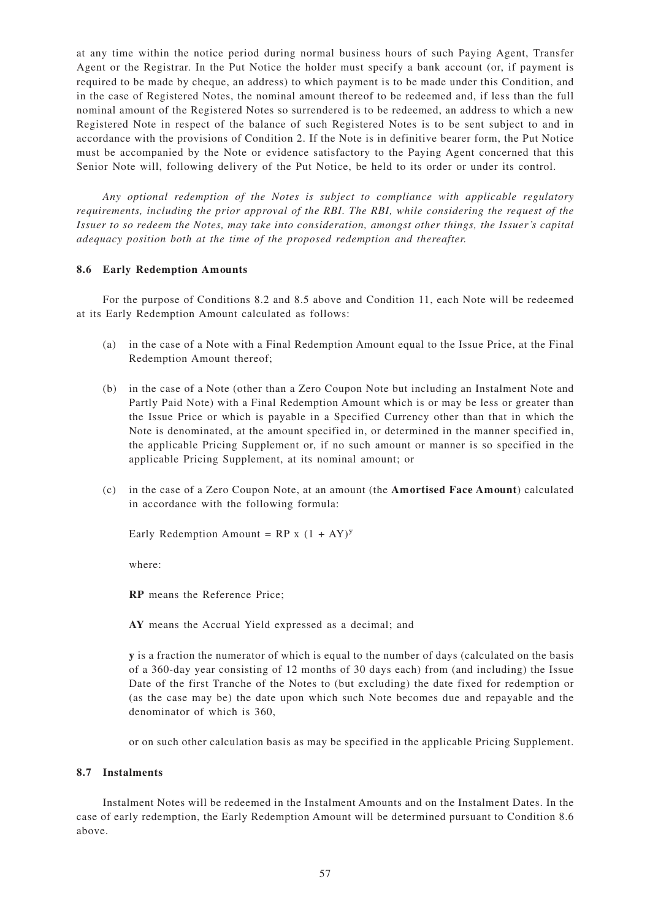at any time within the notice period during normal business hours of such Paying Agent, Transfer Agent or the Registrar. In the Put Notice the holder must specify a bank account (or, if payment is required to be made by cheque, an address) to which payment is to be made under this Condition, and in the case of Registered Notes, the nominal amount thereof to be redeemed and, if less than the full nominal amount of the Registered Notes so surrendered is to be redeemed, an address to which a new Registered Note in respect of the balance of such Registered Notes is to be sent subject to and in accordance with the provisions of Condition 2. If the Note is in definitive bearer form, the Put Notice must be accompanied by the Note or evidence satisfactory to the Paying Agent concerned that this Senior Note will, following delivery of the Put Notice, be held to its order or under its control.

*Any optional redemption of the Notes is subject to compliance with applicable regulatory requirements, including the prior approval of the RBI. The RBI, while considering the request of the Issuer to so redeem the Notes, may take into consideration, amongst other things, the Issuer's capital adequacy position both at the time of the proposed redemption and thereafter.*

### 8.6 Early Redemption Amounts

For the purpose of Conditions 8.2 and 8.5 above and Condition 11, each Note will be redeemed at its Early Redemption Amount calculated as follows:

(a) in the case of a Note with a Final Redemption Amount equal to the Issue Price, at the Final Redemption Amount thereof;

(b) in the case of a Note (other than a Zero Coupon Note but including an Instalment Note and Partly Paid Note) with a Final Redemption Amount which is or may be less or greater than the Issue Price or which is payable in a Specified Currency other than that in which the Note is denominated, at the amount specified in, or determined in the manner specified in, the applicable Pricing Supplement or, if no such amount or manner is so specified in the applicable Pricing Supplement, at its nominal amount; or

(c) in the case of a Zero Coupon Note, at an amount (the **Amortised Face Amount**) calculated in accordance with the following formula:

Early Redemption Amount = $RP \times (1 + AY)^y$

where:

**RP** means the Reference Price;

**AY** means the Accrual Yield expressed as a decimal; and

**y** is a fraction the numerator of which is equal to the number of days (calculated on the basis of a 360-day year consisting of 12 months of 30 days each) from (and including) the Issue Date of the first Tranche of the Notes to (but excluding) the date fixed for redemption or (as the case may be) the date upon which such Note becomes due and repayable and the denominator of which is 360,

or on such other calculation basis as may be specified in the applicable Pricing Supplement.

### 8.7 Instalments

Instalment Notes will be redeemed in the Instalment Amounts and on the Instalment Dates. In the case of early redemption, the Early Redemption Amount will be determined pursuant to Condition 8.6 above.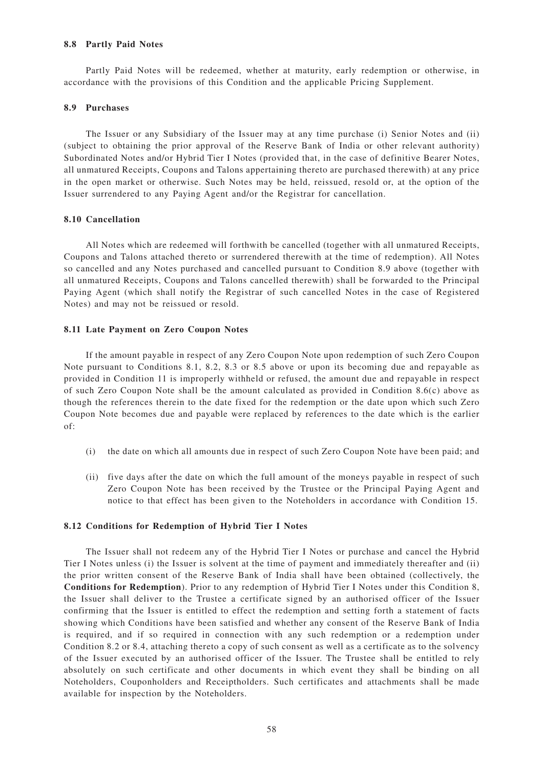### 8.8 Partly Paid Notes

Partly Paid Notes will be redeemed, whether at maturity, early redemption or otherwise, in accordance with the provisions of this Condition and the applicable Pricing Supplement.

### 8.9 Purchases

The Issuer or any Subsidiary of the Issuer may at any time purchase (i) Senior Notes and (ii) (subject to obtaining the prior approval of the Reserve Bank of India or other relevant authority) Subordinated Notes and/or Hybrid Tier I Notes (provided that, in the case of definitive Bearer Notes, all unmatured Receipts, Coupons and Talons appertaining thereto are purchased therewith) at any price in the open market or otherwise. Such Notes may be held, reissued, resold or, at the option of the Issuer surrendered to any Paying Agent and/or the Registrar for cancellation.

### 8.10 Cancellation

All Notes which are redeemed will forthwith be cancelled (together with all unmatured Receipts, Coupons and Talons attached thereto or surrendered therewith at the time of redemption). All Notes so cancelled and any Notes purchased and cancelled pursuant to Condition 8.9 above (together with all unmatured Receipts, Coupons and Talons cancelled therewith) shall be forwarded to the Principal Paying Agent (which shall notify the Registrar of such cancelled Notes in the case of Registered Notes) and may not be reissued or resold.

### 8.11 Late Payment on Zero Coupon Notes

If the amount payable in respect of any Zero Coupon Note upon redemption of such Zero Coupon Note pursuant to Conditions 8.1, 8.2, 8.3 or 8.5 above or upon its becoming due and repayable as provided in Condition 11 is improperly withheld or refused, the amount due and repayable in respect of such Zero Coupon Note shall be the amount calculated as provided in Condition 8.6(c) above as though the references therein to the date fixed for the redemption or the date upon which such Zero Coupon Note becomes due and payable were replaced by references to the date which is the earlier of:

(i) the date on which all amounts due in respect of such Zero Coupon Note have been paid; and

(ii) five days after the date on which the full amount of the moneys payable in respect of such Zero Coupon Note has been received by the Trustee or the Principal Paying Agent and notice to that effect has been given to the Noteholders in accordance with Condition 15.

### 8.12 Conditions for Redemption of Hybrid Tier I Notes

The Issuer shall not redeem any of the Hybrid Tier I Notes or purchase and cancel the Hybrid Tier I Notes unless (i) the Issuer is solvent at the time of payment and immediately thereafter and (ii) the prior written consent of the Reserve Bank of India shall have been obtained (collectively, the **Conditions for Redemption**). Prior to any redemption of Hybrid Tier I Notes under this Condition 8, the Issuer shall deliver to the Trustee a certificate signed by an authorised officer of the Issuer confirming that the Issuer is entitled to effect the redemption and setting forth a statement of facts showing which Conditions have been satisfied and whether any consent of the Reserve Bank of India is required, and if so required in connection with any such redemption or a redemption under Condition 8.2 or 8.4, attaching thereto a copy of such consent as well as a certificate as to the solvency of the Issuer executed by an authorised officer of the Issuer. The Trustee shall be entitled to rely absolutely on such certificate and other documents in which event they shall be binding on all Noteholders, Couponholders and Receiptholders. Such certificates and attachments shall be made available for inspection by the Noteholders.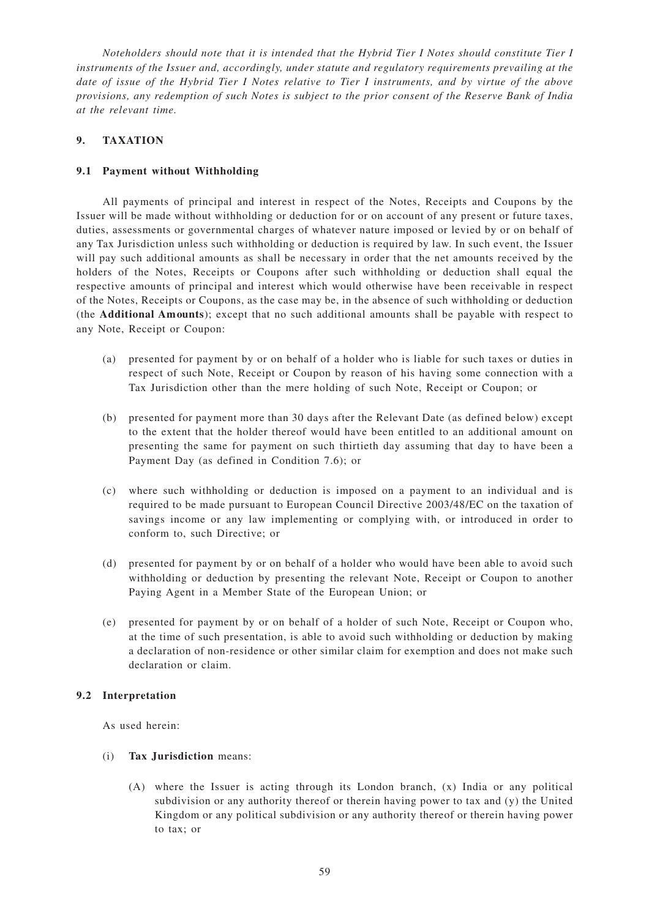*Noteholders should note that it is intended that the Hybrid Tier I Notes should constitute Tier I instruments of the Issuer and, accordingly, under statute and regulatory requirements prevailing at the date of issue of the Hybrid Tier I Notes relative to Tier I instruments, and by virtue of the above provisions, any redemption of such Notes is subject to the prior consent of the Reserve Bank of India at the relevant time.*

## 9. TAXATION

### 9.1 Payment without Withholding

All payments of principal and interest in respect of the Notes, Receipts and Coupons by the Issuer will be made without withholding or deduction for or on account of any present or future taxes, duties, assessments or governmental charges of whatever nature imposed or levied by or on behalf of any Tax Jurisdiction unless such withholding or deduction is required by law. In such event, the Issuer will pay such additional amounts as shall be necessary in order that the net amounts received by the holders of the Notes, Receipts or Coupons after such withholding or deduction shall equal the respective amounts of principal and interest which would otherwise have been receivable in respect of the Notes, Receipts or Coupons, as the case may be, in the absence of such withholding or deduction (the **Additional Amounts**); except that no such additional amounts shall be payable with respect to any Note, Receipt or Coupon:

(a) presented for payment by or on behalf of a holder who is liable for such taxes or duties in respect of such Note, Receipt or Coupon by reason of his having some connection with a Tax Jurisdiction other than the mere holding of such Note, Receipt or Coupon; or

(b) presented for payment more than 30 days after the Relevant Date (as defined below) except to the extent that the holder thereof would have been entitled to an additional amount on presenting the same for payment on such thirtieth day assuming that day to have been a Payment Day (as defined in Condition 7.6); or

(c) where such withholding or deduction is imposed on a payment to an individual and is required to be made pursuant to European Council Directive 2003/48/EC on the taxation of savings income or any law implementing or complying with, or introduced in order to conform to, such Directive; or

(d) presented for payment by or on behalf of a holder who would have been able to avoid such withholding or deduction by presenting the relevant Note, Receipt or Coupon to another Paying Agent in a Member State of the European Union; or

(e) presented for payment by or on behalf of a holder of such Note, Receipt or Coupon who, at the time of such presentation, is able to avoid such withholding or deduction by making a declaration of non-residence or other similar claim for exemption and does not make such declaration or claim.

### 9.2 Interpretation

As used herein:

(i) **Tax Jurisdiction** means:

(A) where the Issuer is acting through its London branch, (x) India or any political subdivision or any authority thereof or therein having power to tax and (y) the United Kingdom or any political subdivision or any authority thereof or therein having power to tax; or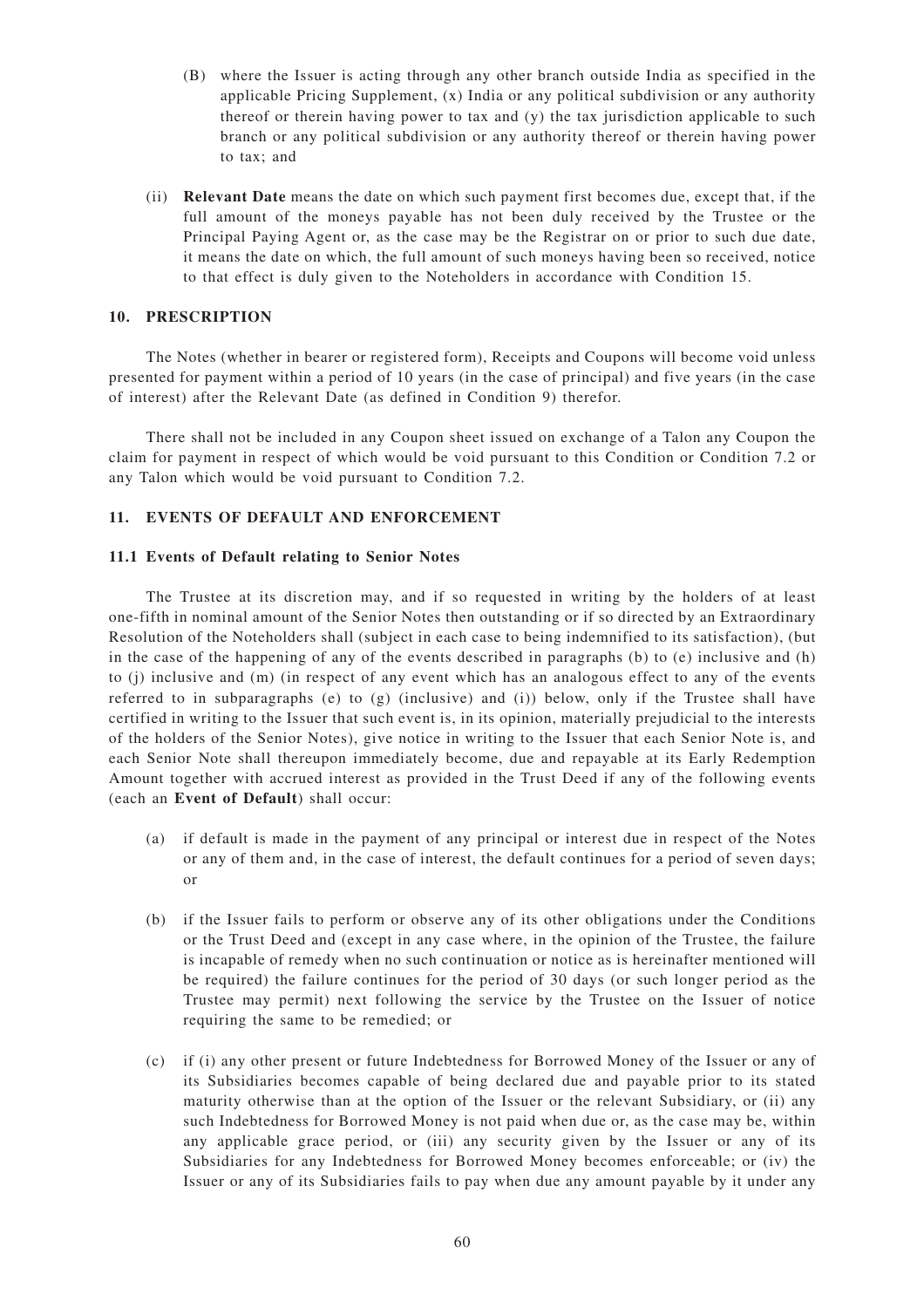(B) where the Issuer is acting through any other branch outside India as specified in the applicable Pricing Supplement, (x) India or any political subdivision or any authority thereof or therein having power to tax and (y) the tax jurisdiction applicable to such branch or any political subdivision or any authority thereof or therein having power to tax; and

(ii) **Relevant Date** means the date on which such payment first becomes due, except that, if the full amount of the moneys payable has not been duly received by the Trustee or the Principal Paying Agent or, as the case may be the Registrar on or prior to such due date, it means the date on which, the full amount of such moneys having been so received, notice to that effect is duly given to the Noteholders in accordance with Condition 15.

## 10. PRESCRIPTION

The Notes (whether in bearer or registered form), Receipts and Coupons will become void unless presented for payment within a period of 10 years (in the case of principal) and five years (in the case of interest) after the Relevant Date (as defined in Condition 9) therefor.

There shall not be included in any Coupon sheet issued on exchange of a Talon any Coupon the claim for payment in respect of which would be void pursuant to this Condition or Condition 7.2 or any Talon which would be void pursuant to Condition 7.2.

## 11. EVENTS OF DEFAULT AND ENFORCEMENT

### 11.1 Events of Default relating to Senior Notes

The Trustee at its discretion may, and if so requested in writing by the holders of at least one-fifth in nominal amount of the Senior Notes then outstanding or if so directed by an Extraordinary Resolution of the Noteholders shall (subject in each case to being indemnified to its satisfaction), (but in the case of the happening of any of the events described in paragraphs (b) to (e) inclusive and (h) to (j) inclusive and (m) (in respect of any event which has an analogous effect to any of the events referred to in subparagraphs (e) to (g) (inclusive) and (i)) below, only if the Trustee shall have certified in writing to the Issuer that such event is, in its opinion, materially prejudicial to the interests of the holders of the Senior Notes), give notice in writing to the Issuer that each Senior Note is, and each Senior Note shall thereupon immediately become, due and repayable at its Early Redemption Amount together with accrued interest as provided in the Trust Deed if any of the following events (each an **Event of Default**) shall occur:

(a) if default is made in the payment of any principal or interest due in respect of the Notes or any of them and, in the case of interest, the default continues for a period of seven days; or

(b) if the Issuer fails to perform or observe any of its other obligations under the Conditions or the Trust Deed and (except in any case where, in the opinion of the Trustee, the failure is incapable of remedy when no such continuation or notice as is hereinafter mentioned will be required) the failure continues for the period of 30 days (or such longer period as the Trustee may permit) next following the service by the Trustee on the Issuer of notice requiring the same to be remedied; or

(c) if (i) any other present or future Indebtedness for Borrowed Money of the Issuer or any of its Subsidiaries becomes capable of being declared due and payable prior to its stated maturity otherwise than at the option of the Issuer or the relevant Subsidiary, or (ii) any such Indebtedness for Borrowed Money is not paid when due or, as the case may be, within any applicable grace period, or (iii) any security given by the Issuer or any of its Subsidiaries for any Indebtedness for Borrowed Money becomes enforceable; or (iv) the Issuer or any of its Subsidiaries fails to pay when due any amount payable by it under any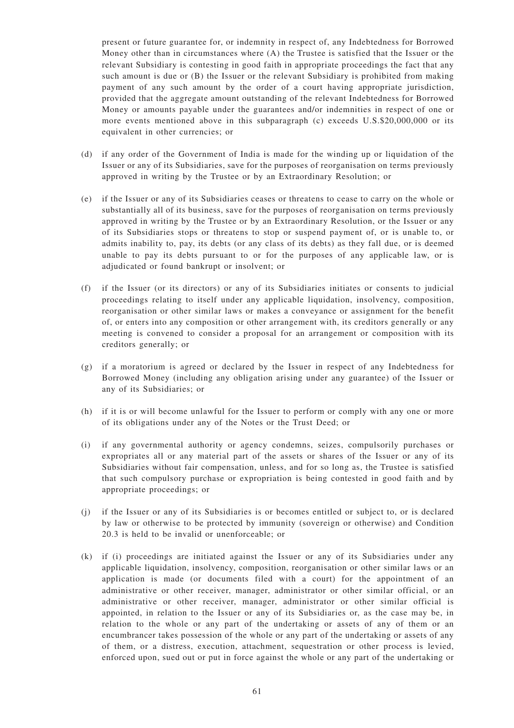present or future guarantee for, or indemnity in respect of, any Indebtedness for Borrowed Money other than in circumstances where (A) the Trustee is satisfied that the Issuer or the relevant Subsidiary is contesting in good faith in appropriate proceedings the fact that any such amount is due or (B) the Issuer or the relevant Subsidiary is prohibited from making payment of any such amount by the order of a court having appropriate jurisdiction, provided that the aggregate amount outstanding of the relevant Indebtedness for Borrowed Money or amounts payable under the guarantees and/or indemnities in respect of one or more events mentioned above in this subparagraph (c) exceeds U.S.$20,000,000 or its equivalent in other currencies; or

(d) if any order of the Government of India is made for the winding up or liquidation of the Issuer or any of its Subsidiaries, save for the purposes of reorganisation on terms previously approved in writing by the Trustee or by an Extraordinary Resolution; or

(e) if the Issuer or any of its Subsidiaries ceases or threatens to cease to carry on the whole or substantially all of its business, save for the purposes of reorganisation on terms previously approved in writing by the Trustee or by an Extraordinary Resolution, or the Issuer or any of its Subsidiaries stops or threatens to stop or suspend payment of, or is unable to, or admits inability to, pay, its debts (or any class of its debts) as they fall due, or is deemed unable to pay its debts pursuant to or for the purposes of any applicable law, or is adjudicated or found bankrupt or insolvent; or

(f) if the Issuer (or its directors) or any of its Subsidiaries initiates or consents to judicial proceedings relating to itself under any applicable liquidation, insolvency, composition, reorganisation or other similar laws or makes a conveyance or assignment for the benefit of, or enters into any composition or other arrangement with, its creditors generally or any meeting is convened to consider a proposal for an arrangement or composition with its creditors generally; or

(g) if a moratorium is agreed or declared by the Issuer in respect of any Indebtedness for Borrowed Money (including any obligation arising under any guarantee) of the Issuer or any of its Subsidiaries; or

(h) if it is or will become unlawful for the Issuer to perform or comply with any one or more of its obligations under any of the Notes or the Trust Deed; or

(i) if any governmental authority or agency condemns, seizes, compulsorily purchases or expropriates all or any material part of the assets or shares of the Issuer or any of its Subsidiaries without fair compensation, unless, and for so long as, the Trustee is satisfied that such compulsory purchase or expropriation is being contested in good faith and by appropriate proceedings; or

(j) if the Issuer or any of its Subsidiaries is or becomes entitled or subject to, or is declared by law or otherwise to be protected by immunity (sovereign or otherwise) and Condition 20.3 is held to be invalid or unenforceable; or

(k) if (i) proceedings are initiated against the Issuer or any of its Subsidiaries under any applicable liquidation, insolvency, composition, reorganisation or other similar laws or an application is made (or documents filed with a court) for the appointment of an administrative or other receiver, manager, administrator or other similar official, or an administrative or other receiver, manager, administrator or other similar official is appointed, in relation to the Issuer or any of its Subsidiaries or, as the case may be, in relation to the whole or any part of the undertaking or assets of any of them or an encumbrancer takes possession of the whole or any part of the undertaking or assets of any of them, or a distress, execution, attachment, sequestration or other process is levied, enforced upon, sued out or put in force against the whole or any part of the undertaking or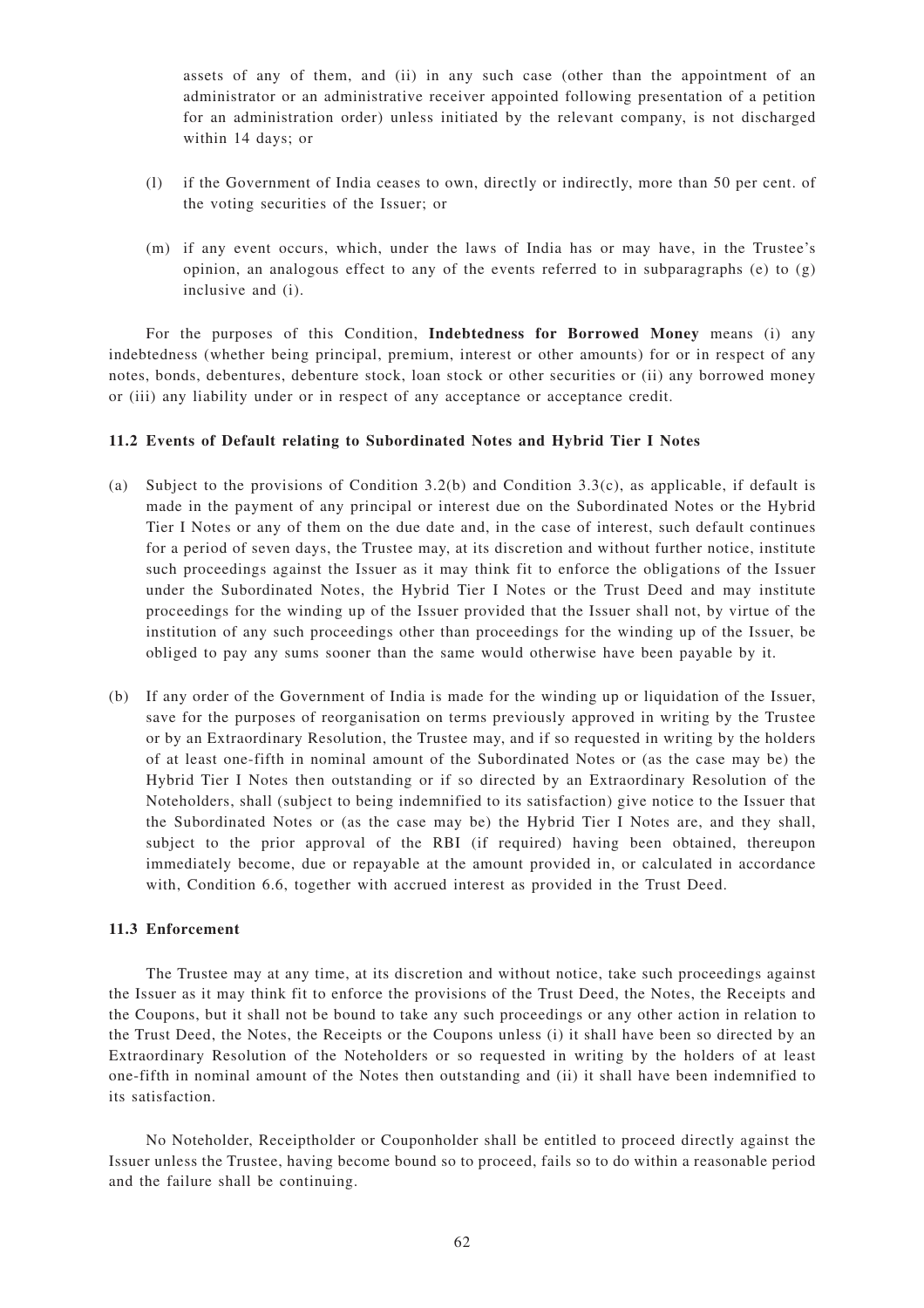assets of any of them, and (ii) in any such case (other than the appointment of an administrator or an administrative receiver appointed following presentation of a petition for an administration order) unless initiated by the relevant company, is not discharged within 14 days; or

(l) if the Government of India ceases to own, directly or indirectly, more than 50 per cent. of the voting securities of the Issuer; or

(m) if any event occurs, which, under the laws of India has or may have, in the Trustee's opinion, an analogous effect to any of the events referred to in subparagraphs (e) to (g) inclusive and (i).

For the purposes of this Condition, **Indebtedness for Borrowed Money** means (i) any indebtedness (whether being principal, premium, interest or other amounts) for or in respect of any notes, bonds, debentures, debenture stock, loan stock or other securities or (ii) any borrowed money or (iii) any liability under or in respect of any acceptance or acceptance credit.

**11.2 Events of Default relating to Subordinated Notes and Hybrid Tier I Notes**

(a) Subject to the provisions of Condition 3.2(b) and Condition 3.3(c), as applicable, if default is made in the payment of any principal or interest due on the Subordinated Notes or the Hybrid Tier I Notes or any of them on the due date and, in the case of interest, such default continues for a period of seven days, the Trustee may, at its discretion and without further notice, institute such proceedings against the Issuer as it may think fit to enforce the obligations of the Issuer under the Subordinated Notes, the Hybrid Tier I Notes or the Trust Deed and may institute proceedings for the winding up of the Issuer provided that the Issuer shall not, by virtue of the institution of any such proceedings other than proceedings for the winding up of the Issuer, be obliged to pay any sums sooner than the same would otherwise have been payable by it.

(b) If any order of the Government of India is made for the winding up or liquidation of the Issuer, save for the purposes of reorganisation on terms previously approved in writing by the Trustee or by an Extraordinary Resolution, the Trustee may, and if so requested in writing by the holders of at least one-fifth in nominal amount of the Subordinated Notes or (as the case may be) the Hybrid Tier I Notes then outstanding or if so directed by an Extraordinary Resolution of the Noteholders, shall (subject to being indemnified to its satisfaction) give notice to the Issuer that the Subordinated Notes or (as the case may be) the Hybrid Tier I Notes are, and they shall, subject to the prior approval of the RBI (if required) having been obtained, thereupon immediately become, due or repayable at the amount provided in, or calculated in accordance with, Condition 6.6, together with accrued interest as provided in the Trust Deed.

**11.3 Enforcement**

The Trustee may at any time, at its discretion and without notice, take such proceedings against the Issuer as it may think fit to enforce the provisions of the Trust Deed, the Notes, the Receipts and the Coupons, but it shall not be bound to take any such proceedings or any other action in relation to the Trust Deed, the Notes, the Receipts or the Coupons unless (i) it shall have been so directed by an Extraordinary Resolution of the Noteholders or so requested in writing by the holders of at least one-fifth in nominal amount of the Notes then outstanding and (ii) it shall have been indemnified to its satisfaction.

No Noteholder, Receiptholder or Couponholder shall be entitled to proceed directly against the Issuer unless the Trustee, having become bound so to proceed, fails so to do within a reasonable period and the failure shall be continuing.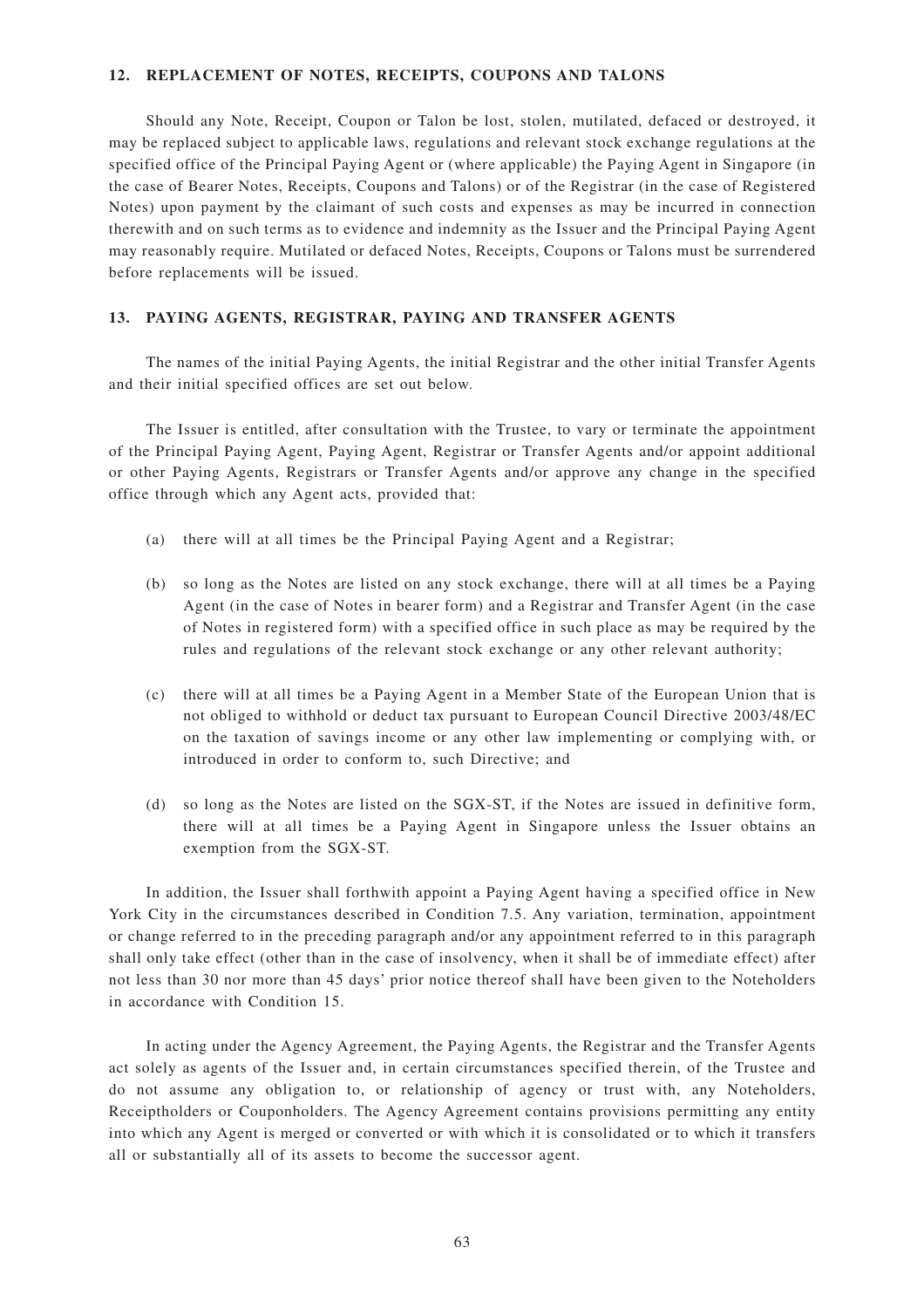## 12. REPLACEMENT OF NOTES, RECEIPTS, COUPONS AND TALONS

Should any Note, Receipt, Coupon or Talon be lost, stolen, mutilated, defaced or destroyed, it may be replaced subject to applicable laws, regulations and relevant stock exchange regulations at the specified office of the Principal Paying Agent or (where applicable) the Paying Agent in Singapore (in the case of Bearer Notes, Receipts, Coupons and Talons) or of the Registrar (in the case of Registered Notes) upon payment by the claimant of such costs and expenses as may be incurred in connection therewith and on such terms as to evidence and indemnity as the Issuer and the Principal Paying Agent may reasonably require. Mutilated or defaced Notes, Receipts, Coupons or Talons must be surrendered before replacements will be issued.

## 13. PAYING AGENTS, REGISTRAR, PAYING AND TRANSFER AGENTS

The names of the initial Paying Agents, the initial Registrar and the other initial Transfer Agents and their initial specified offices are set out below.

The Issuer is entitled, after consultation with the Trustee, to vary or terminate the appointment of the Principal Paying Agent, Paying Agent, Registrar or Transfer Agents and/or appoint additional or other Paying Agents, Registrars or Transfer Agents and/or approve any change in the specified office through which any Agent acts, provided that:

(a) there will at all times be the Principal Paying Agent and a Registrar;

(b) so long as the Notes are listed on any stock exchange, there will at all times be a Paying Agent (in the case of Notes in bearer form) and a Registrar and Transfer Agent (in the case of Notes in registered form) with a specified office in such place as may be required by the rules and regulations of the relevant stock exchange or any other relevant authority;

(c) there will at all times be a Paying Agent in a Member State of the European Union that is not obliged to withhold or deduct tax pursuant to European Council Directive 2003/48/EC on the taxation of savings income or any other law implementing or complying with, or introduced in order to conform to, such Directive; and

(d) so long as the Notes are listed on the SGX-ST, if the Notes are issued in definitive form, there will at all times be a Paying Agent in Singapore unless the Issuer obtains an exemption from the SGX-ST.

In addition, the Issuer shall forthwith appoint a Paying Agent having a specified office in New York City in the circumstances described in Condition 7.5. Any variation, termination, appointment or change referred to in the preceding paragraph and/or any appointment referred to in this paragraph shall only take effect (other than in the case of insolvency, when it shall be of immediate effect) after not less than 30 nor more than 45 days' prior notice thereof shall have been given to the Noteholders in accordance with Condition 15.

In acting under the Agency Agreement, the Paying Agents, the Registrar and the Transfer Agents act solely as agents of the Issuer and, in certain circumstances specified therein, of the Trustee and do not assume any obligation to, or relationship of agency or trust with, any Noteholders, Receiptholders or Couponholders. The Agency Agreement contains provisions permitting any entity into which any Agent is merged or converted or with which it is consolidated or to which it transfers all or substantially all of its assets to become the successor agent.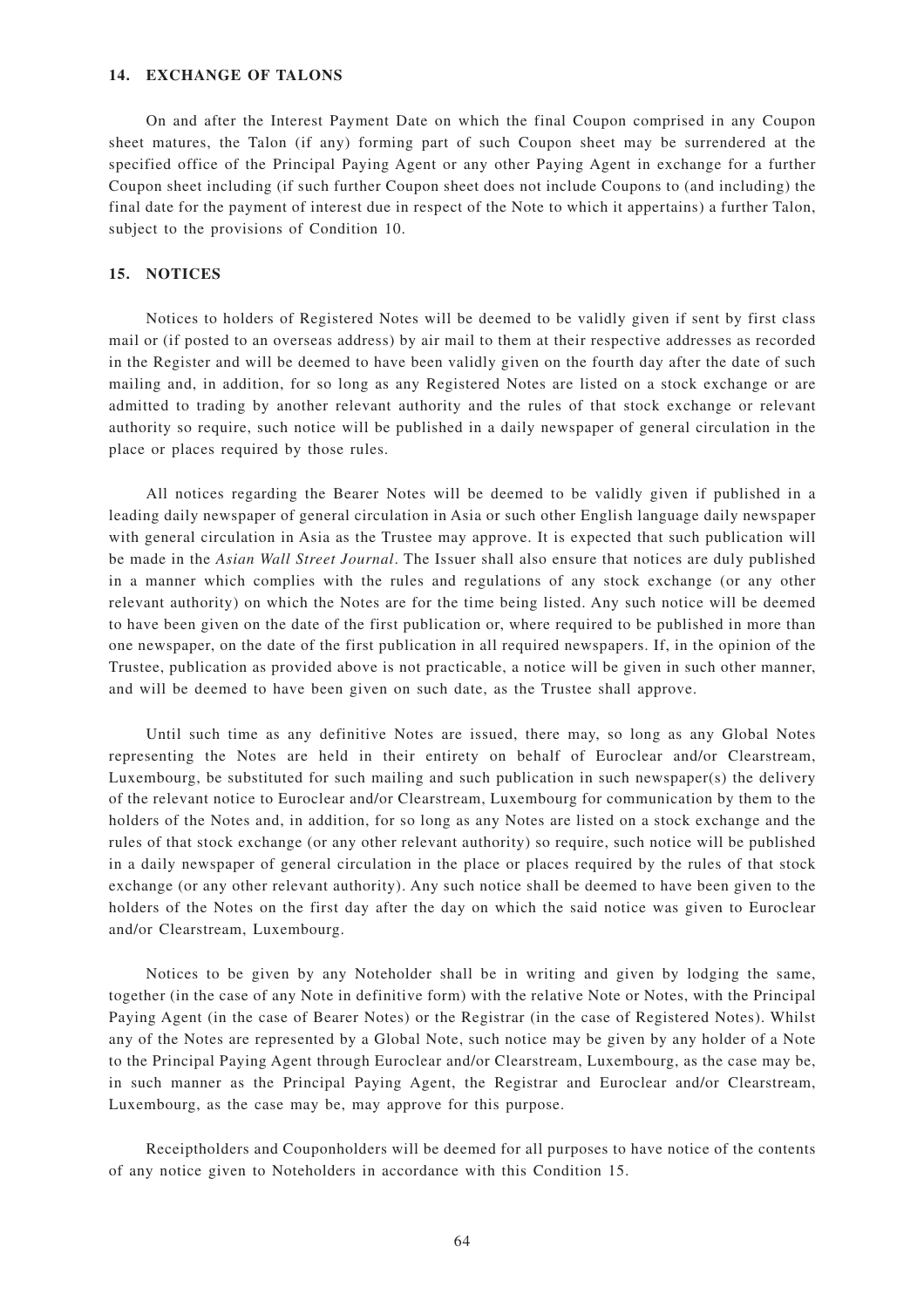## 14. EXCHANGE OF TALONS

On and after the Interest Payment Date on which the final Coupon comprised in any Coupon sheet matures, the Talon (if any) forming part of such Coupon sheet may be surrendered at the specified office of the Principal Paying Agent or any other Paying Agent in exchange for a further Coupon sheet including (if such further Coupon sheet does not include Coupons to (and including) the final date for the payment of interest due in respect of the Note to which it appertains) a further Talon, subject to the provisions of Condition 10.

## 15. NOTICES

Notices to holders of Registered Notes will be deemed to be validly given if sent by first class mail or (if posted to an overseas address) by air mail to them at their respective addresses as recorded in the Register and will be deemed to have been validly given on the fourth day after the date of such mailing and, in addition, for so long as any Registered Notes are listed on a stock exchange or are admitted to trading by another relevant authority and the rules of that stock exchange or relevant authority so require, such notice will be published in a daily newspaper of general circulation in the place or places required by those rules.

All notices regarding the Bearer Notes will be deemed to be validly given if published in a leading daily newspaper of general circulation in Asia or such other English language daily newspaper with general circulation in Asia as the Trustee may approve. It is expected that such publication will be made in the *Asian Wall Street Journal*. The Issuer shall also ensure that notices are duly published in a manner which complies with the rules and regulations of any stock exchange (or any other relevant authority) on which the Notes are for the time being listed. Any such notice will be deemed to have been given on the date of the first publication or, where required to be published in more than one newspaper, on the date of the first publication in all required newspapers. If, in the opinion of the Trustee, publication as provided above is not practicable, a notice will be given in such other manner, and will be deemed to have been given on such date, as the Trustee shall approve.

Until such time as any definitive Notes are issued, there may, so long as any Global Notes representing the Notes are held in their entirety on behalf of Euroclear and/or Clearstream, Luxembourg, be substituted for such mailing and such publication in such newspaper(s) the delivery of the relevant notice to Euroclear and/or Clearstream, Luxembourg for communication by them to the holders of the Notes and, in addition, for so long as any Notes are listed on a stock exchange and the rules of that stock exchange (or any other relevant authority) so require, such notice will be published in a daily newspaper of general circulation in the place or places required by the rules of that stock exchange (or any other relevant authority). Any such notice shall be deemed to have been given to the holders of the Notes on the first day after the day on which the said notice was given to Euroclear and/or Clearstream, Luxembourg.

Notices to be given by any Noteholder shall be in writing and given by lodging the same, together (in the case of any Note in definitive form) with the relative Note or Notes, with the Principal Paying Agent (in the case of Bearer Notes) or the Registrar (in the case of Registered Notes). Whilst any of the Notes are represented by a Global Note, such notice may be given by any holder of a Note to the Principal Paying Agent through Euroclear and/or Clearstream, Luxembourg, as the case may be, in such manner as the Principal Paying Agent, the Registrar and Euroclear and/or Clearstream, Luxembourg, as the case may be, may approve for this purpose.

Receiptholders and Couponholders will be deemed for all purposes to have notice of the contents of any notice given to Noteholders in accordance with this Condition 15.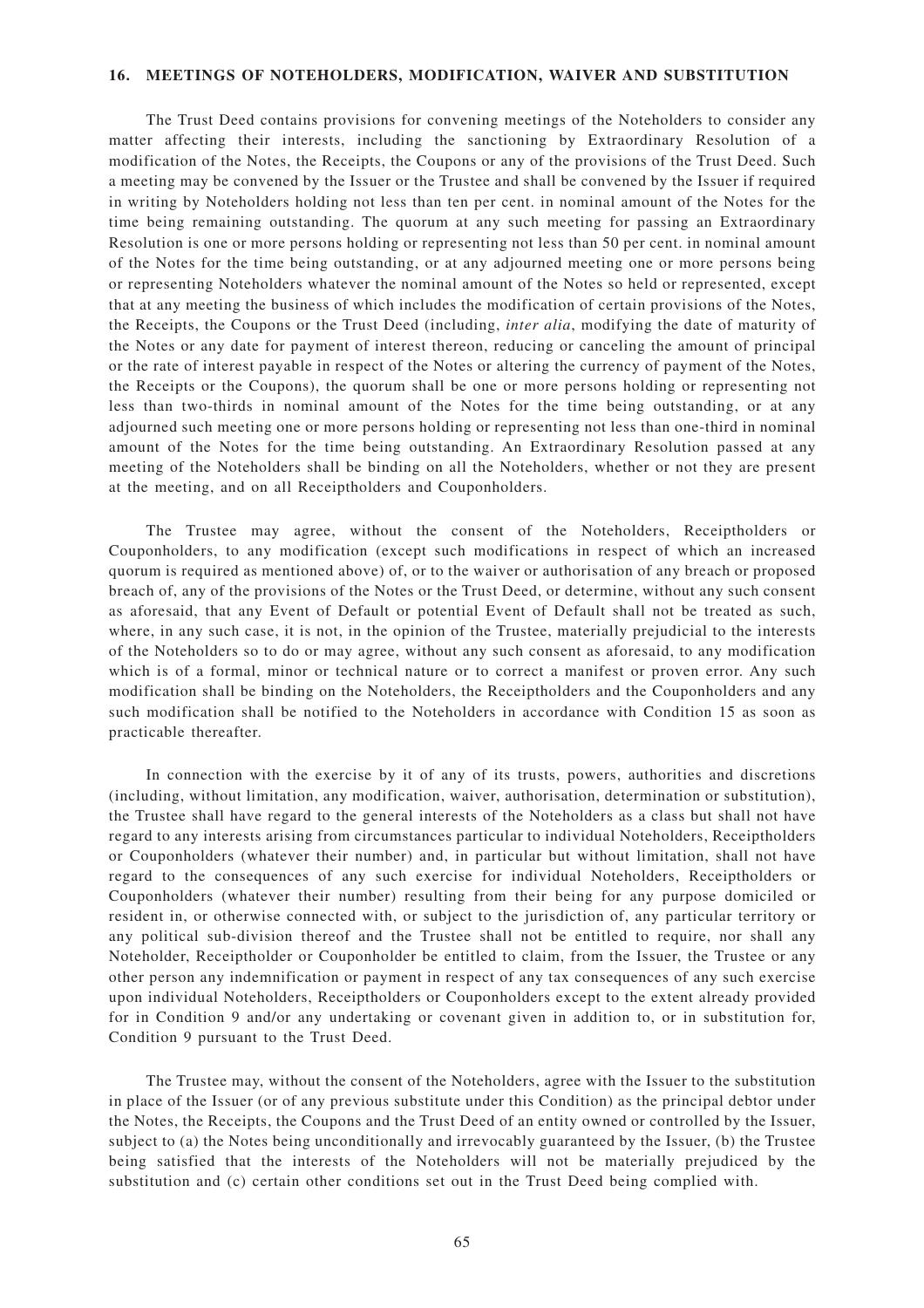## 16. MEETINGS OF NOTEHOLDERS, MODIFICATION, WAIVER AND SUBSTITUTION

The Trust Deed contains provisions for convening meetings of the Noteholders to consider any matter affecting their interests, including the sanctioning by Extraordinary Resolution of a modification of the Notes, the Receipts, the Coupons or any of the provisions of the Trust Deed. Such a meeting may be convened by the Issuer or the Trustee and shall be convened by the Issuer if required in writing by Noteholders holding not less than ten per cent. in nominal amount of the Notes for the time being remaining outstanding. The quorum at any such meeting for passing an Extraordinary Resolution is one or more persons holding or representing not less than 50 per cent. in nominal amount of the Notes for the time being outstanding, or at any adjourned meeting one or more persons being or representing Noteholders whatever the nominal amount of the Notes so held or represented, except that at any meeting the business of which includes the modification of certain provisions of the Notes, the Receipts, the Coupons or the Trust Deed (including, *inter alia*, modifying the date of maturity of the Notes or any date for payment of interest thereon, reducing or canceling the amount of principal or the rate of interest payable in respect of the Notes or altering the currency of payment of the Notes, the Receipts or the Coupons), the quorum shall be one or more persons holding or representing not less than two-thirds in nominal amount of the Notes for the time being outstanding, or at any adjourned such meeting one or more persons holding or representing not less than one-third in nominal amount of the Notes for the time being outstanding. An Extraordinary Resolution passed at any meeting of the Noteholders shall be binding on all the Noteholders, whether or not they are present at the meeting, and on all Receiptholders and Couponholders.

The Trustee may agree, without the consent of the Noteholders, Receiptholders or Couponholders, to any modification (except such modifications in respect of which an increased quorum is required as mentioned above) of, or to the waiver or authorisation of any breach or proposed breach of, any of the provisions of the Notes or the Trust Deed, or determine, without any such consent as aforesaid, that any Event of Default or potential Event of Default shall not be treated as such, where, in any such case, it is not, in the opinion of the Trustee, materially prejudicial to the interests of the Noteholders so to do or may agree, without any such consent as aforesaid, to any modification which is of a formal, minor or technical nature or to correct a manifest or proven error. Any such modification shall be binding on the Noteholders, the Receiptholders and the Couponholders and any such modification shall be notified to the Noteholders in accordance with Condition 15 as soon as practicable thereafter.

In connection with the exercise by it of any of its trusts, powers, authorities and discretions (including, without limitation, any modification, waiver, authorisation, determination or substitution), the Trustee shall have regard to the general interests of the Noteholders as a class but shall not have regard to any interests arising from circumstances particular to individual Noteholders, Receiptholders or Couponholders (whatever their number) and, in particular but without limitation, shall not have regard to the consequences of any such exercise for individual Noteholders, Receiptholders or Couponholders (whatever their number) resulting from their being for any purpose domiciled or resident in, or otherwise connected with, or subject to the jurisdiction of, any particular territory or any political sub-division thereof and the Trustee shall not be entitled to require, nor shall any Noteholder, Receiptholder or Couponholder be entitled to claim, from the Issuer, the Trustee or any other person any indemnification or payment in respect of any tax consequences of any such exercise upon individual Noteholders, Receiptholders or Couponholders except to the extent already provided for in Condition 9 and/or any undertaking or covenant given in addition to, or in substitution for, Condition 9 pursuant to the Trust Deed.

The Trustee may, without the consent of the Noteholders, agree with the Issuer to the substitution in place of the Issuer (or of any previous substitute under this Condition) as the principal debtor under the Notes, the Receipts, the Coupons and the Trust Deed of an entity owned or controlled by the Issuer, subject to (a) the Notes being unconditionally and irrevocably guaranteed by the Issuer, (b) the Trustee being satisfied that the interests of the Noteholders will not be materially prejudiced by the substitution and (c) certain other conditions set out in the Trust Deed being complied with.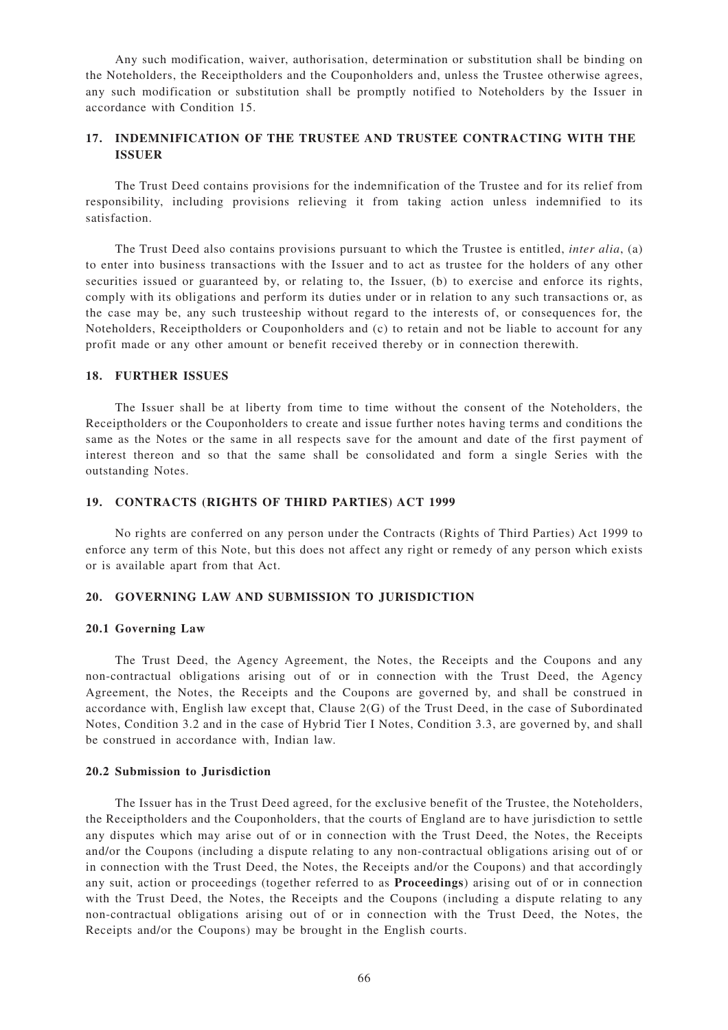Any such modification, waiver, authorisation, determination or substitution shall be binding on the Noteholders, the Receiptholders and the Couponholders and, unless the Trustee otherwise agrees, any such modification or substitution shall be promptly notified to Noteholders by the Issuer in accordance with Condition 15.

## 17. INDEMNIFICATION OF THE TRUSTEE AND TRUSTEE CONTRACTING WITH THE ISSUER

The Trust Deed contains provisions for the indemnification of the Trustee and for its relief from responsibility, including provisions relieving it from taking action unless indemnified to its satisfaction.

The Trust Deed also contains provisions pursuant to which the Trustee is entitled, *inter alia*, (a) to enter into business transactions with the Issuer and to act as trustee for the holders of any other securities issued or guaranteed by, or relating to, the Issuer, (b) to exercise and enforce its rights, comply with its obligations and perform its duties under or in relation to any such transactions or, as the case may be, any such trusteeship without regard to the interests of, or consequences for, the Noteholders, Receiptholders or Couponholders and (c) to retain and not be liable to account for any profit made or any other amount or benefit received thereby or in connection therewith.

## 18. FURTHER ISSUES

The Issuer shall be at liberty from time to time without the consent of the Noteholders, the Receiptholders or the Couponholders to create and issue further notes having terms and conditions the same as the Notes or the same in all respects save for the amount and date of the first payment of interest thereon and so that the same shall be consolidated and form a single Series with the outstanding Notes.

## 19. CONTRACTS (RIGHTS OF THIRD PARTIES) ACT 1999

No rights are conferred on any person under the Contracts (Rights of Third Parties) Act 1999 to enforce any term of this Note, but this does not affect any right or remedy of any person which exists or is available apart from that Act.

## 20. GOVERNING LAW AND SUBMISSION TO JURISDICTION

### 20.1 Governing Law

The Trust Deed, the Agency Agreement, the Notes, the Receipts and the Coupons and any non-contractual obligations arising out of or in connection with the Trust Deed, the Agency Agreement, the Notes, the Receipts and the Coupons are governed by, and shall be construed in accordance with, English law except that, Clause 2(G) of the Trust Deed, in the case of Subordinated Notes, Condition 3.2 and in the case of Hybrid Tier I Notes, Condition 3.3, are governed by, and shall be construed in accordance with, Indian law.

### 20.2 Submission to Jurisdiction

The Issuer has in the Trust Deed agreed, for the exclusive benefit of the Trustee, the Noteholders, the Receiptholders and the Couponholders, that the courts of England are to have jurisdiction to settle any disputes which may arise out of or in connection with the Trust Deed, the Notes, the Receipts and/or the Coupons (including a dispute relating to any non-contractual obligations arising out of or in connection with the Trust Deed, the Notes, the Receipts and/or the Coupons) and that accordingly any suit, action or proceedings (together referred to as **Proceedings**) arising out of or in connection with the Trust Deed, the Notes, the Receipts and the Coupons (including a dispute relating to any non-contractual obligations arising out of or in connection with the Trust Deed, the Notes, the Receipts and/or the Coupons) may be brought in the English courts.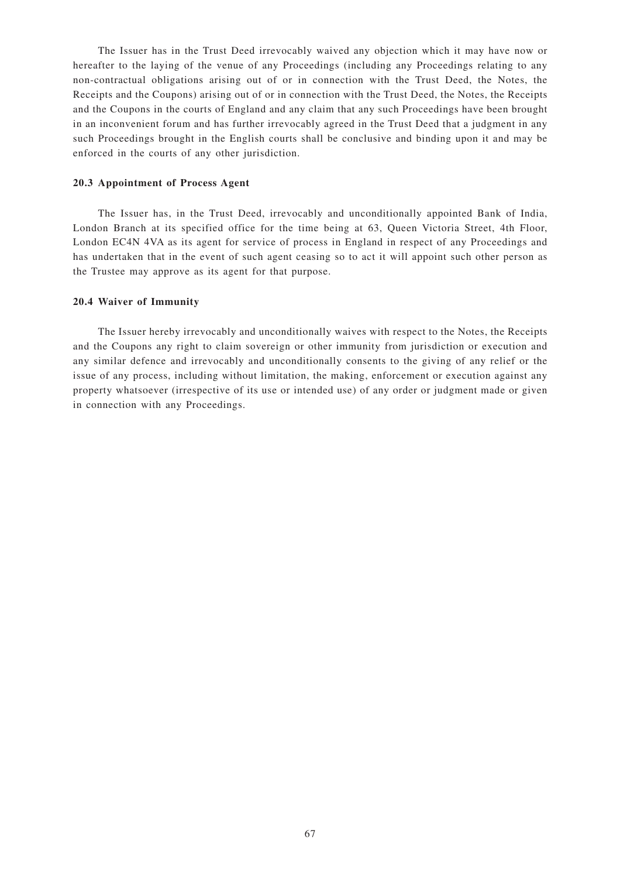The Issuer has in the Trust Deed irrevocably waived any objection which it may have now or hereafter to the laying of the venue of any Proceedings (including any Proceedings relating to any non-contractual obligations arising out of or in connection with the Trust Deed, the Notes, the Receipts and the Coupons) arising out of or in connection with the Trust Deed, the Notes, the Receipts and the Coupons in the courts of England and any claim that any such Proceedings have been brought in an inconvenient forum and has further irrevocably agreed in the Trust Deed that a judgment in any such Proceedings brought in the English courts shall be conclusive and binding upon it and may be enforced in the courts of any other jurisdiction.

**20.3 Appointment of Process Agent**

The Issuer has, in the Trust Deed, irrevocably and unconditionally appointed Bank of India, London Branch at its specified office for the time being at 63, Queen Victoria Street, 4th Floor, London EC4N 4VA as its agent for service of process in England in respect of any Proceedings and has undertaken that in the event of such agent ceasing so to act it will appoint such other person as the Trustee may approve as its agent for that purpose.

**20.4 Waiver of Immunity**

The Issuer hereby irrevocably and unconditionally waives with respect to the Notes, the Receipts and the Coupons any right to claim sovereign or other immunity from jurisdiction or execution and any similar defence and irrevocably and unconditionally consents to the giving of any relief or the issue of any process, including without limitation, the making, enforcement or execution against any property whatsoever (irrespective of its use or intended use) of any order or judgment made or given in connection with any Proceedings.